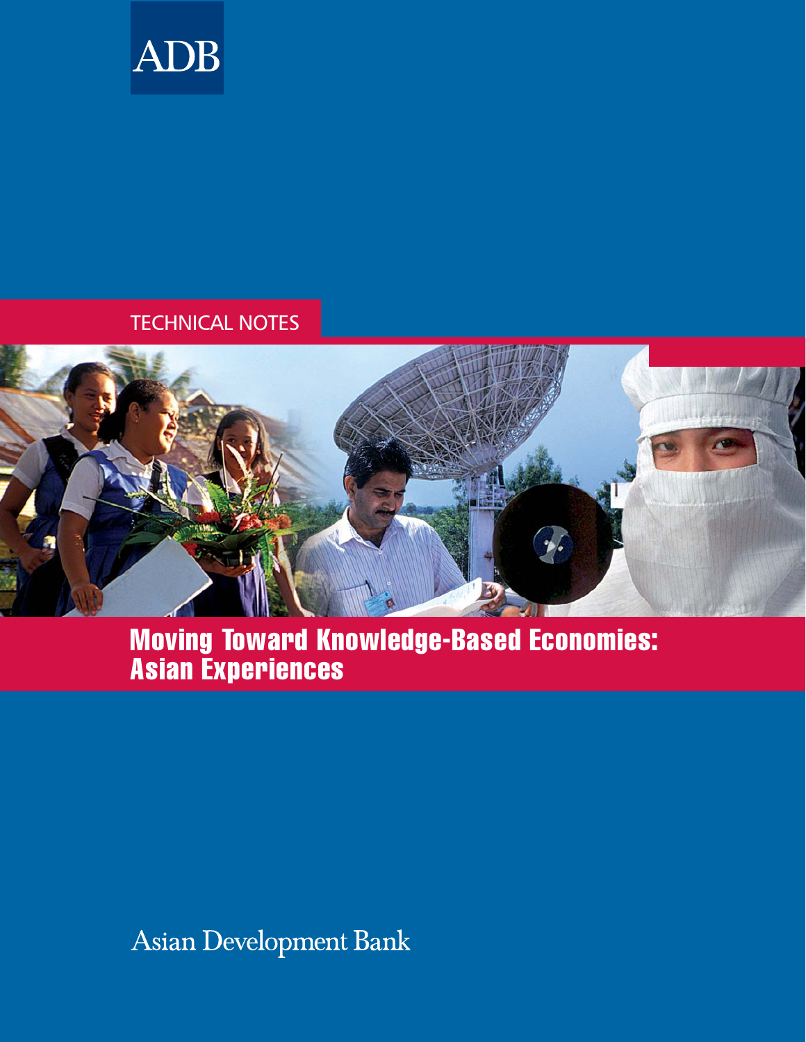ADB

TECHNICAL NOTES

# Moving Toward Knowledge-Based Economies: Asian Experiences

Asian Development Bank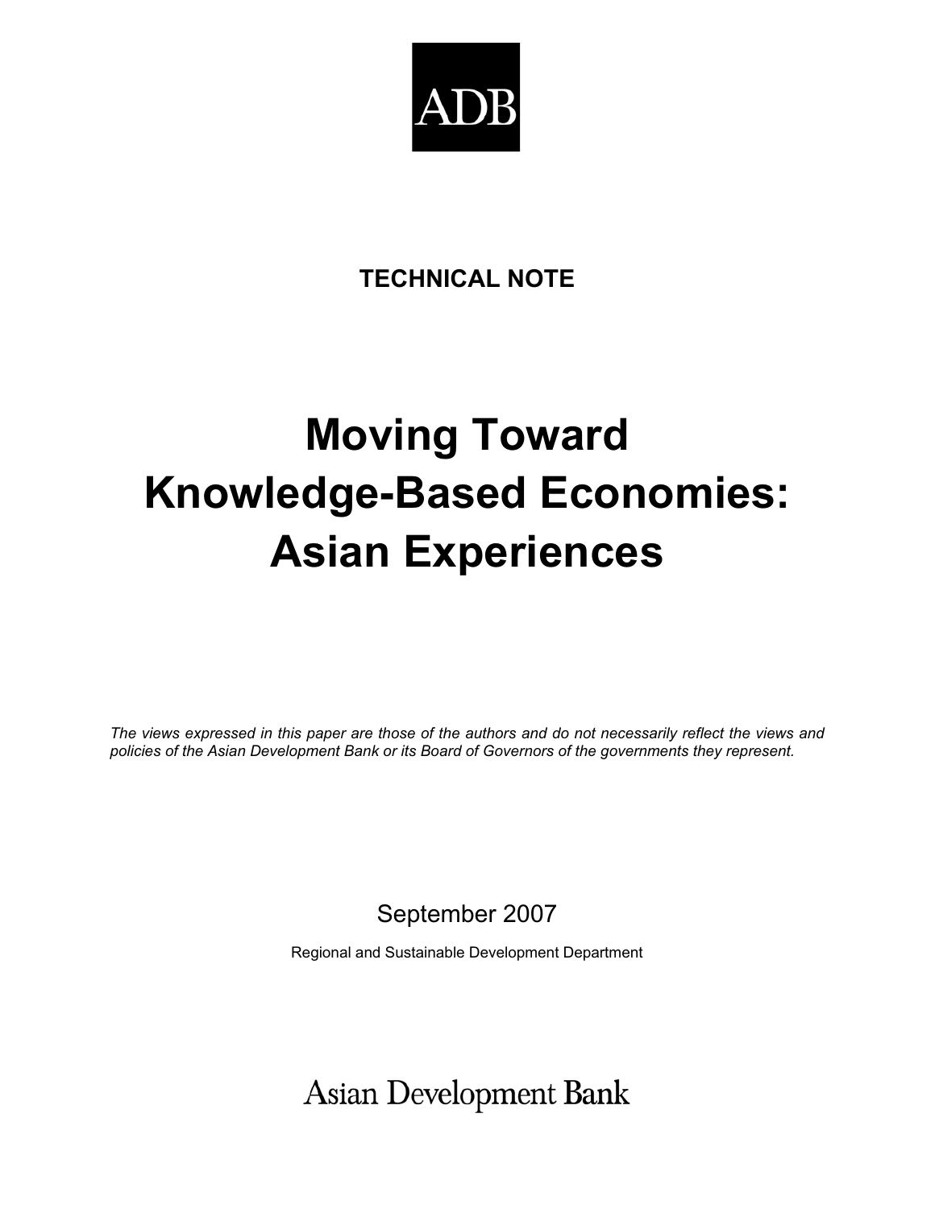ADB

**TECHNICAL NOTE**

# Moving Toward Knowledge-Based Economies: Asian Experiences

*The views expressed in this paper are those of the authors and do not necessarily reflect the views and policies of the Asian Development Bank or its Board of Governors of the governments they represent.*

September 2007

Regional and Sustainable Development Department

Asian Development Bank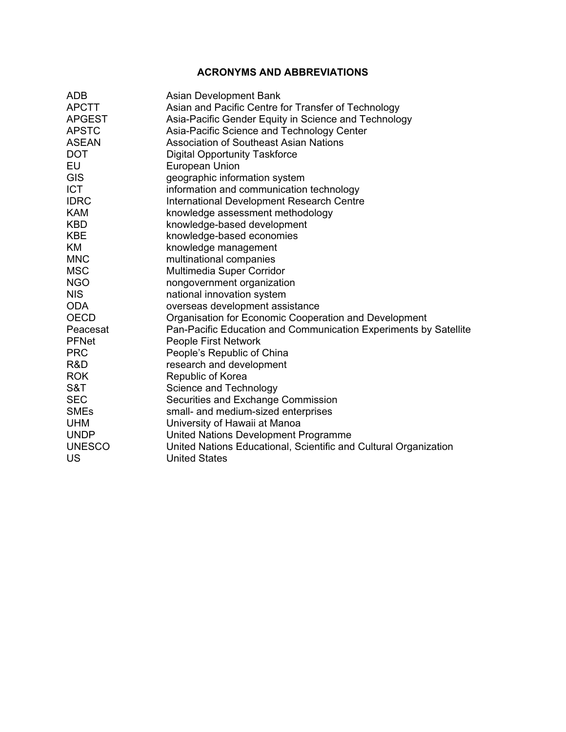## ACRONYMS AND ABBREVIATIONS

| | |
|---|---|
| ADB | Asian Development Bank |
| APCTT | Asian and Pacific Centre for Transfer of Technology |
| APGEST | Asia-Pacific Gender Equity in Science and Technology |
| APSTC | Asia-Pacific Science and Technology Center |
| ASEAN | Association of Southeast Asian Nations |
| DOT | Digital Opportunity Taskforce |
| EU | European Union |
| GIS | geographic information system |
| ICT | information and communication technology |
| IDRC | International Development Research Centre |
| KAM | knowledge assessment methodology |
| KBD | knowledge-based development |
| KBE | knowledge-based economies |
| KM | knowledge management |
| MNC | multinational companies |
| MSC | Multimedia Super Corridor |
| NGO | nongovernment organization |
| NIS | national innovation system |
| ODA | overseas development assistance |
| OECD | Organisation for Economic Cooperation and Development |
| Peacesat | Pan-Pacific Education and Communication Experiments by Satellite |
| PFNet | People First Network |
| PRC | People's Republic of China |
| R&D | research and development |
| ROK | Republic of Korea |
| S&T | Science and Technology |
| SEC | Securities and Exchange Commission |
| SMEs | small- and medium-sized enterprises |
| UHM | University of Hawaii at Manoa |
| UNDP | United Nations Development Programme |
| UNESCO | United Nations Educational, Scientific and Cultural Organization |
| US | United States |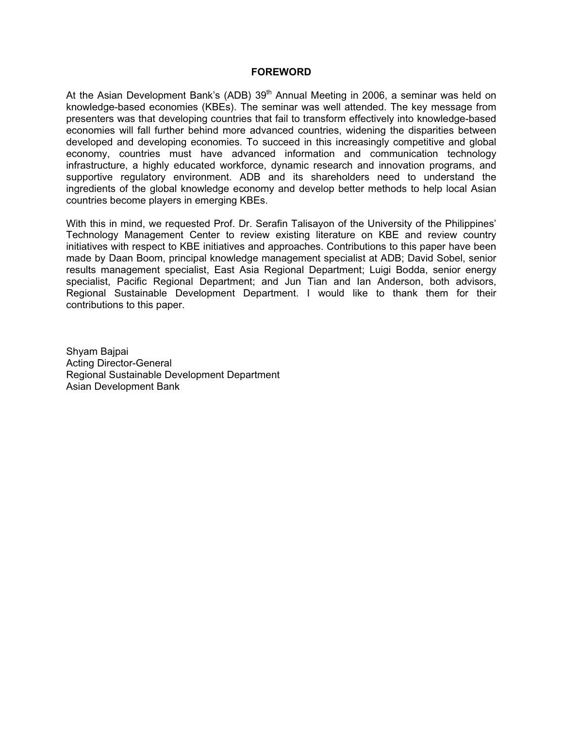# FOREWORD

At the Asian Development Bank's (ADB) 39th Annual Meeting in 2006, a seminar was held on knowledge-based economies (KBEs). The seminar was well attended. The key message from presenters was that developing countries that fail to transform effectively into knowledge-based economies will fall further behind more advanced countries, widening the disparities between developed and developing economies. To succeed in this increasingly competitive and global economy, countries must have advanced information and communication technology infrastructure, a highly educated workforce, dynamic research and innovation programs, and supportive regulatory environment. ADB and its shareholders need to understand the ingredients of the global knowledge economy and develop better methods to help local Asian countries become players in emerging KBEs.

With this in mind, we requested Prof. Dr. Serafin Talisayon of the University of the Philippines' Technology Management Center to review existing literature on KBE and review country initiatives with respect to KBE initiatives and approaches. Contributions to this paper have been made by Daan Boom, principal knowledge management specialist at ADB; David Sobel, senior results management specialist, East Asia Regional Department; Luigi Bodda, senior energy specialist, Pacific Regional Department; and Jun Tian and Ian Anderson, both advisors, Regional Sustainable Development Department. I would like to thank them for their contributions to this paper.

Shyam Bajpai
Acting Director-General
Regional Sustainable Development Department
Asian Development Bank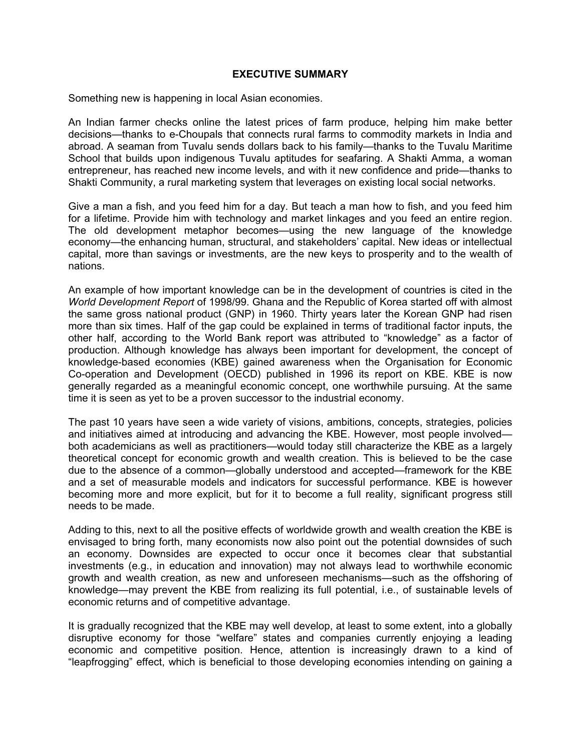# EXECUTIVE SUMMARY

Something new is happening in local Asian economies.

An Indian farmer checks online the latest prices of farm produce, helping him make better decisions—thanks to e-Choupals that connects rural farms to commodity markets in India and abroad. A seaman from Tuvalu sends dollars back to his family—thanks to the Tuvalu Maritime School that builds upon indigenous Tuvalu aptitudes for seafaring. A Shakti Amma, a woman entrepreneur, has reached new income levels, and with it new confidence and pride—thanks to Shakti Community, a rural marketing system that leverages on existing local social networks.

Give a man a fish, and you feed him for a day. But teach a man how to fish, and you feed him for a lifetime. Provide him with technology and market linkages and you feed an entire region. The old development metaphor becomes—using the new language of the knowledge economy—the enhancing human, structural, and stakeholders' capital. New ideas or intellectual capital, more than savings or investments, are the new keys to prosperity and to the wealth of nations.

An example of how important knowledge can be in the development of countries is cited in the *World Development Report* of 1998/99. Ghana and the Republic of Korea started off with almost the same gross national product (GNP) in 1960. Thirty years later the Korean GNP had risen more than six times. Half of the gap could be explained in terms of traditional factor inputs, the other half, according to the World Bank report was attributed to "knowledge" as a factor of production. Although knowledge has always been important for development, the concept of knowledge-based economies (KBE) gained awareness when the Organisation for Economic Co-operation and Development (OECD) published in 1996 its report on KBE. KBE is now generally regarded as a meaningful economic concept, one worthwhile pursuing. At the same time it is seen as yet to be a proven successor to the industrial economy.

The past 10 years have seen a wide variety of visions, ambitions, concepts, strategies, policies and initiatives aimed at introducing and advancing the KBE. However, most people involved—both academicians as well as practitioners—would today still characterize the KBE as a largely theoretical concept for economic growth and wealth creation. This is believed to be the case due to the absence of a common—globally understood and accepted—framework for the KBE and a set of measurable models and indicators for successful performance. KBE is however becoming more and more explicit, but for it to become a full reality, significant progress still needs to be made.

Adding to this, next to all the positive effects of worldwide growth and wealth creation the KBE is envisaged to bring forth, many economists now also point out the potential downsides of such an economy. Downsides are expected to occur once it becomes clear that substantial investments (e.g., in education and innovation) may not always lead to worthwhile economic growth and wealth creation, as new and unforeseen mechanisms—such as the offshoring of knowledge—may prevent the KBE from realizing its full potential, i.e., of sustainable levels of economic returns and of competitive advantage.

It is gradually recognized that the KBE may well develop, at least to some extent, into a globally disruptive economy for those "welfare" states and companies currently enjoying a leading economic and competitive position. Hence, attention is increasingly drawn to a kind of "leapfrogging" effect, which is beneficial to those developing economies intending on gaining a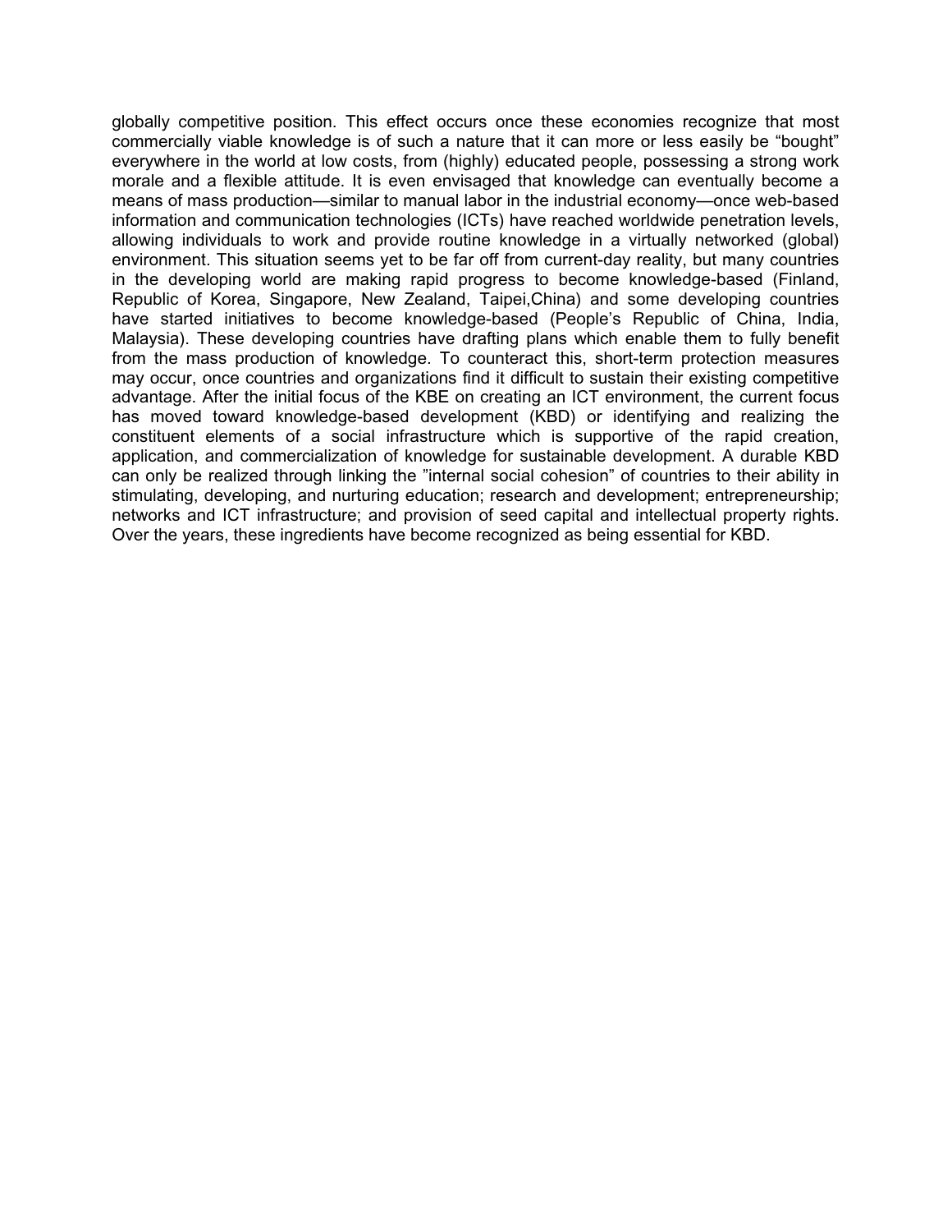globally competitive position. This effect occurs once these economies recognize that most commercially viable knowledge is of such a nature that it can more or less easily be “bought” everywhere in the world at low costs, from (highly) educated people, possessing a strong work morale and a flexible attitude. It is even envisaged that knowledge can eventually become a means of mass production—similar to manual labor in the industrial economy—once web-based information and communication technologies (ICTs) have reached worldwide penetration levels, allowing individuals to work and provide routine knowledge in a virtually networked (global) environment. This situation seems yet to be far off from current-day reality, but many countries in the developing world are making rapid progress to become knowledge-based (Finland, Republic of Korea, Singapore, New Zealand, Taipei,China) and some developing countries have started initiatives to become knowledge-based (People’s Republic of China, India, Malaysia). These developing countries have drafting plans which enable them to fully benefit from the mass production of knowledge. To counteract this, short-term protection measures may occur, once countries and organizations find it difficult to sustain their existing competitive advantage. After the initial focus of the KBE on creating an ICT environment, the current focus has moved toward knowledge-based development (KBD) or identifying and realizing the constituent elements of a social infrastructure which is supportive of the rapid creation, application, and commercialization of knowledge for sustainable development. A durable KBD can only be realized through linking the ”internal social cohesion” of countries to their ability in stimulating, developing, and nurturing education; research and development; entrepreneurship; networks and ICT infrastructure; and provision of seed capital and intellectual property rights. Over the years, these ingredients have become recognized as being essential for KBD.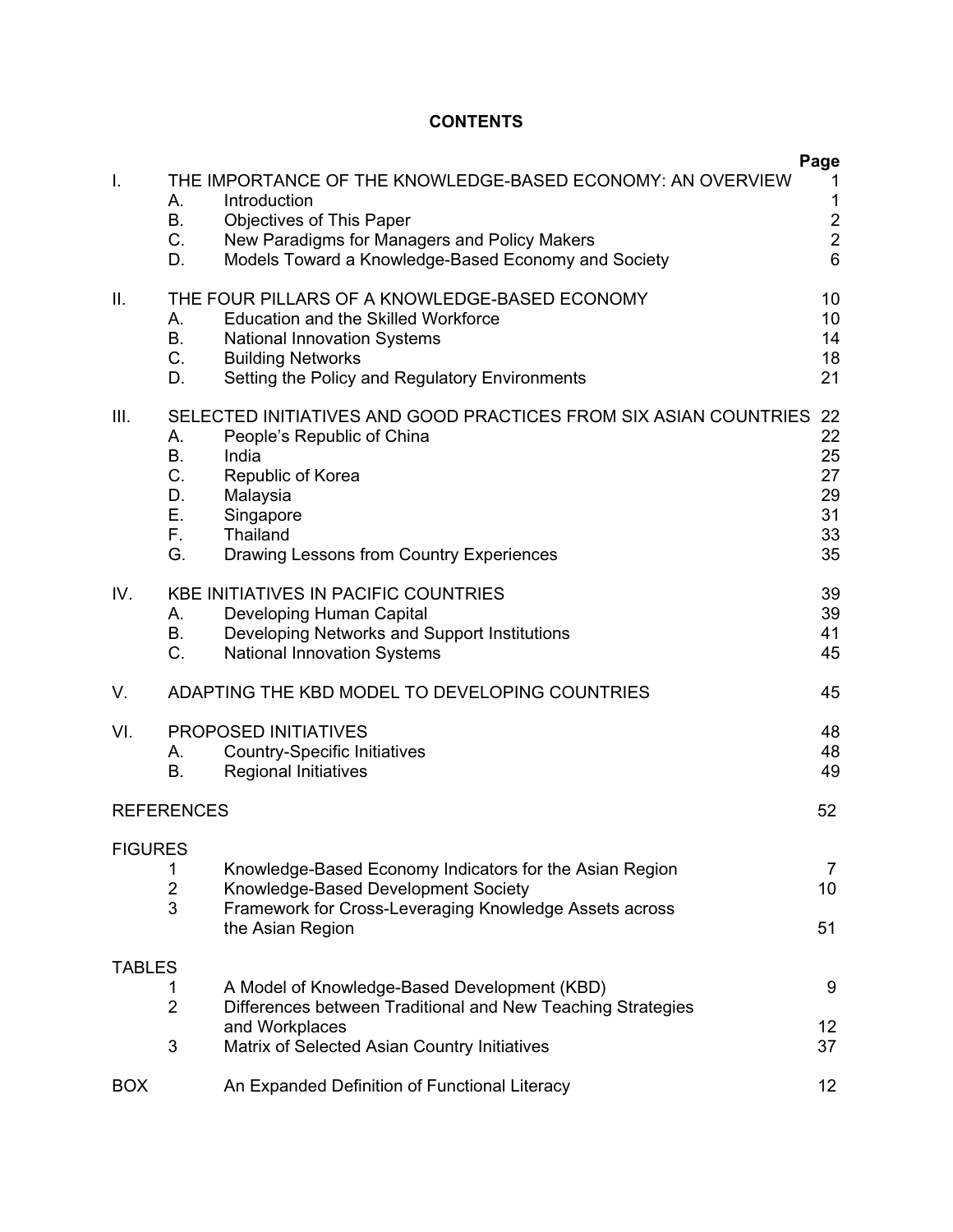# CONTENTS

| | | | Page |
|---|---|---|---|
| I. | THE IMPORTANCE OF THE KNOWLEDGE-BASED ECONOMY: AN OVERVIEW | | 1 |
| | A. | Introduction | 1 |
| | B. | Objectives of This Paper | 2 |
| | C. | New Paradigms for Managers and Policy Makers | 2 |
| | D. | Models Toward a Knowledge-Based Economy and Society | 6 |
| II. | THE FOUR PILLARS OF A KNOWLEDGE-BASED ECONOMY | | 10 |
| | A. | Education and the Skilled Workforce | 10 |
| | B. | National Innovation Systems | 14 |
| | C. | Building Networks | 18 |
| | D. | Setting the Policy and Regulatory Environments | 21 |
| III. | SELECTED INITIATIVES AND GOOD PRACTICES FROM SIX ASIAN COUNTRIES | | 22 |
| | A. | People's Republic of China | 22 |
| | B. | India | 25 |
| | C. | Republic of Korea | 27 |
| | D. | Malaysia | 29 |
| | E. | Singapore | 31 |
| | F. | Thailand | 33 |
| | G. | Drawing Lessons from Country Experiences | 35 |
| IV. | KBE INITIATIVES IN PACIFIC COUNTRIES | | 39 |
| | A. | Developing Human Capital | 39 |
| | B. | Developing Networks and Support Institutions | 41 |
| | C. | National Innovation Systems | 45 |
| V. | ADAPTING THE KBD MODEL TO DEVELOPING COUNTRIES | | 45 |
| VI. | PROPOSED INITIATIVES | | 48 |
| | A. | Country-Specific Initiatives | 48 |
| | B. | Regional Initiatives | 49 |
| REFERENCES | | | 52 |
| FIGURES | | | |
| | 1 | Knowledge-Based Economy Indicators for the Asian Region | 7 |
| | 2 | Knowledge-Based Development Society | 10 |
| | 3 | Framework for Cross-Leveraging Knowledge Assets across the Asian Region | 51 |
| TABLES | | | |
| | 1 | A Model of Knowledge-Based Development (KBD) | 9 |
| | 2 | Differences between Traditional and New Teaching Strategies and Workplaces | 12 |
| | 3 | Matrix of Selected Asian Country Initiatives | 37 |
| BOX | | An Expanded Definition of Functional Literacy | 12 |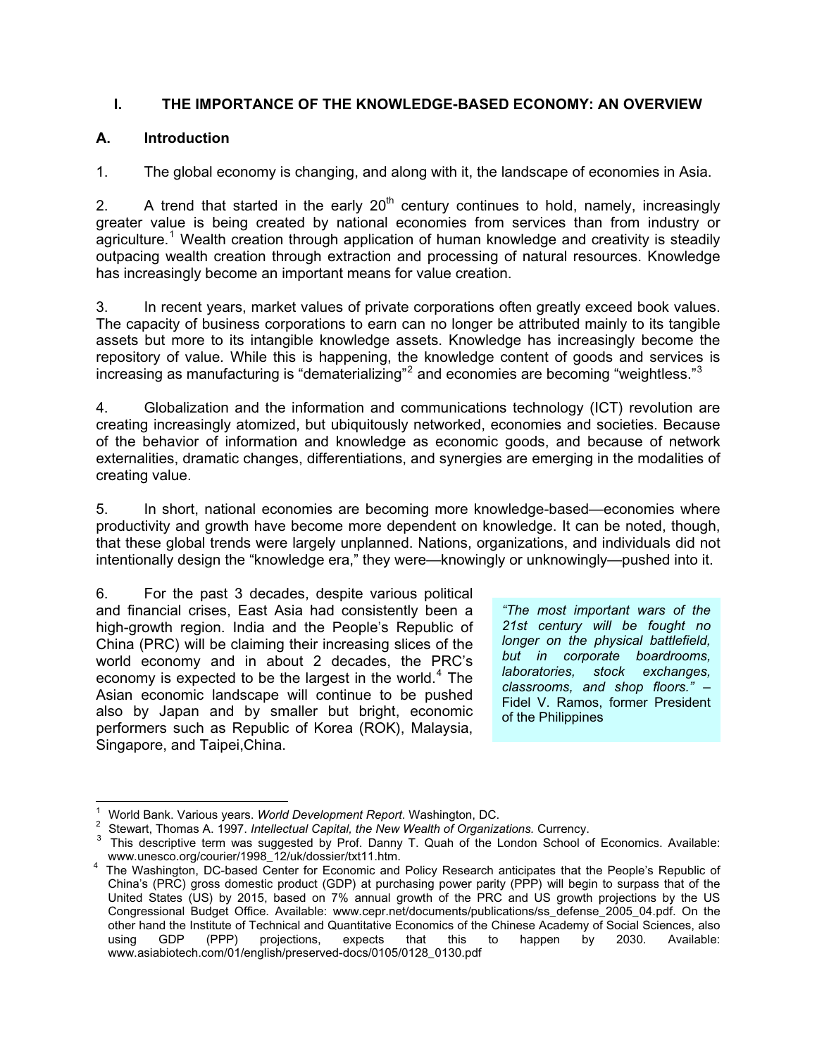## I. THE IMPORTANCE OF THE KNOWLEDGE-BASED ECONOMY: AN OVERVIEW

### A. Introduction

1. The global economy is changing, and along with it, the landscape of economies in Asia.

2. A trend that started in the early 20$^{th}$ century continues to hold, namely, increasingly greater value is being created by national economies from services than from industry or agriculture.[1] Wealth creation through application of human knowledge and creativity is steadily outpacing wealth creation through extraction and processing of natural resources. Knowledge has increasingly become an important means for value creation.

3. In recent years, market values of private corporations often greatly exceed book values. The capacity of business corporations to earn can no longer be attributed mainly to its tangible assets but more to its intangible knowledge assets. Knowledge has increasingly become the repository of value. While this is happening, the knowledge content of goods and services is increasing as manufacturing is "dematerializing"[2] and economies are becoming "weightless."[3]

4. Globalization and the information and communications technology (ICT) revolution are creating increasingly atomized, but ubiquitously networked, economies and societies. Because of the behavior of information and knowledge as economic goods, and because of network externalities, dramatic changes, differentiations, and synergies are emerging in the modalities of creating value.

5. In short, national economies are becoming more knowledge-based—economies where productivity and growth have become more dependent on knowledge. It can be noted, though, that these global trends were largely unplanned. Nations, organizations, and individuals did not intentionally design the "knowledge era," they were—knowingly or unknowingly—pushed into it.

6. For the past 3 decades, despite various political and financial crises, East Asia had consistently been a high-growth region. India and the People's Republic of China (PRC) will be claiming their increasing slices of the world economy and in about 2 decades, the PRC's economy is expected to be the largest in the world.[4] The Asian economic landscape will continue to be pushed also by Japan and by smaller but bright, economic performers such as Republic of Korea (ROK), Malaysia, Singapore, and Taipei,China.

> *"The most important wars of the 21st century will be fought no longer on the physical battlefield, but in corporate boardrooms, laboratories, stock exchanges, classrooms, and shop floors."* – Fidel V. Ramos, former President of the Philippines

---

[1] World Bank. Various years. *World Development Report*. Washington, DC.

[2] Stewart, Thomas A. 1997. *Intellectual Capital, the New Wealth of Organizations.* Currency.

[3] This descriptive term was suggested by Prof. Danny T. Quah of the London School of Economics. Available: www.unesco.org/courier/1998_12/uk/dossier/txt11.htm.

[4] The Washington, DC-based Center for Economic and Policy Research anticipates that the People's Republic of China's (PRC) gross domestic product (GDP) at purchasing power parity (PPP) will begin to surpass that of the United States (US) by 2015, based on 7% annual growth of the PRC and US growth projections by the US Congressional Budget Office. Available: www.cepr.net/documents/publications/ss_defense_2005_04.pdf. On the other hand the Institute of Technical and Quantitative Economics of the Chinese Academy of Social Sciences, also using GDP (PPP) projections, expects that this to happen by 2030. Available: www.asiabiotech.com/01/english/preserved-docs/0105/0128_0130.pdf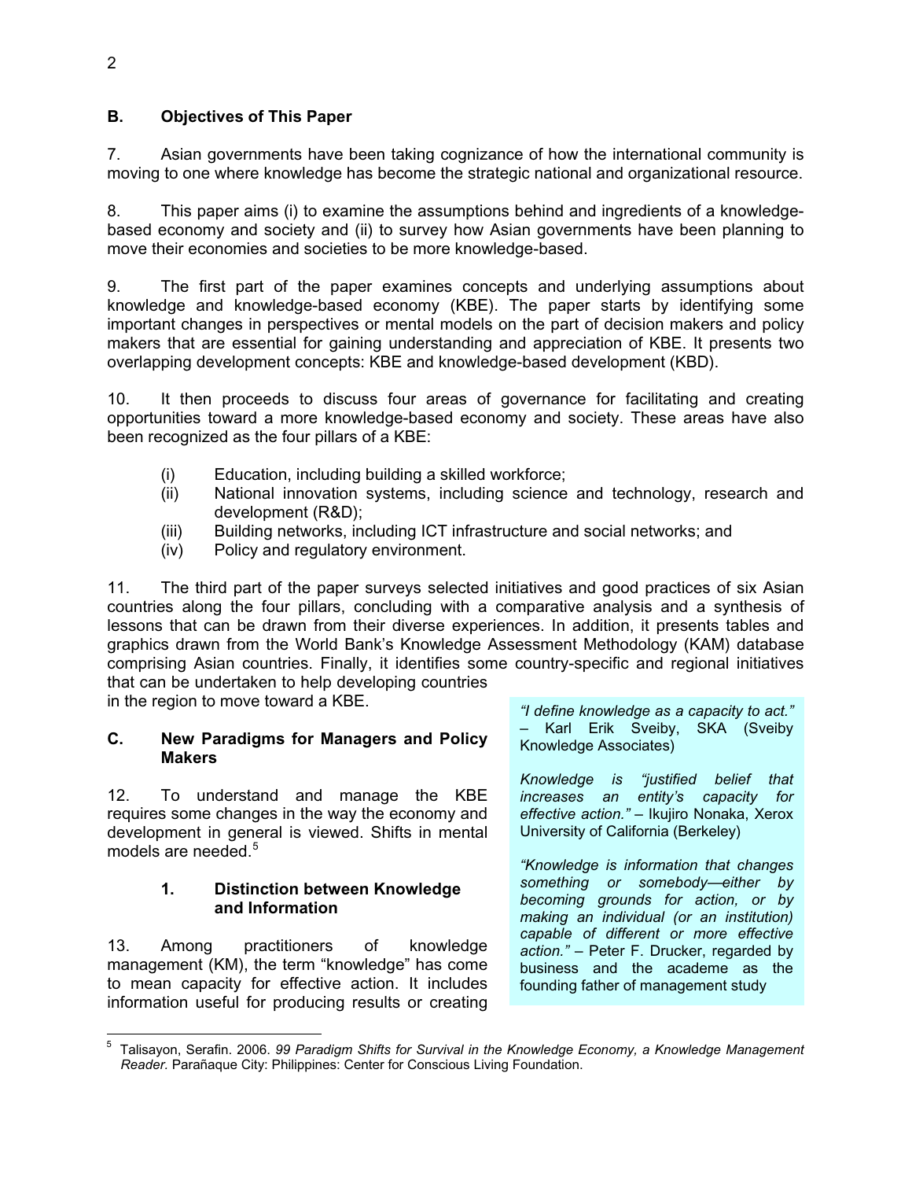## B. Objectives of This Paper

7. Asian governments have been taking cognizance of how the international community is moving to one where knowledge has become the strategic national and organizational resource.

8. This paper aims (i) to examine the assumptions behind and ingredients of a knowledge-based economy and society and (ii) to survey how Asian governments have been planning to move their economies and societies to be more knowledge-based.

9. The first part of the paper examines concepts and underlying assumptions about knowledge and knowledge-based economy (KBE). The paper starts by identifying some important changes in perspectives or mental models on the part of decision makers and policy makers that are essential for gaining understanding and appreciation of KBE. It presents two overlapping development concepts: KBE and knowledge-based development (KBD).

10. It then proceeds to discuss four areas of governance for facilitating and creating opportunities toward a more knowledge-based economy and society. These areas have also been recognized as the four pillars of a KBE:

- (i) Education, including building a skilled workforce;
- (ii) National innovation systems, including science and technology, research and development (R&D);
- (iii) Building networks, including ICT infrastructure and social networks; and
- (iv) Policy and regulatory environment.

11. The third part of the paper surveys selected initiatives and good practices of six Asian countries along the four pillars, concluding with a comparative analysis and a synthesis of lessons that can be drawn from their diverse experiences. In addition, it presents tables and graphics drawn from the World Bank's Knowledge Assessment Methodology (KAM) database comprising Asian countries. Finally, it identifies some country-specific and regional initiatives that can be undertaken to help developing countries in the region to move toward a KBE.

## C. New Paradigms for Managers and Policy Makers

12. To understand and manage the KBE requires some changes in the way the economy and development in general is viewed. Shifts in mental models are needed.[5]

### 1. Distinction between Knowledge and Information

13. Among practitioners of knowledge management (KM), the term "knowledge" has come to mean capacity for effective action. It includes information useful for producing results or creating

> *"I define knowledge as a capacity to act."* – Karl Erik Sveiby, SKA (Sveiby Knowledge Associates)
>
> *Knowledge is "justified belief that increases an entity's capacity for effective action."* – Ikujiro Nonaka, Xerox University of California (Berkeley)
>
> *"Knowledge is information that changes something or somebody—either by becoming grounds for action, or by making an individual (or an institution) capable of different or more effective action."* – Peter F. Drucker, regarded by business and the academe as the founding father of management study

[5] Talisayon, Serafin. 2006. *99 Paradigm Shifts for Survival in the Knowledge Economy, a Knowledge Management Reader.* Parañaque City: Philippines: Center for Conscious Living Foundation.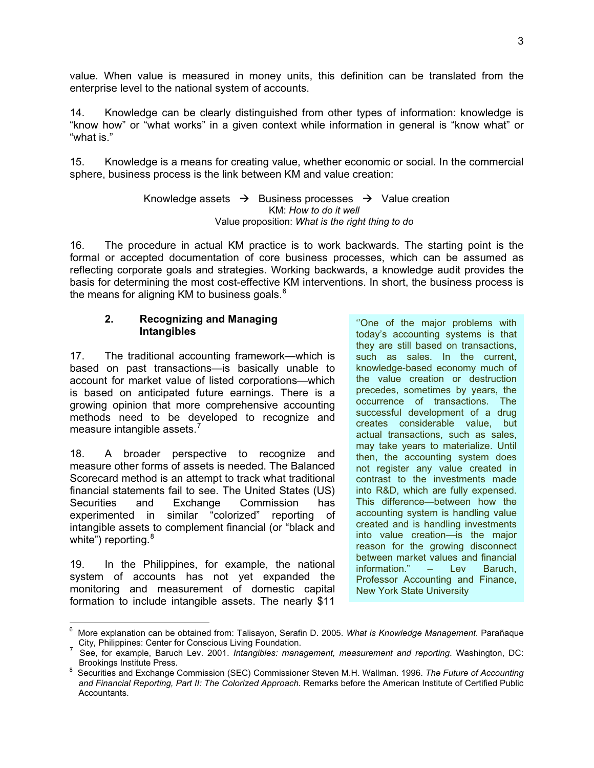value. When value is measured in money units, this definition can be translated from the enterprise level to the national system of accounts.

14. Knowledge can be clearly distinguished from other types of information: knowledge is "know how" or "what works" in a given context while information in general is "know what" or "what is."

15. Knowledge is a means for creating value, whether economic or social. In the commercial sphere, business process is the link between KM and value creation:

Knowledge assets → Business processes → Value creation
KM: *How to do it well*
Value proposition: *What is the right thing to do*

16. The procedure in actual KM practice is to work backwards. The starting point is the formal or accepted documentation of core business processes, which can be assumed as reflecting corporate goals and strategies. Working backwards, a knowledge audit provides the basis for determining the most cost-effective KM interventions. In short, the business process is the means for aligning KM to business goals.[6]

### 2. Recognizing and Managing Intangibles

17. The traditional accounting framework—which is based on past transactions—is basically unable to account for market value of listed corporations—which is based on anticipated future earnings. There is a growing opinion that more comprehensive accounting methods need to be developed to recognize and measure intangible assets.[7]

18. A broader perspective to recognize and measure other forms of assets is needed. The Balanced Scorecard method is an attempt to track what traditional financial statements fail to see. The United States (US) Securities and Exchange Commission has experimented in similar "colorized" reporting of intangible assets to complement financial (or "black and white") reporting.[8]

19. In the Philippines, for example, the national system of accounts has not yet expanded the monitoring and measurement of domestic capital formation to include intangible assets. The nearly $11

> "One of the major problems with today's accounting systems is that they are still based on transactions, such as sales. In the current, knowledge-based economy much of the value creation or destruction precedes, sometimes by years, the occurrence of transactions. The successful development of a drug creates considerable value, but actual transactions, such as sales, may take years to materialize. Until then, the accounting system does not register any value created in contrast to the investments made into R&D, which are fully expensed. This difference—between how the accounting system is handling value created and is handling investments into value creation—is the major reason for the growing disconnect between market values and financial information." – Lev Baruch, Professor Accounting and Finance, New York State University

---

[6] More explanation can be obtained from: Talisayon, Serafin D. 2005. *What is Knowledge Management*. Parañaque City, Philippines: Center for Conscious Living Foundation.

[7] See, for example, Baruch Lev. 2001. *Intangibles: management, measurement and reporting*. Washington, DC: Brookings Institute Press.

[8] Securities and Exchange Commission (SEC) Commissioner Steven M.H. Wallman. 1996. *The Future of Accounting and Financial Reporting, Part II: The Colorized Approach*. Remarks before the American Institute of Certified Public Accountants.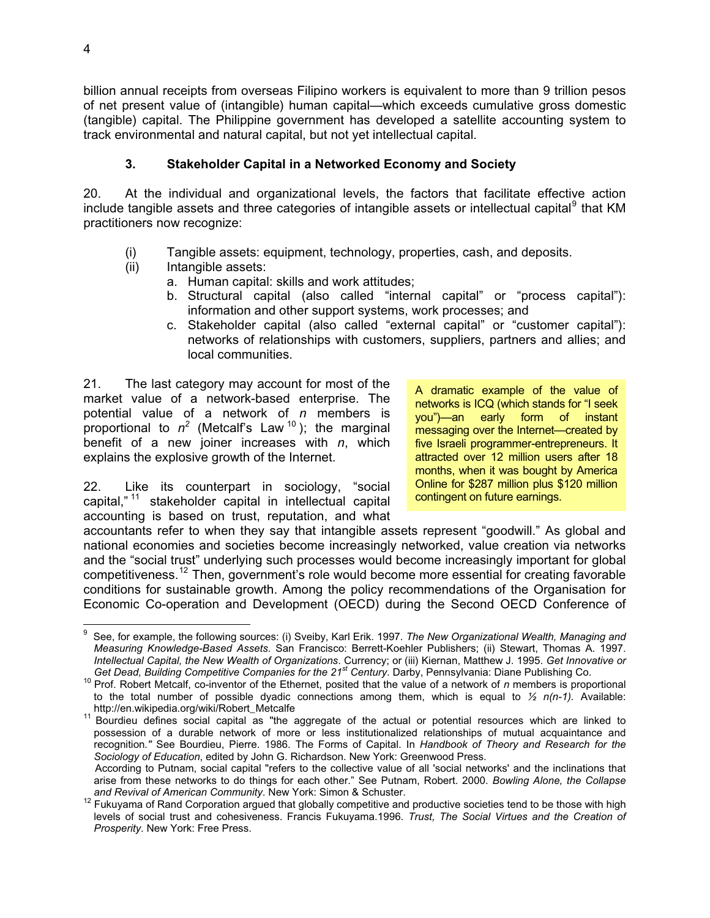billion annual receipts from overseas Filipino workers is equivalent to more than 9 trillion pesos of net present value of (intangible) human capital—which exceeds cumulative gross domestic (tangible) capital. The Philippine government has developed a satellite accounting system to track environmental and natural capital, but not yet intellectual capital.

### 3. Stakeholder Capital in a Networked Economy and Society

20. At the individual and organizational levels, the factors that facilitate effective action include tangible assets and three categories of intangible assets or intellectual capital[9] that KM practitioners now recognize:

(i) Tangible assets: equipment, technology, properties, cash, and deposits.
(ii) Intangible assets:
   a. Human capital: skills and work attitudes;
   b. Structural capital (also called "internal capital" or "process capital"): information and other support systems, work processes; and
   c. Stakeholder capital (also called "external capital" or "customer capital"): networks of relationships with customers, suppliers, partners and allies; and local communities.

21. The last category may account for most of the market value of a network-based enterprise. The potential value of a network of $n$ members is proportional to $n^2$ (Metcalf's Law[10]); the marginal benefit of a new joiner increases with $n$, which explains the explosive growth of the Internet.

> A dramatic example of the value of networks is ICQ (which stands for "I seek you")—an early form of instant messaging over the Internet—created by five Israeli programmer-entrepreneurs. It attracted over 12 million users after 18 months, when it was bought by America Online for $287 million plus $120 million contingent on future earnings.

22. Like its counterpart in sociology, "social capital,"[11] stakeholder capital in intellectual capital accounting is based on trust, reputation, and what accountants refer to when they say that intangible assets represent "goodwill." As global and national economies and societies become increasingly networked, value creation via networks and the "social trust" underlying such processes would become increasingly important for global competitiveness.[12] Then, government's role would become more essential for creating favorable conditions for sustainable growth. Among the policy recommendations of the Organisation for Economic Co-operation and Development (OECD) during the Second OECD Conference of

---

[9] See, for example, the following sources: (i) Sveiby, Karl Erik. 1997. *The New Organizational Wealth, Managing and Measuring Knowledge-Based Assets*. San Francisco: Berrett-Koehler Publishers; (ii) Stewart, Thomas A. 1997. *Intellectual Capital, the New Wealth of Organizations*. Currency; or (iii) Kiernan, Matthew J. 1995. *Get Innovative or Get Dead, Building Competitive Companies for the 21st Century*. Darby, Pennsylvania: Diane Publishing Co.

[10] Prof. Robert Metcalf, co-inventor of the Ethernet, posited that the value of a network of $n$ members is proportional to the total number of possible dyadic connections among them, which is equal to $\frac{1}{2}\, n(n-1)$. Available: http://en.wikipedia.org/wiki/Robert_Metcalfe

[11] Bourdieu defines social capital as "the aggregate of the actual or potential resources which are linked to possession of a durable network of more or less institutionalized relationships of mutual acquaintance and recognition." See Bourdieu, Pierre. 1986. The Forms of Capital. In *Handbook of Theory and Research for the Sociology of Education*, edited by John G. Richardson. New York: Greenwood Press.
According to Putnam, social capital "refers to the collective value of all 'social networks' and the inclinations that arise from these networks to do things for each other." See Putnam, Robert. 2000. *Bowling Alone, the Collapse and Revival of American Community*. New York: Simon & Schuster.

[12] Fukuyama of Rand Corporation argued that globally competitive and productive societies tend to be those with high levels of social trust and cohesiveness. Francis Fukuyama.1996. *Trust, The Social Virtues and the Creation of Prosperity*. New York: Free Press.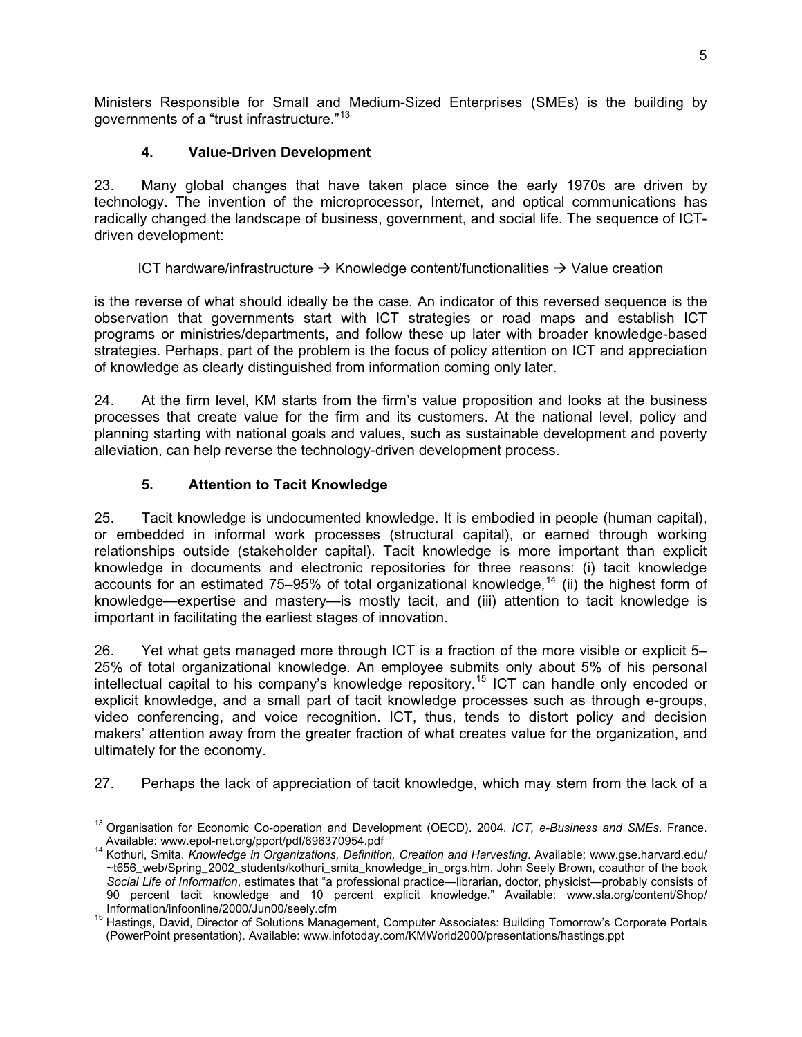Ministers Responsible for Small and Medium-Sized Enterprises (SMEs) is the building by governments of a "trust infrastructure."[13]

### 4. Value-Driven Development

23. Many global changes that have taken place since the early 1970s are driven by technology. The invention of the microprocessor, Internet, and optical communications has radically changed the landscape of business, government, and social life. The sequence of ICT-driven development:

ICT hardware/infrastructure → Knowledge content/functionalities → Value creation

is the reverse of what should ideally be the case. An indicator of this reversed sequence is the observation that governments start with ICT strategies or road maps and establish ICT programs or ministries/departments, and follow these up later with broader knowledge-based strategies. Perhaps, part of the problem is the focus of policy attention on ICT and appreciation of knowledge as clearly distinguished from information coming only later.

24. At the firm level, KM starts from the firm's value proposition and looks at the business processes that create value for the firm and its customers. At the national level, policy and planning starting with national goals and values, such as sustainable development and poverty alleviation, can help reverse the technology-driven development process.

### 5. Attention to Tacit Knowledge

25. Tacit knowledge is undocumented knowledge. It is embodied in people (human capital), or embedded in informal work processes (structural capital), or earned through working relationships outside (stakeholder capital). Tacit knowledge is more important than explicit knowledge in documents and electronic repositories for three reasons: (i) tacit knowledge accounts for an estimated 75–95% of total organizational knowledge,[14] (ii) the highest form of knowledge—expertise and mastery—is mostly tacit, and (iii) attention to tacit knowledge is important in facilitating the earliest stages of innovation.

26. Yet what gets managed more through ICT is a fraction of the more visible or explicit 5–25% of total organizational knowledge. An employee submits only about 5% of his personal intellectual capital to his company's knowledge repository.[15] ICT can handle only encoded or explicit knowledge, and a small part of tacit knowledge processes such as through e-groups, video conferencing, and voice recognition. ICT, thus, tends to distort policy and decision makers' attention away from the greater fraction of what creates value for the organization, and ultimately for the economy.

27. Perhaps the lack of appreciation of tacit knowledge, which may stem from the lack of a

---

[13] Organisation for Economic Co-operation and Development (OECD). 2004. *ICT, e-Business and SMEs*. France. Available: www.epol-net.org/pport/pdf/696370954.pdf

[14] Kothuri, Smita. *Knowledge in Organizations, Definition, Creation and Harvesting*. Available: www.gse.harvard.edu/~t656_web/Spring_2002_students/kothuri_smita_knowledge_in_orgs.htm. John Seely Brown, coauthor of the book *Social Life of Information*, estimates that "a professional practice—librarian, doctor, physicist—probably consists of 90 percent tacit knowledge and 10 percent explicit knowledge." Available: www.sla.org/content/Shop/Information/infoonline/2000/Jun00/seely.cfm

[15] Hastings, David, Director of Solutions Management, Computer Associates: Building Tomorrow's Corporate Portals (PowerPoint presentation). Available: www.infotoday.com/KMWorld2000/presentations/hastings.ppt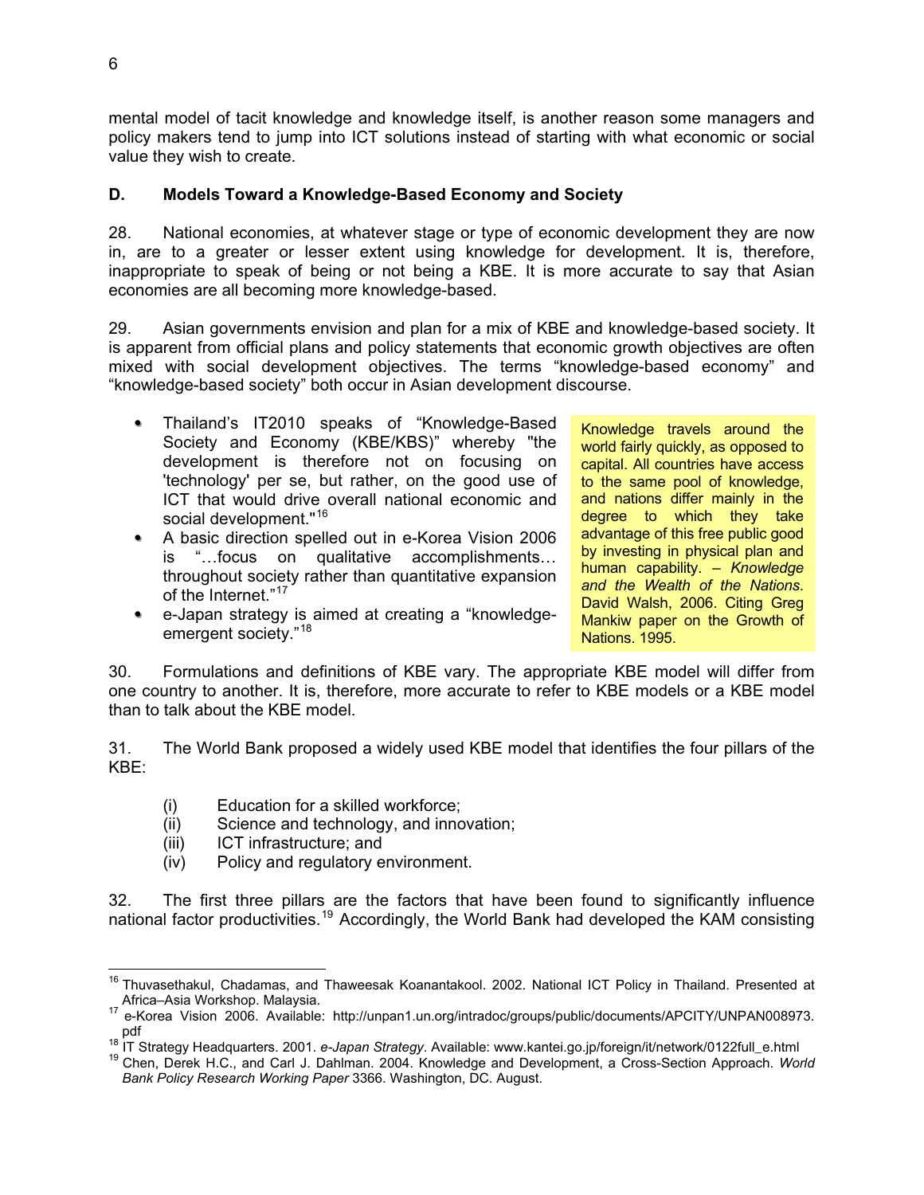mental model of tacit knowledge and knowledge itself, is another reason some managers and policy makers tend to jump into ICT solutions instead of starting with what economic or social value they wish to create.

### D. Models Toward a Knowledge-Based Economy and Society

28. National economies, at whatever stage or type of economic development they are now in, are to a greater or lesser extent using knowledge for development. It is, therefore, inappropriate to speak of being or not being a KBE. It is more accurate to say that Asian economies are all becoming more knowledge-based.

29. Asian governments envision and plan for a mix of KBE and knowledge-based society. It is apparent from official plans and policy statements that economic growth objectives are often mixed with social development objectives. The terms "knowledge-based economy" and "knowledge-based society" both occur in Asian development discourse.

- Thailand's IT2010 speaks of "Knowledge-Based Society and Economy (KBE/KBS)" whereby "the development is therefore not on focusing on 'technology' per se, but rather, on the good use of ICT that would drive overall national economic and social development."[16]
- A basic direction spelled out in e-Korea Vision 2006 is "…focus on qualitative accomplishments… throughout society rather than quantitative expansion of the Internet."[17]
- e-Japan strategy is aimed at creating a "knowledge-emergent society."[18]

> Knowledge travels around the world fairly quickly, as opposed to capital. All countries have access to the same pool of knowledge, and nations differ mainly in the degree to which they take advantage of this free public good by investing in physical plan and human capability. – *Knowledge and the Wealth of the Nations*. David Walsh, 2006. Citing Greg Mankiw paper on the Growth of Nations. 1995.

30. Formulations and definitions of KBE vary. The appropriate KBE model will differ from one country to another. It is, therefore, more accurate to refer to KBE models or a KBE model than to talk about the KBE model.

31. The World Bank proposed a widely used KBE model that identifies the four pillars of the KBE:

(i) Education for a skilled workforce;
(ii) Science and technology, and innovation;
(iii) ICT infrastructure; and
(iv) Policy and regulatory environment.

32. The first three pillars are the factors that have been found to significantly influence national factor productivities.[19] Accordingly, the World Bank had developed the KAM consisting

---

[16] Thuvasethakul, Chadamas, and Thaweesak Koanantakool. 2002. National ICT Policy in Thailand. Presented at Africa–Asia Workshop. Malaysia.

[17] e-Korea Vision 2006. Available: http://unpan1.un.org/intradoc/groups/public/documents/APCITY/UNPAN008973.pdf

[18] IT Strategy Headquarters. 2001. *e-Japan Strategy*. Available: www.kantei.go.jp/foreign/it/network/0122full_e.html

[19] Chen, Derek H.C., and Carl J. Dahlman. 2004. Knowledge and Development, a Cross-Section Approach. *World Bank Policy Research Working Paper* 3366. Washington, DC. August.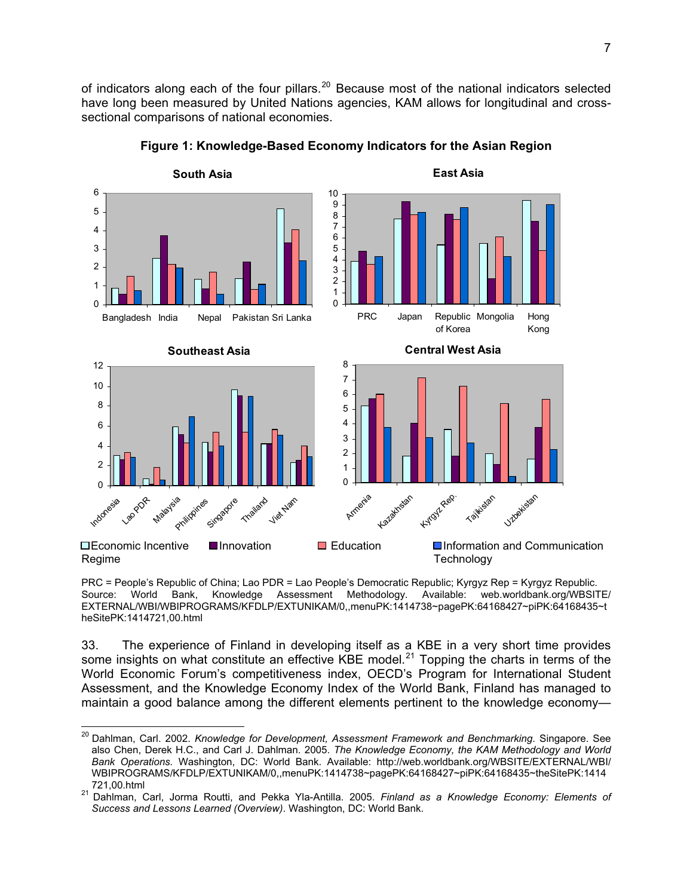of indicators along each of the four pillars.[20] Because most of the national indicators selected have long been measured by United Nations agencies, KAM allows for longitudinal and cross-sectional comparisons of national economies.

**Figure 1: Knowledge-Based Economy Indicators for the Asian Region**

PRC = People's Republic of China; Lao PDR = Lao People's Democratic Republic; Kyrgyz Rep = Kyrgyz Republic.
Source: World Bank, Knowledge Assessment Methodology. Available: web.worldbank.org/WBSITE/EXTERNAL/WBI/WBIPROGRAMS/KFDLP/EXTUNIKAM/0,,menuPK:1414738~pagePK:64168427~piPK:64168435~theSitePK:1414721,00.html

33. The experience of Finland in developing itself as a KBE in a very short time provides some insights on what constitute an effective KBE model.[21] Topping the charts in terms of the World Economic Forum's competitiveness index, OECD's Program for International Student Assessment, and the Knowledge Economy Index of the World Bank, Finland has managed to maintain a good balance among the different elements pertinent to the knowledge economy—

---

[20] Dahlman, Carl. 2002. *Knowledge for Development, Assessment Framework and Benchmarking*. Singapore. See also Chen, Derek H.C., and Carl J. Dahlman. 2005. *The Knowledge Economy, the KAM Methodology and World Bank Operations.* Washington, DC: World Bank. Available: http://web.worldbank.org/WBSITE/EXTERNAL/WBI/WBIPROGRAMS/KFDLP/EXTUNIKAM/0,,menuPK:1414738~pagePK:64168427~piPK:64168435~theSitePK:1414721,00.html

[21] Dahlman, Carl, Jorma Routti, and Pekka Yla-Antilla. 2005. *Finland as a Knowledge Economy: Elements of Success and Lessons Learned (Overview)*. Washington, DC: World Bank.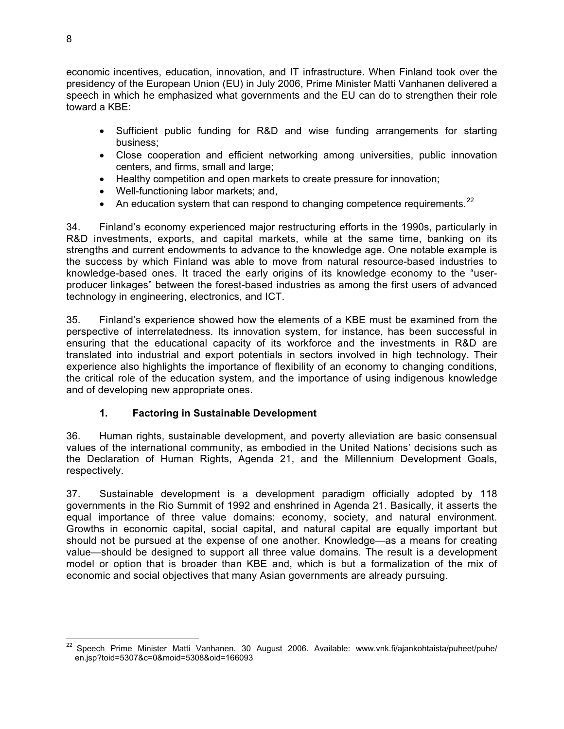economic incentives, education, innovation, and IT infrastructure. When Finland took over the presidency of the European Union (EU) in July 2006, Prime Minister Matti Vanhanen delivered a speech in which he emphasized what governments and the EU can do to strengthen their role toward a KBE:

- Sufficient public funding for R&D and wise funding arrangements for starting business;
- Close cooperation and efficient networking among universities, public innovation centers, and firms, small and large;
- Healthy competition and open markets to create pressure for innovation;
- Well-functioning labor markets; and,
- An education system that can respond to changing competence requirements.[22]

34. Finland's economy experienced major restructuring efforts in the 1990s, particularly in R&D investments, exports, and capital markets, while at the same time, banking on its strengths and current endowments to advance to the knowledge age. One notable example is the success by which Finland was able to move from natural resource-based industries to knowledge-based ones. It traced the early origins of its knowledge economy to the "user-producer linkages" between the forest-based industries as among the first users of advanced technology in engineering, electronics, and ICT.

35. Finland's experience showed how the elements of a KBE must be examined from the perspective of interrelatedness. Its innovation system, for instance, has been successful in ensuring that the educational capacity of its workforce and the investments in R&D are translated into industrial and export potentials in sectors involved in high technology. Their experience also highlights the importance of flexibility of an economy to changing conditions, the critical role of the education system, and the importance of using indigenous knowledge and of developing new appropriate ones.

### 1. Factoring in Sustainable Development

36. Human rights, sustainable development, and poverty alleviation are basic consensual values of the international community, as embodied in the United Nations' decisions such as the Declaration of Human Rights, Agenda 21, and the Millennium Development Goals, respectively.

37. Sustainable development is a development paradigm officially adopted by 118 governments in the Rio Summit of 1992 and enshrined in Agenda 21. Basically, it asserts the equal importance of three value domains: economy, society, and natural environment. Growths in economic capital, social capital, and natural capital are equally important but should not be pursued at the expense of one another. Knowledge—as a means for creating value—should be designed to support all three value domains. The result is a development model or option that is broader than KBE and, which is but a formalization of the mix of economic and social objectives that many Asian governments are already pursuing.

---

[22] Speech Prime Minister Matti Vanhanen. 30 August 2006. Available: www.vnk.fi/ajankohtaista/puheet/puhe/en.jsp?toid=5307&c=0&moid=5308&oid=166093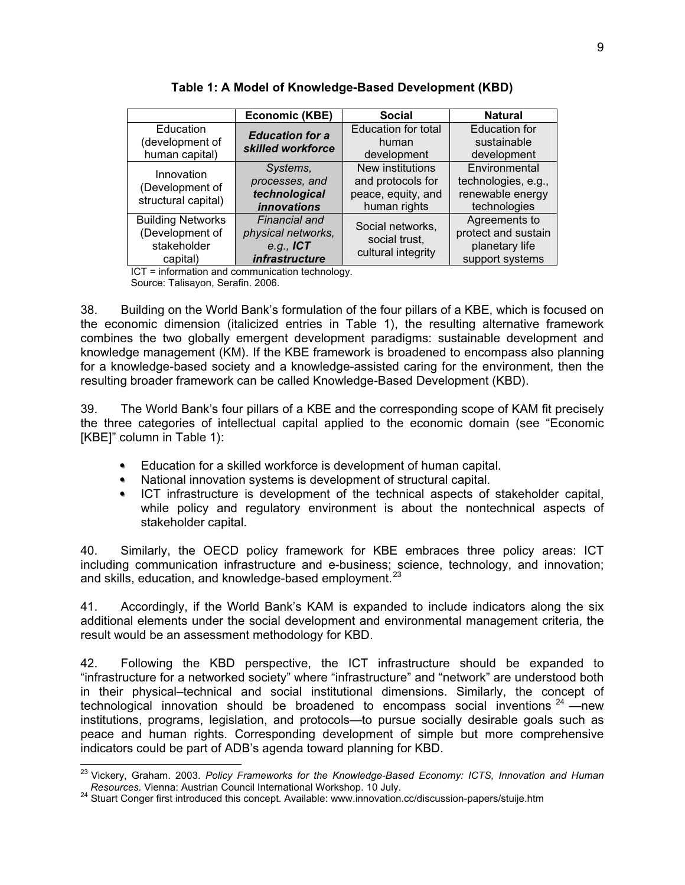**Table 1: A Model of Knowledge-Based Development (KBD)**

| | Economic (KBE) | Social | Natural |
|---|---|---|---|
| Education (development of human capital) | ***Education for a skilled workforce*** | Education for total human development | Education for sustainable development |
| Innovation (Development of structural capital) | *Systems, processes, and **technological innovations*** | New institutions and protocols for peace, equity, and human rights | Environmental technologies, e.g., renewable energy technologies |
| Building Networks (Development of stakeholder capital) | *Financial and physical networks, e.g.,* ***ICT infrastructure*** | Social networks, social trust, cultural integrity | Agreements to protect and sustain planetary life support systems |

ICT = information and communication technology.
Source: Talisayon, Serafin. 2006.

38. Building on the World Bank's formulation of the four pillars of a KBE, which is focused on the economic dimension (italicized entries in Table 1), the resulting alternative framework combines the two globally emergent development paradigms: sustainable development and knowledge management (KM). If the KBE framework is broadened to encompass also planning for a knowledge-based society and a knowledge-assisted caring for the environment, then the resulting broader framework can be called Knowledge-Based Development (KBD).

39. The World Bank's four pillars of a KBE and the corresponding scope of KAM fit precisely the three categories of intellectual capital applied to the economic domain (see "Economic [KBE]" column in Table 1):

- Education for a skilled workforce is development of human capital.
- National innovation systems is development of structural capital.
- ICT infrastructure is development of the technical aspects of stakeholder capital, while policy and regulatory environment is about the nontechnical aspects of stakeholder capital.

40. Similarly, the OECD policy framework for KBE embraces three policy areas: ICT including communication infrastructure and e-business; science, technology, and innovation; and skills, education, and knowledge-based employment.[23]

41. Accordingly, if the World Bank's KAM is expanded to include indicators along the six additional elements under the social development and environmental management criteria, the result would be an assessment methodology for KBD.

42. Following the KBD perspective, the ICT infrastructure should be expanded to "infrastructure for a networked society" where "infrastructure" and "network" are understood both in their physical–technical and social institutional dimensions. Similarly, the concept of technological innovation should be broadened to encompass social inventions [24] —new institutions, programs, legislation, and protocols—to pursue socially desirable goals such as peace and human rights. Corresponding development of simple but more comprehensive indicators could be part of ADB's agenda toward planning for KBD.

---

[23] Vickery, Graham. 2003. *Policy Frameworks for the Knowledge-Based Economy: ICTS, Innovation and Human Resources.* Vienna: Austrian Council International Workshop. 10 July.

[24] Stuart Conger first introduced this concept. Available: www.innovation.cc/discussion-papers/stuije.htm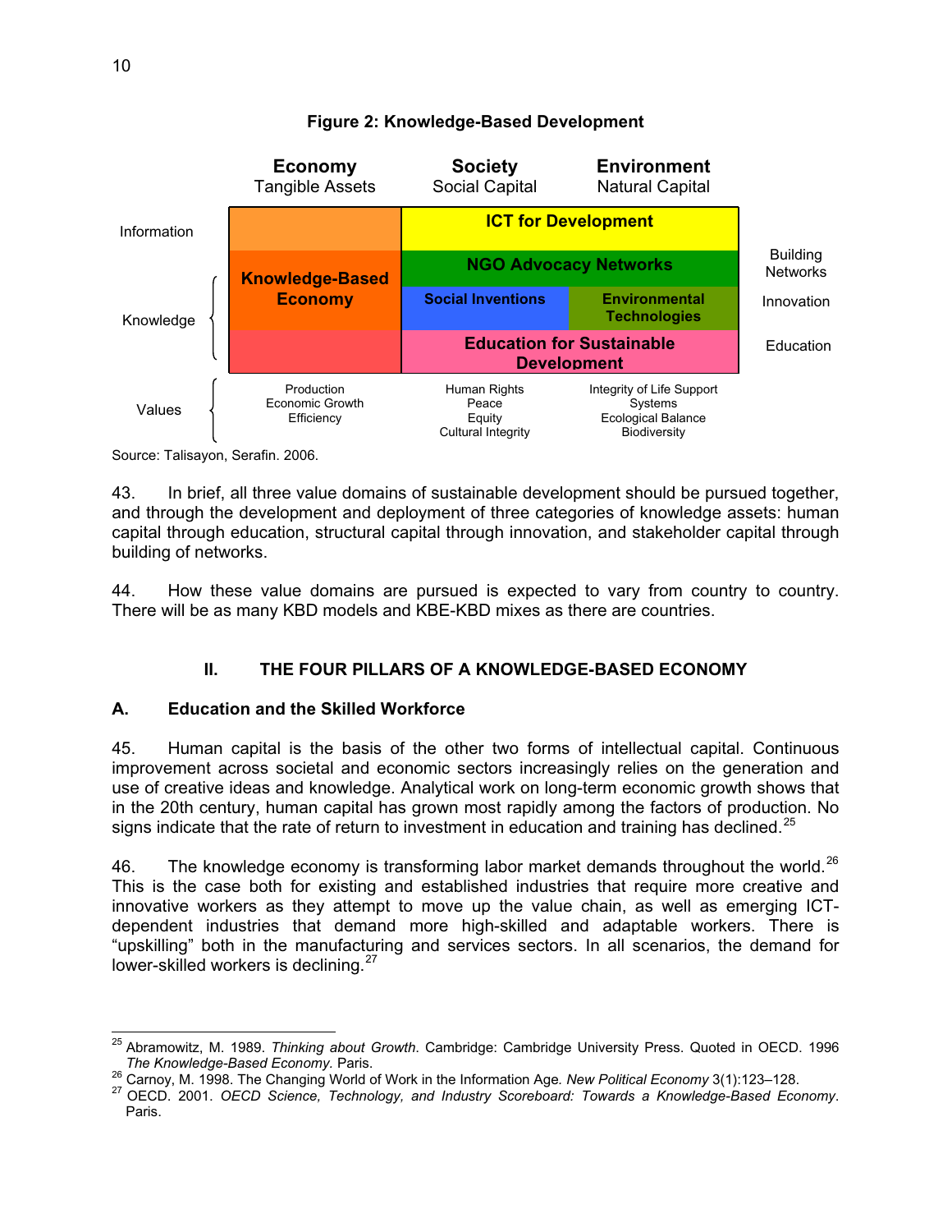**Figure 2: Knowledge-Based Development**

| | Economy<br>Tangible Assets | Society<br>Social Capital | Environment<br>Natural Capital | |
|---|---|---|---|---|
| Information | | ICT for Development | | |
| Knowledge | Knowledge-Based Economy | NGO Advocacy Networks | | Building Networks |
| | | Social Inventions | Environmental Technologies | Innovation |
| | | Education for Sustainable Development | | Education |
| Values | Production<br>Economic Growth<br>Efficiency | Human Rights<br>Peace<br>Equity<br>Cultural Integrity | Integrity of Life Support Systems<br>Ecological Balance<br>Biodiversity | |

Source: Talisayon, Serafin. 2006.

43. In brief, all three value domains of sustainable development should be pursued together, and through the development and deployment of three categories of knowledge assets: human capital through education, structural capital through innovation, and stakeholder capital through building of networks.

44. How these value domains are pursued is expected to vary from country to country. There will be as many KBD models and KBE-KBD mixes as there are countries.

## II. THE FOUR PILLARS OF A KNOWLEDGE-BASED ECONOMY

### A. Education and the Skilled Workforce

45. Human capital is the basis of the other two forms of intellectual capital. Continuous improvement across societal and economic sectors increasingly relies on the generation and use of creative ideas and knowledge. Analytical work on long-term economic growth shows that in the 20th century, human capital has grown most rapidly among the factors of production. No signs indicate that the rate of return to investment in education and training has declined.[25]

46. The knowledge economy is transforming labor market demands throughout the world.[26] This is the case both for existing and established industries that require more creative and innovative workers as they attempt to move up the value chain, as well as emerging ICT-dependent industries that demand more high-skilled and adaptable workers. There is "upskilling" both in the manufacturing and services sectors. In all scenarios, the demand for lower-skilled workers is declining.[27]

---

[25] Abramowitz, M. 1989. *Thinking about Growth*. Cambridge: Cambridge University Press. Quoted in OECD. 1996 *The Knowledge-Based Economy*. Paris.

[26] Carnoy, M. 1998. The Changing World of Work in the Information Age. *New Political Economy* 3(1):123–128.

[27] OECD. 2001. *OECD Science, Technology, and Industry Scoreboard: Towards a Knowledge-Based Economy*. Paris.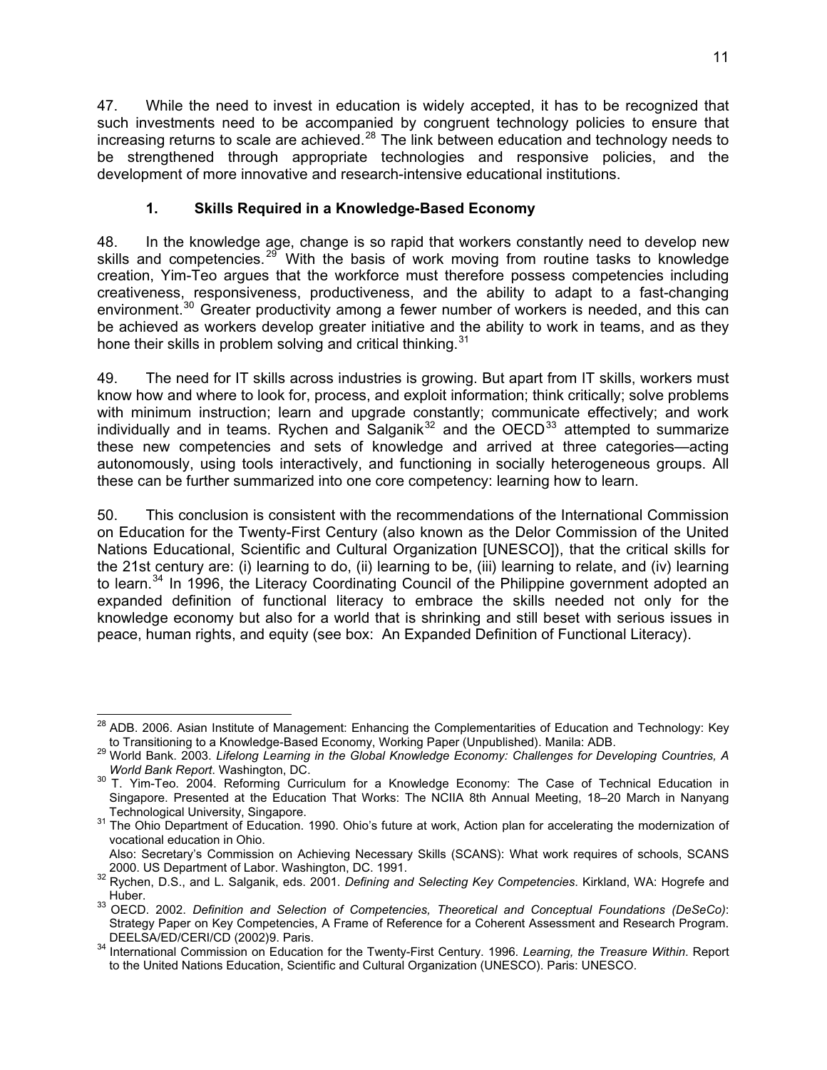47. While the need to invest in education is widely accepted, it has to be recognized that such investments need to be accompanied by congruent technology policies to ensure that increasing returns to scale are achieved.[28] The link between education and technology needs to be strengthened through appropriate technologies and responsive policies, and the development of more innovative and research-intensive educational institutions.

### 1. Skills Required in a Knowledge-Based Economy

48. In the knowledge age, change is so rapid that workers constantly need to develop new skills and competencies.[29] With the basis of work moving from routine tasks to knowledge creation, Yim-Teo argues that the workforce must therefore possess competencies including creativeness, responsiveness, productiveness, and the ability to adapt to a fast-changing environment.[30] Greater productivity among a fewer number of workers is needed, and this can be achieved as workers develop greater initiative and the ability to work in teams, and as they hone their skills in problem solving and critical thinking.[31]

49. The need for IT skills across industries is growing. But apart from IT skills, workers must know how and where to look for, process, and exploit information; think critically; solve problems with minimum instruction; learn and upgrade constantly; communicate effectively; and work individually and in teams. Rychen and Salganik[32] and the OECD[33] attempted to summarize these new competencies and sets of knowledge and arrived at three categories—acting autonomously, using tools interactively, and functioning in socially heterogeneous groups. All these can be further summarized into one core competency: learning how to learn.

50. This conclusion is consistent with the recommendations of the International Commission on Education for the Twenty-First Century (also known as the Delor Commission of the United Nations Educational, Scientific and Cultural Organization [UNESCO]), that the critical skills for the 21st century are: (i) learning to do, (ii) learning to be, (iii) learning to relate, and (iv) learning to learn.[34] In 1996, the Literacy Coordinating Council of the Philippine government adopted an expanded definition of functional literacy to embrace the skills needed not only for the knowledge economy but also for a world that is shrinking and still beset with serious issues in peace, human rights, and equity (see box: An Expanded Definition of Functional Literacy).

---

[28] ADB. 2006. Asian Institute of Management: Enhancing the Complementarities of Education and Technology: Key to Transitioning to a Knowledge-Based Economy, Working Paper (Unpublished). Manila: ADB.

[29] World Bank. 2003. *Lifelong Learning in the Global Knowledge Economy: Challenges for Developing Countries, A World Bank Report*. Washington, DC.

[30] T. Yim-Teo. 2004. Reforming Curriculum for a Knowledge Economy: The Case of Technical Education in Singapore. Presented at the Education That Works: The NCIIA 8th Annual Meeting, 18–20 March in Nanyang Technological University, Singapore.

[31] The Ohio Department of Education. 1990. Ohio's future at work, Action plan for accelerating the modernization of vocational education in Ohio.
Also: Secretary's Commission on Achieving Necessary Skills (SCANS): What work requires of schools, SCANS 2000. US Department of Labor. Washington, DC. 1991.

[32] Rychen, D.S., and L. Salganik, eds. 2001. *Defining and Selecting Key Competencies*. Kirkland, WA: Hogrefe and Huber.

[33] OECD. 2002. *Definition and Selection of Competencies, Theoretical and Conceptual Foundations (DeSeCo)*: Strategy Paper on Key Competencies, A Frame of Reference for a Coherent Assessment and Research Program. DEELSA/ED/CERI/CD (2002)9. Paris.

[34] International Commission on Education for the Twenty-First Century. 1996. *Learning, the Treasure Within*. Report to the United Nations Education, Scientific and Cultural Organization (UNESCO). Paris: UNESCO.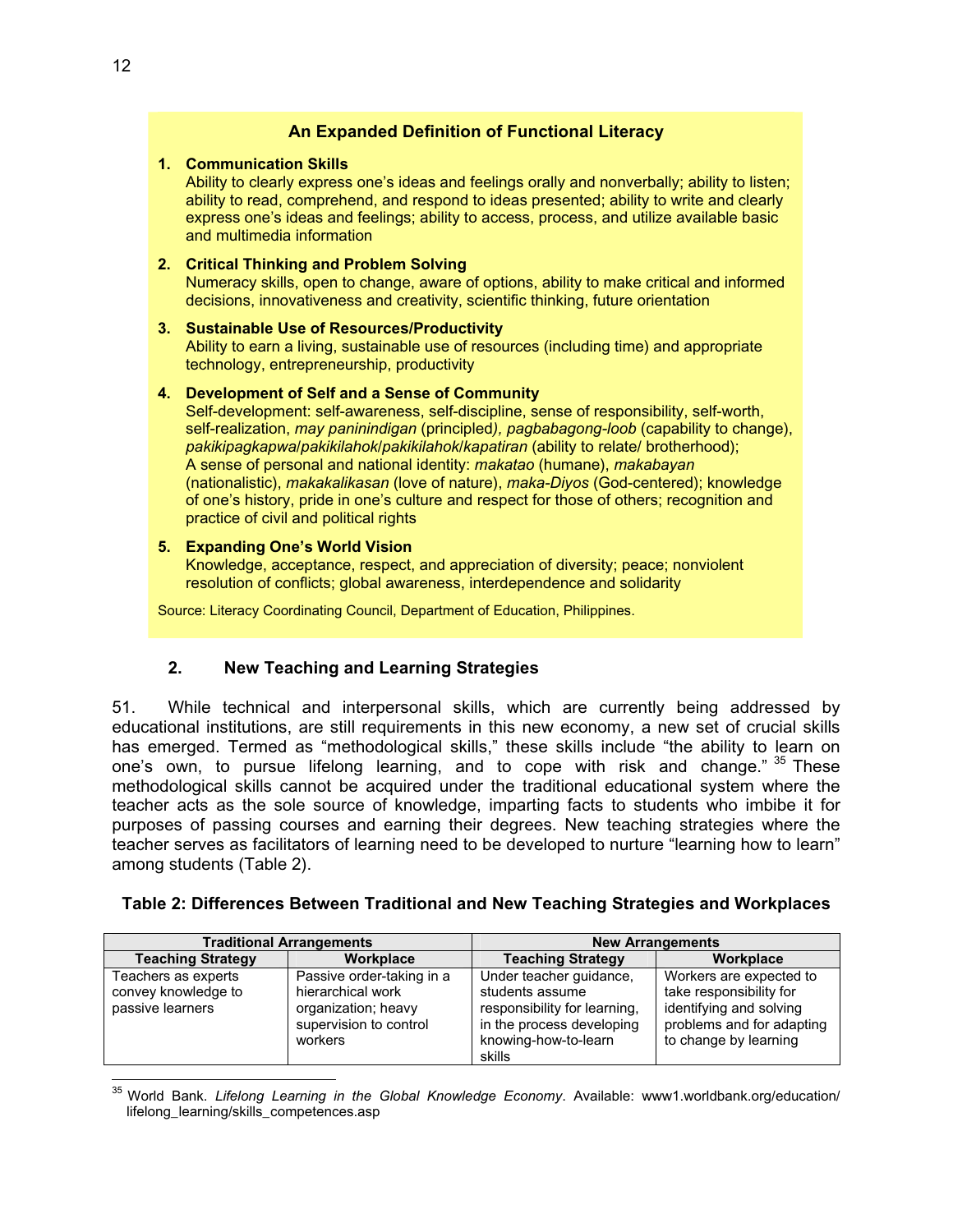**An Expanded Definition of Functional Literacy**

1. **Communication Skills**
   Ability to clearly express one's ideas and feelings orally and nonverbally; ability to listen; ability to read, comprehend, and respond to ideas presented; ability to write and clearly express one's ideas and feelings; ability to access, process, and utilize available basic and multimedia information

2. **Critical Thinking and Problem Solving**
   Numeracy skills, open to change, aware of options, ability to make critical and informed decisions, innovativeness and creativity, scientific thinking, future orientation

3. **Sustainable Use of Resources/Productivity**
   Ability to earn a living, sustainable use of resources (including time) and appropriate technology, entrepreneurship, productivity

4. **Development of Self and a Sense of Community**
   Self-development: self-awareness, self-discipline, sense of responsibility, self-worth, self-realization, *may paninindigan* (principled*), pagbabagong-loob* (capability to change), *pakikipagkapwa*/*pakikilahok*/*pakikilahok*/*kapatiran* (ability to relate/ brotherhood); A sense of personal and national identity: *makatao* (humane), *makabayan* (nationalistic), *makakalikasan* (love of nature), *maka-Diyos* (God-centered); knowledge of one's history, pride in one's culture and respect for those of others; recognition and practice of civil and political rights

5. **Expanding One's World Vision**
   Knowledge, acceptance, respect, and appreciation of diversity; peace; nonviolent resolution of conflicts; global awareness, interdependence and solidarity

Source: Literacy Coordinating Council, Department of Education, Philippines.

### 2. New Teaching and Learning Strategies

51. While technical and interpersonal skills, which are currently being addressed by educational institutions, are still requirements in this new economy, a new set of crucial skills has emerged. Termed as "methodological skills," these skills include "the ability to learn on one's own, to pursue lifelong learning, and to cope with risk and change." [35] These methodological skills cannot be acquired under the traditional educational system where the teacher acts as the sole source of knowledge, imparting facts to students who imbibe it for purposes of passing courses and earning their degrees. New teaching strategies where the teacher serves as facilitators of learning need to be developed to nurture "learning how to learn" among students (Table 2).

**Table 2: Differences Between Traditional and New Teaching Strategies and Workplaces**

| Traditional Arrangements | | New Arrangements | |
|---|---|---|---|
| **Teaching Strategy** | **Workplace** | **Teaching Strategy** | **Workplace** |
| Teachers as experts convey knowledge to passive learners | Passive order-taking in a hierarchical work organization; heavy supervision to control workers | Under teacher guidance, students assume responsibility for learning, in the process developing knowing-how-to-learn skills | Workers are expected to take responsibility for identifying and solving problems and for adapting to change by learning |

[35] World Bank. *Lifelong Learning in the Global Knowledge Economy*. Available: www1.worldbank.org/education/lifelong_learning/skills_competences.asp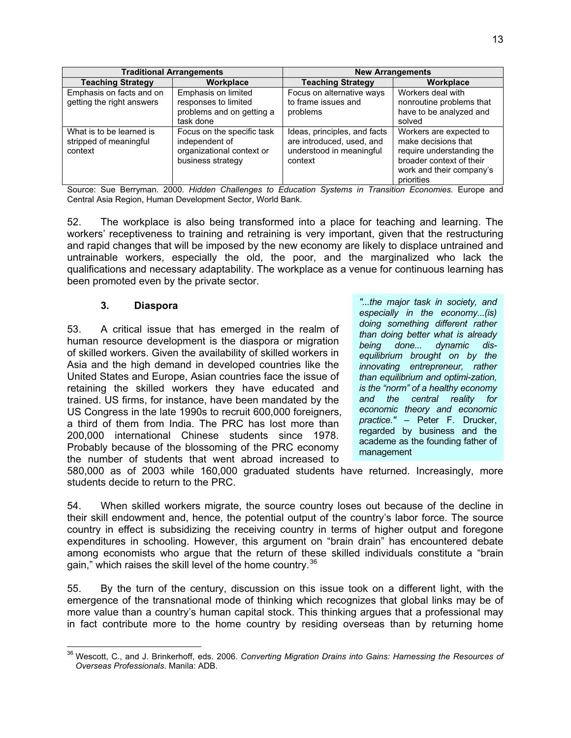| Traditional Arrangements | | New Arrangements | |
|---|---|---|---|
| **Teaching Strategy** | **Workplace** | **Teaching Strategy** | **Workplace** |
| Emphasis on facts and on getting the right answers | Emphasis on limited responses to limited problems and on getting a task done | Focus on alternative ways to frame issues and problems | Workers deal with nonroutine problems that have to be analyzed and solved |
| What is to be learned is stripped of meaningful context | Focus on the specific task independent of organizational context or business strategy | Ideas, principles, and facts are introduced, used, and understood in meaningful context | Workers are expected to make decisions that require understanding the broader context of their work and their company's priorities |

Source: Sue Berryman. 2000. *Hidden Challenges to Education Systems in Transition Economies.* Europe and Central Asia Region, Human Development Sector, World Bank.

52. The workplace is also being transformed into a place for teaching and learning. The workers' receptiveness to training and retraining is very important, given that the restructuring and rapid changes that will be imposed by the new economy are likely to displace untrained and untrainable workers, especially the old, the poor, and the marginalized who lack the qualifications and necessary adaptability. The workplace as a venue for continuous learning has been promoted even by the private sector.

### 3. Diaspora

*"...the major task in society, and especially in the economy...(is) doing something different rather than doing better what is already being done... dynamic dis-equilibrium brought on by the innovating entrepreneur, rather than equilibrium and optimi-zation, is the "norm" of a healthy economy and the central reality for economic theory and economic practice."* – Peter F. Drucker, regarded by business and the academe as the founding father of management

53. A critical issue that has emerged in the realm of human resource development is the diaspora or migration of skilled workers. Given the availability of skilled workers in Asia and the high demand in developed countries like the United States and Europe, Asian countries face the issue of retaining the skilled workers they have educated and trained. US firms, for instance, have been mandated by the US Congress in the late 1990s to recruit 600,000 foreigners, a third of them from India. The PRC has lost more than 200,000 international Chinese students since 1978. Probably because of the blossoming of the PRC economy the number of students that went abroad increased to 580,000 as of 2003 while 160,000 graduated students have returned. Increasingly, more students decide to return to the PRC.

54. When skilled workers migrate, the source country loses out because of the decline in their skill endowment and, hence, the potential output of the country's labor force. The source country in effect is subsidizing the receiving country in terms of higher output and foregone expenditures in schooling. However, this argument on "brain drain" has encountered debate among economists who argue that the return of these skilled individuals constitute a "brain gain," which raises the skill level of the home country.[36]

55. By the turn of the century, discussion on this issue took on a different light, with the emergence of the transnational mode of thinking which recognizes that global links may be of more value than a country's human capital stock. This thinking argues that a professional may in fact contribute more to the home country by residing overseas than by returning home

[36] Wescott, C., and J. Brinkerhoff, eds. 2006. *Converting Migration Drains into Gains: Harnessing the Resources of Overseas Professionals*. Manila: ADB.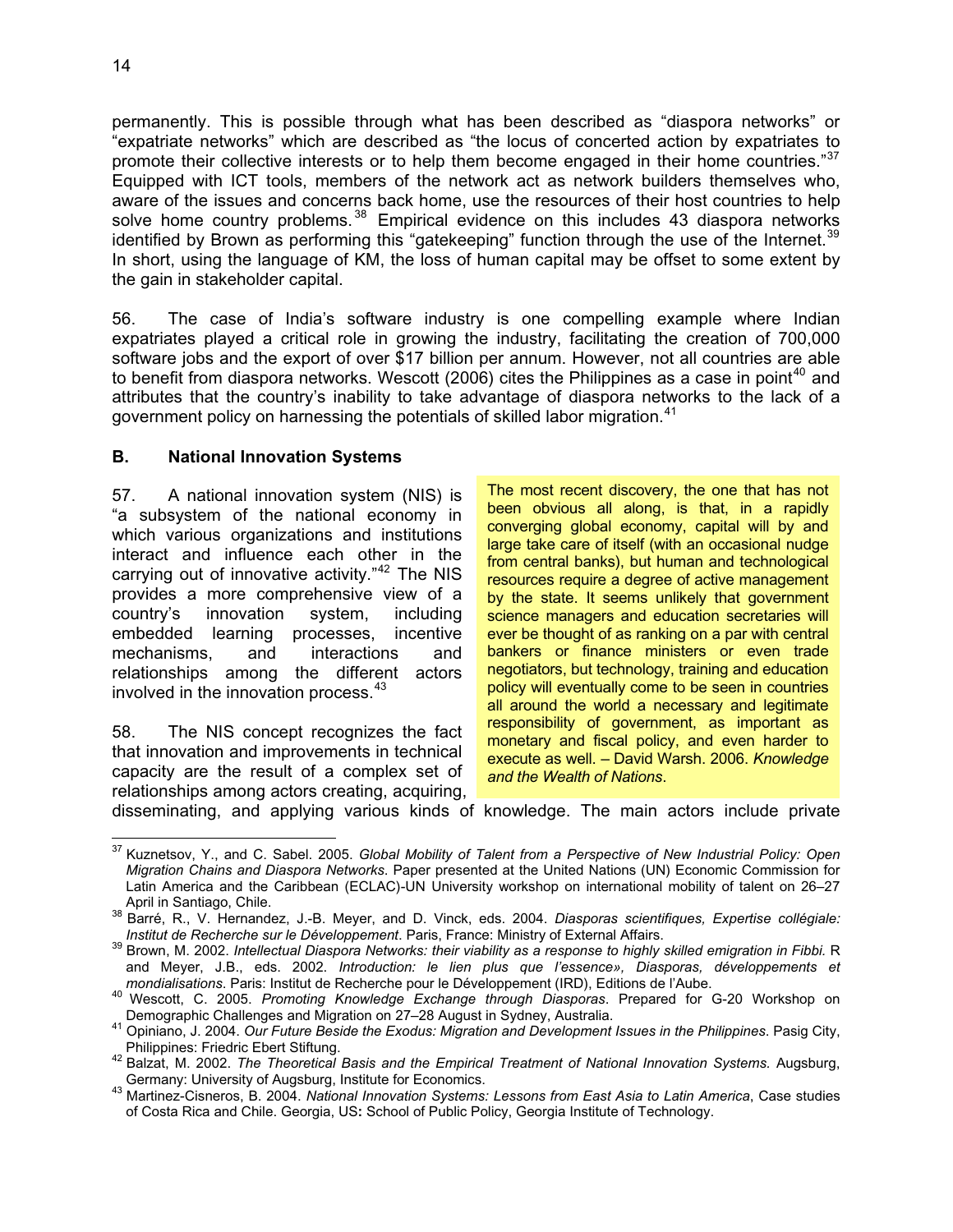permanently. This is possible through what has been described as "diaspora networks" or "expatriate networks" which are described as "the locus of concerted action by expatriates to promote their collective interests or to help them become engaged in their home countries."[37] Equipped with ICT tools, members of the network act as network builders themselves who, aware of the issues and concerns back home, use the resources of their host countries to help solve home country problems.[38] Empirical evidence on this includes 43 diaspora networks identified by Brown as performing this "gatekeeping" function through the use of the Internet.[39] In short, using the language of KM, the loss of human capital may be offset to some extent by the gain in stakeholder capital.

56. The case of India's software industry is one compelling example where Indian expatriates played a critical role in growing the industry, facilitating the creation of 700,000 software jobs and the export of over $17 billion per annum. However, not all countries are able to benefit from diaspora networks. Wescott (2006) cites the Philippines as a case in point[40] and attributes that the country's inability to take advantage of diaspora networks to the lack of a government policy on harnessing the potentials of skilled labor migration.[41]

## B. National Innovation Systems

57. A national innovation system (NIS) is "a subsystem of the national economy in which various organizations and institutions interact and influence each other in the carrying out of innovative activity."[42] The NIS provides a more comprehensive view of a country's innovation system, including embedded learning processes, incentive mechanisms, and interactions and relationships among the different actors involved in the innovation process.[43]

58. The NIS concept recognizes the fact that innovation and improvements in technical capacity are the result of a complex set of relationships among actors creating, acquiring, disseminating, and applying various kinds of knowledge. The main actors include private

> The most recent discovery, the one that has not been obvious all along, is that, in a rapidly converging global economy, capital will by and large take care of itself (with an occasional nudge from central banks), but human and technological resources require a degree of active management by the state. It seems unlikely that government science managers and education secretaries will ever be thought of as ranking on a par with central bankers or finance ministers or even trade negotiators, but technology, training and education policy will eventually come to be seen in countries all around the world a necessary and legitimate responsibility of government, as important as monetary and fiscal policy, and even harder to execute as well. – David Warsh. 2006. *Knowledge and the Wealth of Nations*.

---

[37] Kuznetsov, Y., and C. Sabel. 2005. *Global Mobility of Talent from a Perspective of New Industrial Policy: Open Migration Chains and Diaspora Networks*. Paper presented at the United Nations (UN) Economic Commission for Latin America and the Caribbean (ECLAC)-UN University workshop on international mobility of talent on 26–27 April in Santiago, Chile.

[38] Barré, R., V. Hernandez, J.-B. Meyer, and D. Vinck, eds. 2004. *Diasporas scientifiques, Expertise collégiale: Institut de Recherche sur le Développement*. Paris, France: Ministry of External Affairs.

[39] Brown, M. 2002. *Intellectual Diaspora Networks: their viability as a response to highly skilled emigration in Fibbi.* R and Meyer, J.B., eds. 2002. *Introduction: le lien plus que l'essence», Diasporas, développements et mondialisations*. Paris: Institut de Recherche pour le Développement (IRD), Editions de l'Aube.

[40] Wescott, C. 2005. *Promoting Knowledge Exchange through Diasporas*. Prepared for G-20 Workshop on Demographic Challenges and Migration on 27–28 August in Sydney, Australia.

[41] Opiniano, J. 2004. *Our Future Beside the Exodus: Migration and Development Issues in the Philippines*. Pasig City, Philippines: Friedric Ebert Stiftung.

[42] Balzat, M. 2002. *The Theoretical Basis and the Empirical Treatment of National Innovation Systems.* Augsburg, Germany: University of Augsburg, Institute for Economics.

[43] Martinez-Cisneros, B. 2004. *National Innovation Systems: Lessons from East Asia to Latin America*, Case studies of Costa Rica and Chile. Georgia, US: School of Public Policy, Georgia Institute of Technology.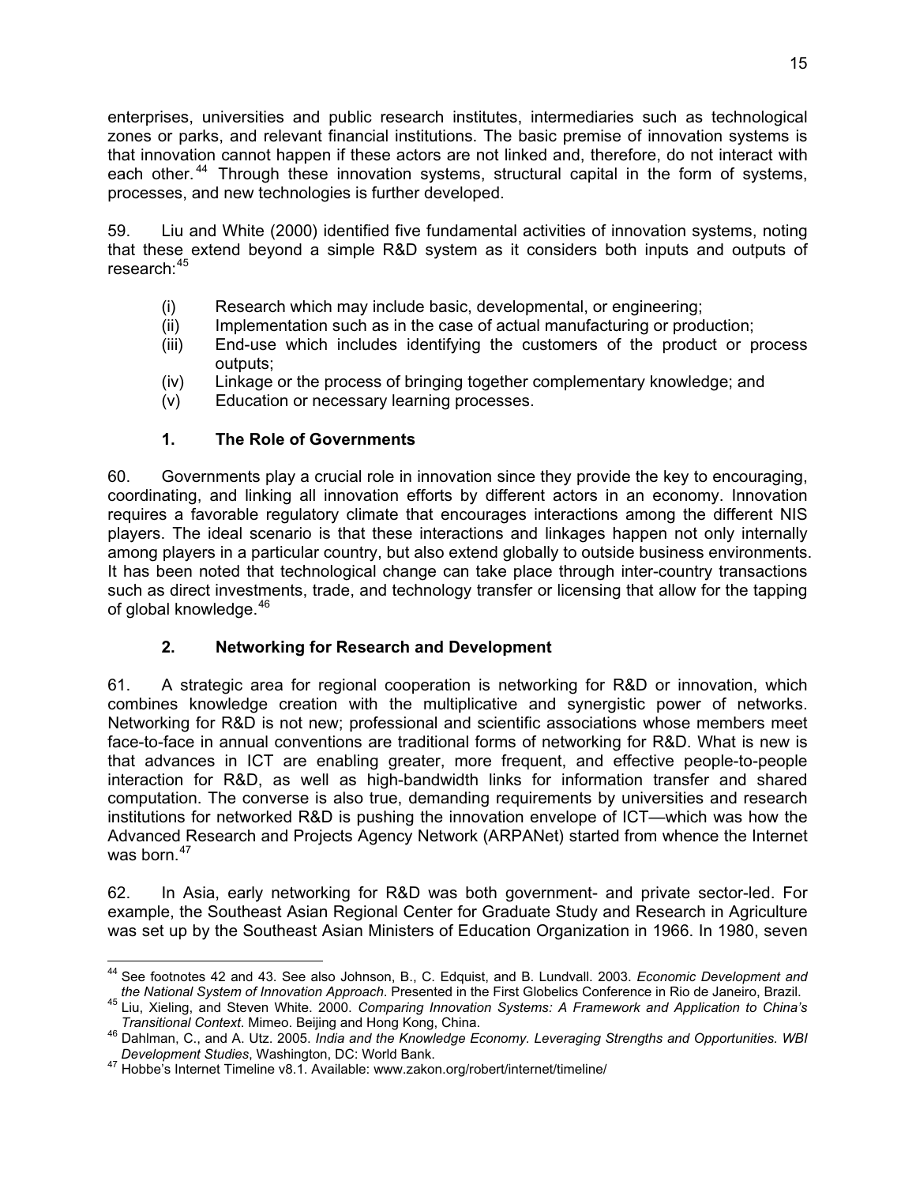enterprises, universities and public research institutes, intermediaries such as technological zones or parks, and relevant financial institutions. The basic premise of innovation systems is that innovation cannot happen if these actors are not linked and, therefore, do not interact with each other.[44] Through these innovation systems, structural capital in the form of systems, processes, and new technologies is further developed.

59. Liu and White (2000) identified five fundamental activities of innovation systems, noting that these extend beyond a simple R&D system as it considers both inputs and outputs of research:[45]

- (i) Research which may include basic, developmental, or engineering;
- (ii) Implementation such as in the case of actual manufacturing or production;
- (iii) End-use which includes identifying the customers of the product or process outputs;
- (iv) Linkage or the process of bringing together complementary knowledge; and
- (v) Education or necessary learning processes.

### 1. The Role of Governments

60. Governments play a crucial role in innovation since they provide the key to encouraging, coordinating, and linking all innovation efforts by different actors in an economy. Innovation requires a favorable regulatory climate that encourages interactions among the different NIS players. The ideal scenario is that these interactions and linkages happen not only internally among players in a particular country, but also extend globally to outside business environments. It has been noted that technological change can take place through inter-country transactions such as direct investments, trade, and technology transfer or licensing that allow for the tapping of global knowledge.[46]

### 2. Networking for Research and Development

61. A strategic area for regional cooperation is networking for R&D or innovation, which combines knowledge creation with the multiplicative and synergistic power of networks. Networking for R&D is not new; professional and scientific associations whose members meet face-to-face in annual conventions are traditional forms of networking for R&D. What is new is that advances in ICT are enabling greater, more frequent, and effective people-to-people interaction for R&D, as well as high-bandwidth links for information transfer and shared computation. The converse is also true, demanding requirements by universities and research institutions for networked R&D is pushing the innovation envelope of ICT—which was how the Advanced Research and Projects Agency Network (ARPANet) started from whence the Internet was born.[47]

62. In Asia, early networking for R&D was both government- and private sector-led. For example, the Southeast Asian Regional Center for Graduate Study and Research in Agriculture was set up by the Southeast Asian Ministers of Education Organization in 1966. In 1980, seven

---

[44] See footnotes 42 and 43. See also Johnson, B., C. Edquist, and B. Lundvall. 2003. *Economic Development and the National System of Innovation Approach*. Presented in the First Globelics Conference in Rio de Janeiro, Brazil.

[45] Liu, Xieling, and Steven White. 2000. *Comparing Innovation Systems: A Framework and Application to China's Transitional Context*. Mimeo. Beijing and Hong Kong, China.

[46] Dahlman, C., and A. Utz. 2005. *India and the Knowledge Economy. Leveraging Strengths and Opportunities. WBI Development Studies*, Washington, DC: World Bank.

[47] Hobbe's Internet Timeline v8.1. Available: www.zakon.org/robert/internet/timeline/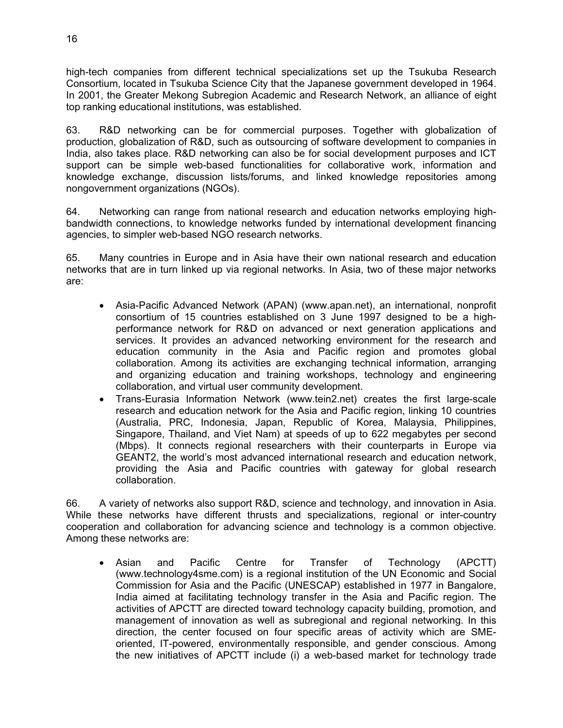high-tech companies from different technical specializations set up the Tsukuba Research Consortium, located in Tsukuba Science City that the Japanese government developed in 1964. In 2001, the Greater Mekong Subregion Academic and Research Network, an alliance of eight top ranking educational institutions, was established.

63. R&D networking can be for commercial purposes. Together with globalization of production, globalization of R&D, such as outsourcing of software development to companies in India, also takes place. R&D networking can also be for social development purposes and ICT support can be simple web-based functionalities for collaborative work, information and knowledge exchange, discussion lists/forums, and linked knowledge repositories among nongovernment organizations (NGOs).

64. Networking can range from national research and education networks employing high-bandwidth connections, to knowledge networks funded by international development financing agencies, to simpler web-based NGO research networks.

65. Many countries in Europe and in Asia have their own national research and education networks that are in turn linked up via regional networks. In Asia, two of these major networks are:

- Asia-Pacific Advanced Network (APAN) (www.apan.net), an international, nonprofit consortium of 15 countries established on 3 June 1997 designed to be a high-performance network for R&D on advanced or next generation applications and services. It provides an advanced networking environment for the research and education community in the Asia and Pacific region and promotes global collaboration. Among its activities are exchanging technical information, arranging and organizing education and training workshops, technology and engineering collaboration, and virtual user community development.
- Trans-Eurasia Information Network (www.tein2.net) creates the first large-scale research and education network for the Asia and Pacific region, linking 10 countries (Australia, PRC, Indonesia, Japan, Republic of Korea, Malaysia, Philippines, Singapore, Thailand, and Viet Nam) at speeds of up to 622 megabytes per second (Mbps). It connects regional researchers with their counterparts in Europe via GEANT2, the world's most advanced international research and education network, providing the Asia and Pacific countries with gateway for global research collaboration.

66. A variety of networks also support R&D, science and technology, and innovation in Asia. While these networks have different thrusts and specializations, regional or inter-country cooperation and collaboration for advancing science and technology is a common objective. Among these networks are:

- Asian and Pacific Centre for Transfer of Technology (APCTT) (www.technology4sme.com) is a regional institution of the UN Economic and Social Commission for Asia and the Pacific (UNESCAP) established in 1977 in Bangalore, India aimed at facilitating technology transfer in the Asia and Pacific region. The activities of APCTT are directed toward technology capacity building, promotion, and management of innovation as well as subregional and regional networking. In this direction, the center focused on four specific areas of activity which are SME-oriented, IT-powered, environmentally responsible, and gender conscious. Among the new initiatives of APCTT include (i) a web-based market for technology trade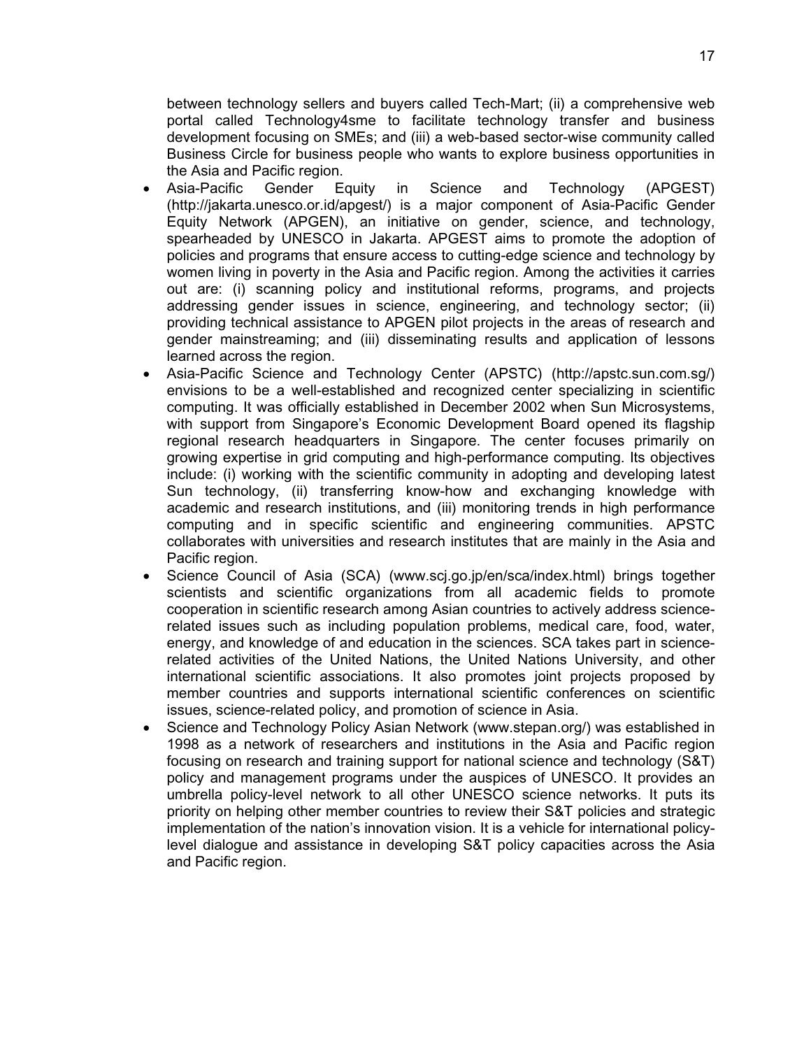between technology sellers and buyers called Tech-Mart; (ii) a comprehensive web portal called Technology4sme to facilitate technology transfer and business development focusing on SMEs; and (iii) a web-based sector-wise community called Business Circle for business people who wants to explore business opportunities in the Asia and Pacific region.

- Asia-Pacific Gender Equity in Science and Technology (APGEST) (http://jakarta.unesco.or.id/apgest/) is a major component of Asia-Pacific Gender Equity Network (APGEN), an initiative on gender, science, and technology, spearheaded by UNESCO in Jakarta. APGEST aims to promote the adoption of policies and programs that ensure access to cutting-edge science and technology by women living in poverty in the Asia and Pacific region. Among the activities it carries out are: (i) scanning policy and institutional reforms, programs, and projects addressing gender issues in science, engineering, and technology sector; (ii) providing technical assistance to APGEN pilot projects in the areas of research and gender mainstreaming; and (iii) disseminating results and application of lessons learned across the region.
- Asia-Pacific Science and Technology Center (APSTC) (http://apstc.sun.com.sg/) envisions to be a well-established and recognized center specializing in scientific computing. It was officially established in December 2002 when Sun Microsystems, with support from Singapore's Economic Development Board opened its flagship regional research headquarters in Singapore. The center focuses primarily on growing expertise in grid computing and high-performance computing. Its objectives include: (i) working with the scientific community in adopting and developing latest Sun technology, (ii) transferring know-how and exchanging knowledge with academic and research institutions, and (iii) monitoring trends in high performance computing and in specific scientific and engineering communities. APSTC collaborates with universities and research institutes that are mainly in the Asia and Pacific region.
- Science Council of Asia (SCA) (www.scj.go.jp/en/sca/index.html) brings together scientists and scientific organizations from all academic fields to promote cooperation in scientific research among Asian countries to actively address science-related issues such as including population problems, medical care, food, water, energy, and knowledge of and education in the sciences. SCA takes part in science-related activities of the United Nations, the United Nations University, and other international scientific associations. It also promotes joint projects proposed by member countries and supports international scientific conferences on scientific issues, science-related policy, and promotion of science in Asia.
- Science and Technology Policy Asian Network (www.stepan.org/) was established in 1998 as a network of researchers and institutions in the Asia and Pacific region focusing on research and training support for national science and technology (S&T) policy and management programs under the auspices of UNESCO. It provides an umbrella policy-level network to all other UNESCO science networks. It puts its priority on helping other member countries to review their S&T policies and strategic implementation of the nation's innovation vision. It is a vehicle for international policy-level dialogue and assistance in developing S&T policy capacities across the Asia and Pacific region.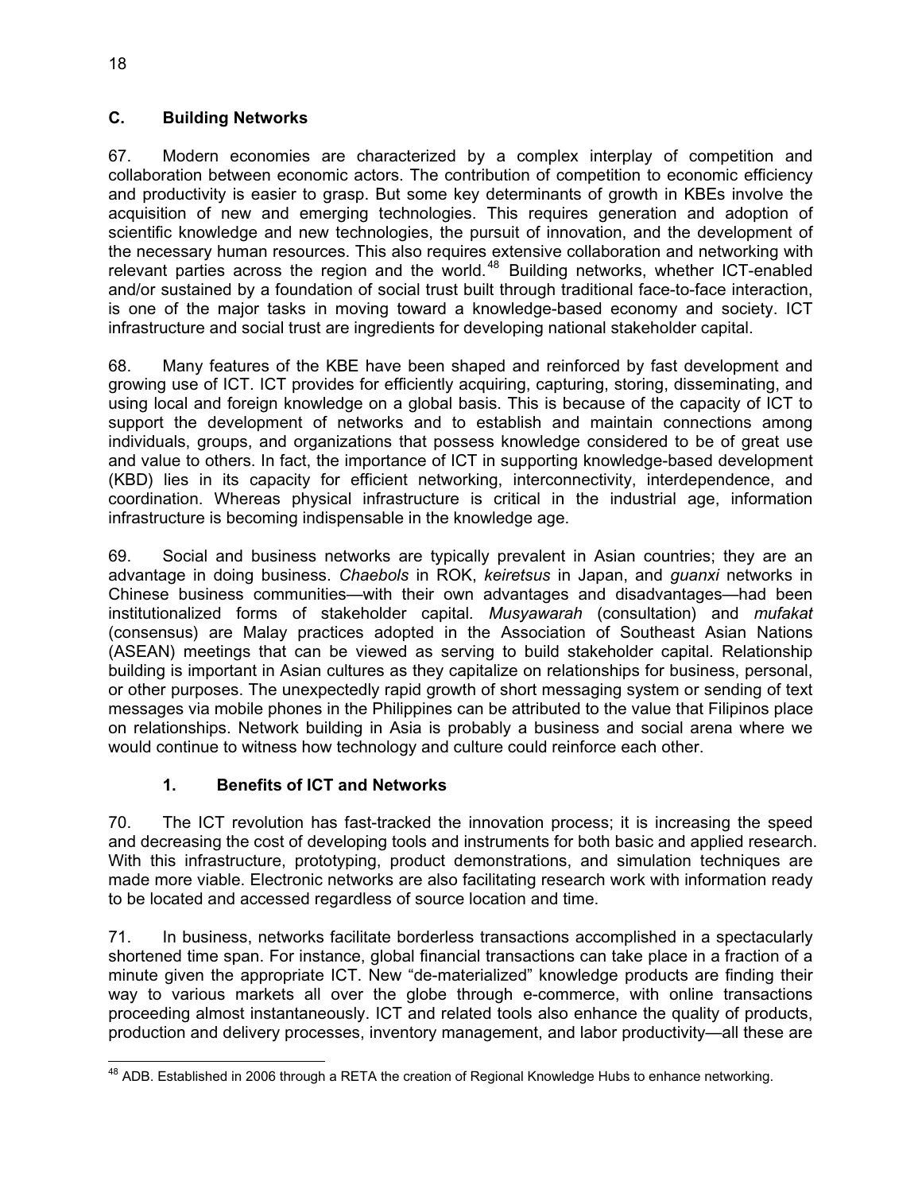## C. Building Networks

67. Modern economies are characterized by a complex interplay of competition and collaboration between economic actors. The contribution of competition to economic efficiency and productivity is easier to grasp. But some key determinants of growth in KBEs involve the acquisition of new and emerging technologies. This requires generation and adoption of scientific knowledge and new technologies, the pursuit of innovation, and the development of the necessary human resources. This also requires extensive collaboration and networking with relevant parties across the region and the world.[48] Building networks, whether ICT-enabled and/or sustained by a foundation of social trust built through traditional face-to-face interaction, is one of the major tasks in moving toward a knowledge-based economy and society. ICT infrastructure and social trust are ingredients for developing national stakeholder capital.

68. Many features of the KBE have been shaped and reinforced by fast development and growing use of ICT. ICT provides for efficiently acquiring, capturing, storing, disseminating, and using local and foreign knowledge on a global basis. This is because of the capacity of ICT to support the development of networks and to establish and maintain connections among individuals, groups, and organizations that possess knowledge considered to be of great use and value to others. In fact, the importance of ICT in supporting knowledge-based development (KBD) lies in its capacity for efficient networking, interconnectivity, interdependence, and coordination. Whereas physical infrastructure is critical in the industrial age, information infrastructure is becoming indispensable in the knowledge age.

69. Social and business networks are typically prevalent in Asian countries; they are an advantage in doing business. *Chaebols* in ROK, *keiretsus* in Japan, and *guanxi* networks in Chinese business communities—with their own advantages and disadvantages—had been institutionalized forms of stakeholder capital. *Musyawarah* (consultation) and *mufakat* (consensus) are Malay practices adopted in the Association of Southeast Asian Nations (ASEAN) meetings that can be viewed as serving to build stakeholder capital. Relationship building is important in Asian cultures as they capitalize on relationships for business, personal, or other purposes. The unexpectedly rapid growth of short messaging system or sending of text messages via mobile phones in the Philippines can be attributed to the value that Filipinos place on relationships. Network building in Asia is probably a business and social arena where we would continue to witness how technology and culture could reinforce each other.

### 1. Benefits of ICT and Networks

70. The ICT revolution has fast-tracked the innovation process; it is increasing the speed and decreasing the cost of developing tools and instruments for both basic and applied research. With this infrastructure, prototyping, product demonstrations, and simulation techniques are made more viable. Electronic networks are also facilitating research work with information ready to be located and accessed regardless of source location and time.

71. In business, networks facilitate borderless transactions accomplished in a spectacularly shortened time span. For instance, global financial transactions can take place in a fraction of a minute given the appropriate ICT. New "de-materialized" knowledge products are finding their way to various markets all over the globe through e-commerce, with online transactions proceeding almost instantaneously. ICT and related tools also enhance the quality of products, production and delivery processes, inventory management, and labor productivity—all these are

[48] ADB. Established in 2006 through a RETA the creation of Regional Knowledge Hubs to enhance networking.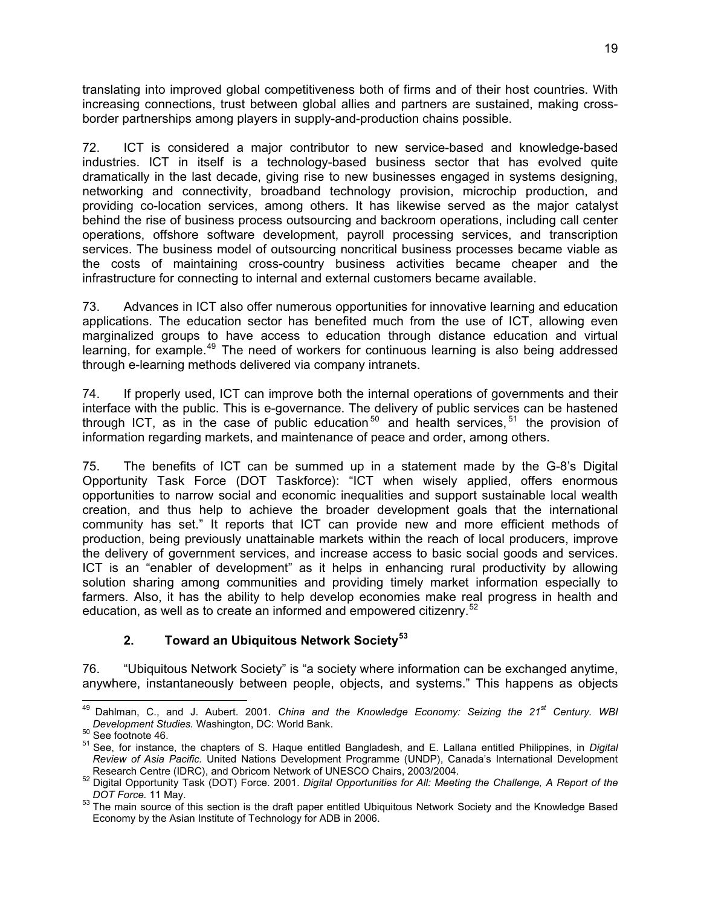translating into improved global competitiveness both of firms and of their host countries. With increasing connections, trust between global allies and partners are sustained, making cross-border partnerships among players in supply-and-production chains possible.

72. ICT is considered a major contributor to new service-based and knowledge-based industries. ICT in itself is a technology-based business sector that has evolved quite dramatically in the last decade, giving rise to new businesses engaged in systems designing, networking and connectivity, broadband technology provision, microchip production, and providing co-location services, among others. It has likewise served as the major catalyst behind the rise of business process outsourcing and backroom operations, including call center operations, offshore software development, payroll processing services, and transcription services. The business model of outsourcing noncritical business processes became viable as the costs of maintaining cross-country business activities became cheaper and the infrastructure for connecting to internal and external customers became available.

73. Advances in ICT also offer numerous opportunities for innovative learning and education applications. The education sector has benefited much from the use of ICT, allowing even marginalized groups to have access to education through distance education and virtual learning, for example.[49] The need of workers for continuous learning is also being addressed through e-learning methods delivered via company intranets.

74. If properly used, ICT can improve both the internal operations of governments and their interface with the public. This is e-governance. The delivery of public services can be hastened through ICT, as in the case of public education[50] and health services,[51] the provision of information regarding markets, and maintenance of peace and order, among others.

75. The benefits of ICT can be summed up in a statement made by the G-8's Digital Opportunity Task Force (DOT Taskforce): "ICT when wisely applied, offers enormous opportunities to narrow social and economic inequalities and support sustainable local wealth creation, and thus help to achieve the broader development goals that the international community has set." It reports that ICT can provide new and more efficient methods of production, being previously unattainable markets within the reach of local producers, improve the delivery of government services, and increase access to basic social goods and services. ICT is an "enabler of development" as it helps in enhancing rural productivity by allowing solution sharing among communities and providing timely market information especially to farmers. Also, it has the ability to help develop economies make real progress in health and education, as well as to create an informed and empowered citizenry.[52]

### 2. Toward an Ubiquitous Network Society[53]

76. "Ubiquitous Network Society" is "a society where information can be exchanged anytime, anywhere, instantaneously between people, objects, and systems." This happens as objects

---

[49] Dahlman, C., and J. Aubert. 2001. *China and the Knowledge Economy: Seizing the 21st Century. WBI Development Studies.* Washington, DC: World Bank.

[50] See footnote 46.

[51] See, for instance, the chapters of S. Haque entitled Bangladesh, and E. Lallana entitled Philippines, in *Digital Review of Asia Pacific.* United Nations Development Programme (UNDP), Canada's International Development Research Centre (IDRC), and Obricom Network of UNESCO Chairs, 2003/2004.

[52] Digital Opportunity Task (DOT) Force. 2001. *Digital Opportunities for All: Meeting the Challenge, A Report of the DOT Force.* 11 May.

[53] The main source of this section is the draft paper entitled Ubiquitous Network Society and the Knowledge Based Economy by the Asian Institute of Technology for ADB in 2006.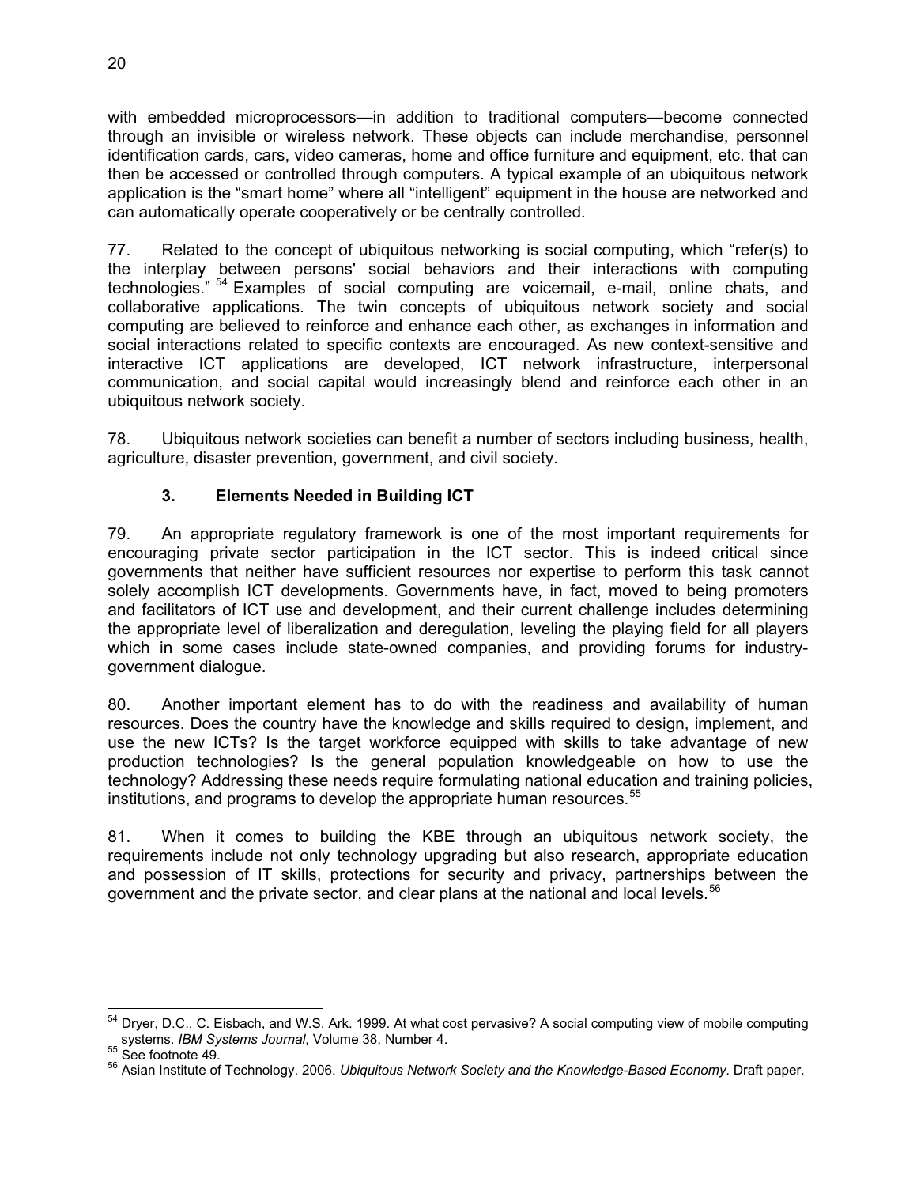with embedded microprocessors—in addition to traditional computers—become connected through an invisible or wireless network. These objects can include merchandise, personnel identification cards, cars, video cameras, home and office furniture and equipment, etc. that can then be accessed or controlled through computers. A typical example of an ubiquitous network application is the "smart home" where all "intelligent" equipment in the house are networked and can automatically operate cooperatively or be centrally controlled.

77. Related to the concept of ubiquitous networking is social computing, which "refer(s) to the interplay between persons' social behaviors and their interactions with computing technologies." [54] Examples of social computing are voicemail, e-mail, online chats, and collaborative applications. The twin concepts of ubiquitous network society and social computing are believed to reinforce and enhance each other, as exchanges in information and social interactions related to specific contexts are encouraged. As new context-sensitive and interactive ICT applications are developed, ICT network infrastructure, interpersonal communication, and social capital would increasingly blend and reinforce each other in an ubiquitous network society.

78. Ubiquitous network societies can benefit a number of sectors including business, health, agriculture, disaster prevention, government, and civil society.

### 3. Elements Needed in Building ICT

79. An appropriate regulatory framework is one of the most important requirements for encouraging private sector participation in the ICT sector. This is indeed critical since governments that neither have sufficient resources nor expertise to perform this task cannot solely accomplish ICT developments. Governments have, in fact, moved to being promoters and facilitators of ICT use and development, and their current challenge includes determining the appropriate level of liberalization and deregulation, leveling the playing field for all players which in some cases include state-owned companies, and providing forums for industry-government dialogue.

80. Another important element has to do with the readiness and availability of human resources. Does the country have the knowledge and skills required to design, implement, and use the new ICTs? Is the target workforce equipped with skills to take advantage of new production technologies? Is the general population knowledgeable on how to use the technology? Addressing these needs require formulating national education and training policies, institutions, and programs to develop the appropriate human resources.[55]

81. When it comes to building the KBE through an ubiquitous network society, the requirements include not only technology upgrading but also research, appropriate education and possession of IT skills, protections for security and privacy, partnerships between the government and the private sector, and clear plans at the national and local levels.[56]

---

[54] Dryer, D.C., C. Eisbach, and W.S. Ark. 1999. At what cost pervasive? A social computing view of mobile computing systems. *IBM Systems Journal*, Volume 38, Number 4.

[55] See footnote 49.

[56] Asian Institute of Technology. 2006. *Ubiquitous Network Society and the Knowledge-Based Economy*. Draft paper.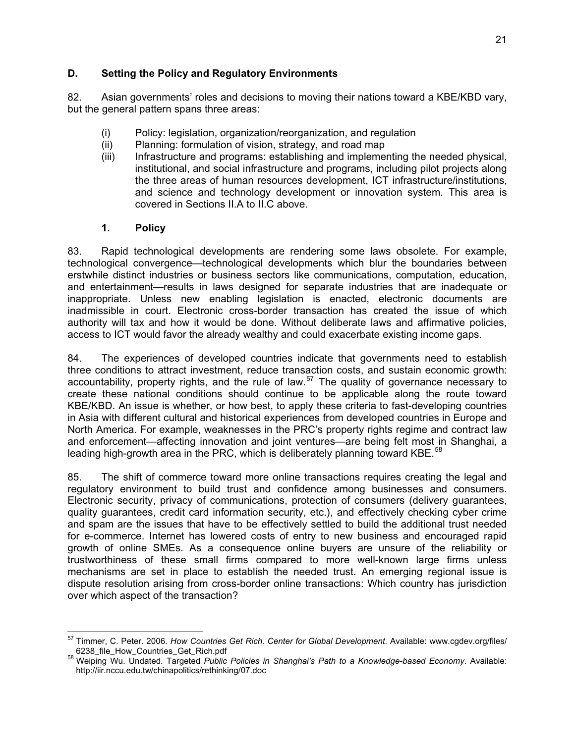### D. Setting the Policy and Regulatory Environments

82. Asian governments' roles and decisions to moving their nations toward a KBE/KBD vary, but the general pattern spans three areas:

- (i) Policy: legislation, organization/reorganization, and regulation
- (ii) Planning: formulation of vision, strategy, and road map
- (iii) Infrastructure and programs: establishing and implementing the needed physical, institutional, and social infrastructure and programs, including pilot projects along the three areas of human resources development, ICT infrastructure/institutions, and science and technology development or innovation system. This area is covered in Sections II.A to II.C above.

#### 1. Policy

83. Rapid technological developments are rendering some laws obsolete. For example, technological convergence—technological developments which blur the boundaries between erstwhile distinct industries or business sectors like communications, computation, education, and entertainment—results in laws designed for separate industries that are inadequate or inappropriate. Unless new enabling legislation is enacted, electronic documents are inadmissible in court. Electronic cross-border transaction has created the issue of which authority will tax and how it would be done. Without deliberate laws and affirmative policies, access to ICT would favor the already wealthy and could exacerbate existing income gaps.

84. The experiences of developed countries indicate that governments need to establish three conditions to attract investment, reduce transaction costs, and sustain economic growth: accountability, property rights, and the rule of law.[57] The quality of governance necessary to create these national conditions should continue to be applicable along the route toward KBE/KBD. An issue is whether, or how best, to apply these criteria to fast-developing countries in Asia with different cultural and historical experiences from developed countries in Europe and North America. For example, weaknesses in the PRC's property rights regime and contract law and enforcement—affecting innovation and joint ventures—are being felt most in Shanghai, a leading high-growth area in the PRC, which is deliberately planning toward KBE.[58]

85. The shift of commerce toward more online transactions requires creating the legal and regulatory environment to build trust and confidence among businesses and consumers. Electronic security, privacy of communications, protection of consumers (delivery guarantees, quality guarantees, credit card information security, etc.), and effectively checking cyber crime and spam are the issues that have to be effectively settled to build the additional trust needed for e-commerce. Internet has lowered costs of entry to new business and encouraged rapid growth of online SMEs. As a consequence online buyers are unsure of the reliability or trustworthiness of these small firms compared to more well-known large firms unless mechanisms are set in place to establish the needed trust. An emerging regional issue is dispute resolution arising from cross-border online transactions: Which country has jurisdiction over which aspect of the transaction?

---

[57] Timmer, C. Peter. 2006. *How Countries Get Rich. Center for Global Development*. Available: www.cgdev.org/files/6238_file_How_Countries_Get_Rich.pdf

[58] Weiping Wu. Undated. Targeted *Public Policies in Shanghai's Path to a Knowledge-based Economy*. Available: http://iir.nccu.edu.tw/chinapolitics/rethinking/07.doc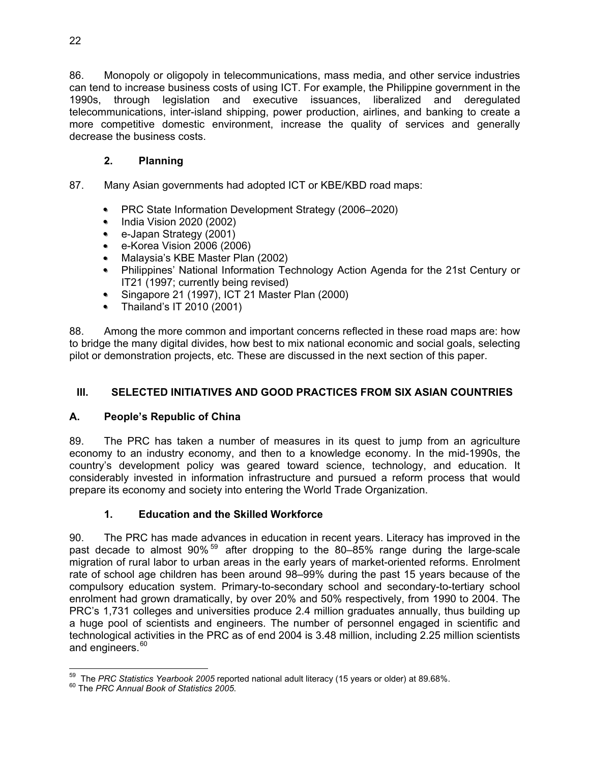86. Monopoly or oligopoly in telecommunications, mass media, and other service industries can tend to increase business costs of using ICT. For example, the Philippine government in the 1990s, through legislation and executive issuances, liberalized and deregulated telecommunications, inter-island shipping, power production, airlines, and banking to create a more competitive domestic environment, increase the quality of services and generally decrease the business costs.

### 2. Planning

87. Many Asian governments had adopted ICT or KBE/KBD road maps:

- PRC State Information Development Strategy (2006–2020)
- India Vision 2020 (2002)
- e-Japan Strategy (2001)
- e-Korea Vision 2006 (2006)
- Malaysia's KBE Master Plan (2002)
- Philippines' National Information Technology Action Agenda for the 21st Century or IT21 (1997; currently being revised)
- Singapore 21 (1997), ICT 21 Master Plan (2000)
- Thailand's IT 2010 (2001)

88. Among the more common and important concerns reflected in these road maps are: how to bridge the many digital divides, how best to mix national economic and social goals, selecting pilot or demonstration projects, etc. These are discussed in the next section of this paper.

## III. SELECTED INITIATIVES AND GOOD PRACTICES FROM SIX ASIAN COUNTRIES

### A. People's Republic of China

89. The PRC has taken a number of measures in its quest to jump from an agriculture economy to an industry economy, and then to a knowledge economy. In the mid-1990s, the country's development policy was geared toward science, technology, and education. It considerably invested in information infrastructure and pursued a reform process that would prepare its economy and society into entering the World Trade Organization.

### 1. Education and the Skilled Workforce

90. The PRC has made advances in education in recent years. Literacy has improved in the past decade to almost 90%[59] after dropping to the 80–85% range during the large-scale migration of rural labor to urban areas in the early years of market-oriented reforms. Enrolment rate of school age children has been around 98–99% during the past 15 years because of the compulsory education system. Primary-to-secondary school and secondary-to-tertiary school enrolment had grown dramatically, by over 20% and 50% respectively, from 1990 to 2004. The PRC's 1,731 colleges and universities produce 2.4 million graduates annually, thus building up a huge pool of scientists and engineers. The number of personnel engaged in scientific and technological activities in the PRC as of end 2004 is 3.48 million, including 2.25 million scientists and engineers.[60]

---

[59] The *PRC Statistics Yearbook 2005* reported national adult literacy (15 years or older) at 89.68%.

[60] The *PRC Annual Book of Statistics 2005.*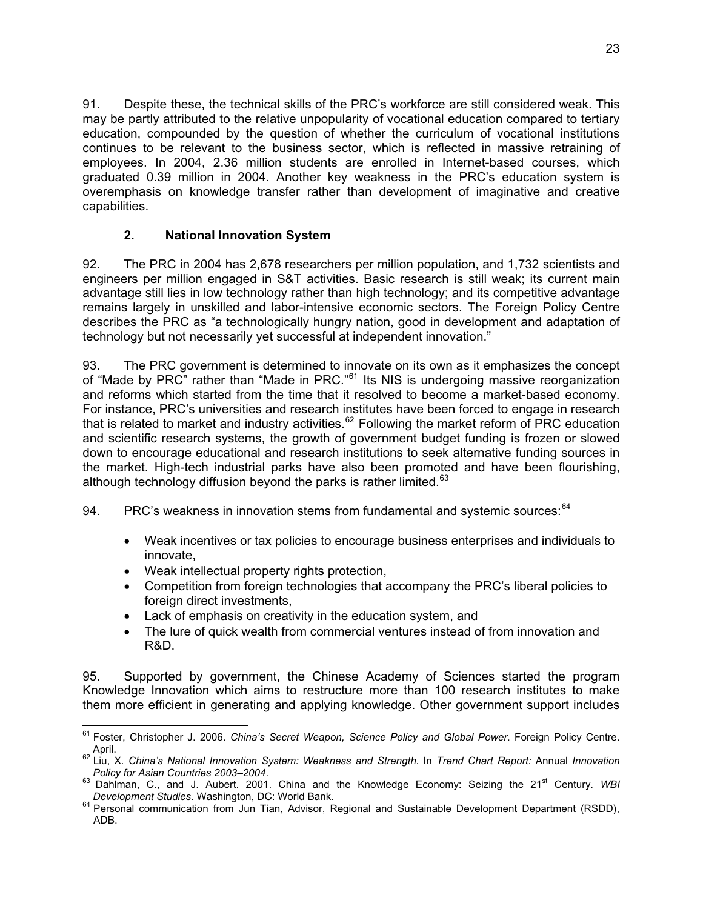91. Despite these, the technical skills of the PRC's workforce are still considered weak. This may be partly attributed to the relative unpopularity of vocational education compared to tertiary education, compounded by the question of whether the curriculum of vocational institutions continues to be relevant to the business sector, which is reflected in massive retraining of employees. In 2004, 2.36 million students are enrolled in Internet-based courses, which graduated 0.39 million in 2004. Another key weakness in the PRC's education system is overemphasis on knowledge transfer rather than development of imaginative and creative capabilities.

### 2. National Innovation System

92. The PRC in 2004 has 2,678 researchers per million population, and 1,732 scientists and engineers per million engaged in S&T activities. Basic research is still weak; its current main advantage still lies in low technology rather than high technology; and its competitive advantage remains largely in unskilled and labor-intensive economic sectors. The Foreign Policy Centre describes the PRC as "a technologically hungry nation, good in development and adaptation of technology but not necessarily yet successful at independent innovation."

93. The PRC government is determined to innovate on its own as it emphasizes the concept of "Made by PRC" rather than "Made in PRC."[61] Its NIS is undergoing massive reorganization and reforms which started from the time that it resolved to become a market-based economy. For instance, PRC's universities and research institutes have been forced to engage in research that is related to market and industry activities.[62] Following the market reform of PRC education and scientific research systems, the growth of government budget funding is frozen or slowed down to encourage educational and research institutions to seek alternative funding sources in the market. High-tech industrial parks have also been promoted and have been flourishing, although technology diffusion beyond the parks is rather limited.[63]

94. PRC's weakness in innovation stems from fundamental and systemic sources:[64]

- Weak incentives or tax policies to encourage business enterprises and individuals to innovate,
- Weak intellectual property rights protection,
- Competition from foreign technologies that accompany the PRC's liberal policies to foreign direct investments,
- Lack of emphasis on creativity in the education system, and
- The lure of quick wealth from commercial ventures instead of from innovation and R&D.

95. Supported by government, the Chinese Academy of Sciences started the program Knowledge Innovation which aims to restructure more than 100 research institutes to make them more efficient in generating and applying knowledge. Other government support includes

---

[61] Foster, Christopher J. 2006. *China's Secret Weapon, Science Policy and Global Power*. Foreign Policy Centre. April.

[62] Liu, X. *China's National Innovation System: Weakness and Strength*. In *Trend Chart Report:* Annual *Innovation Policy for Asian Countries 2003–2004*.

[63] Dahlman, C., and J. Aubert. 2001. China and the Knowledge Economy: Seizing the 21st Century. *WBI Development Studies*. Washington, DC: World Bank.

[64] Personal communication from Jun Tian, Advisor, Regional and Sustainable Development Department (RSDD), ADB.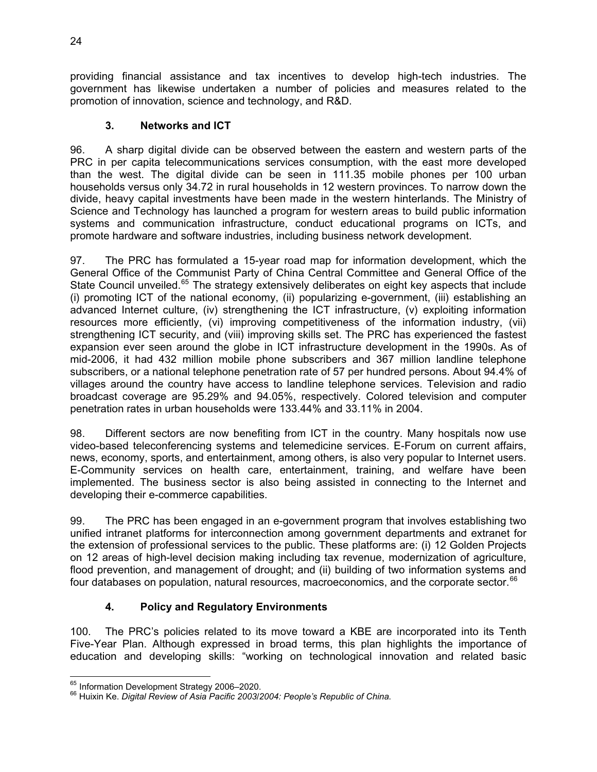providing financial assistance and tax incentives to develop high-tech industries. The government has likewise undertaken a number of policies and measures related to the promotion of innovation, science and technology, and R&D.

### 3. Networks and ICT

96. A sharp digital divide can be observed between the eastern and western parts of the PRC in per capita telecommunications services consumption, with the east more developed than the west. The digital divide can be seen in 111.35 mobile phones per 100 urban households versus only 34.72 in rural households in 12 western provinces. To narrow down the divide, heavy capital investments have been made in the western hinterlands. The Ministry of Science and Technology has launched a program for western areas to build public information systems and communication infrastructure, conduct educational programs on ICTs, and promote hardware and software industries, including business network development.

97. The PRC has formulated a 15-year road map for information development, which the General Office of the Communist Party of China Central Committee and General Office of the State Council unveiled.[65] The strategy extensively deliberates on eight key aspects that include (i) promoting ICT of the national economy, (ii) popularizing e-government, (iii) establishing an advanced Internet culture, (iv) strengthening the ICT infrastructure, (v) exploiting information resources more efficiently, (vi) improving competitiveness of the information industry, (vii) strengthening ICT security, and (viii) improving skills set. The PRC has experienced the fastest expansion ever seen around the globe in ICT infrastructure development in the 1990s. As of mid-2006, it had 432 million mobile phone subscribers and 367 million landline telephone subscribers, or a national telephone penetration rate of 57 per hundred persons. About 94.4% of villages around the country have access to landline telephone services. Television and radio broadcast coverage are 95.29% and 94.05%, respectively. Colored television and computer penetration rates in urban households were 133.44% and 33.11% in 2004.

98. Different sectors are now benefiting from ICT in the country. Many hospitals now use video-based teleconferencing systems and telemedicine services. E-Forum on current affairs, news, economy, sports, and entertainment, among others, is also very popular to Internet users. E-Community services on health care, entertainment, training, and welfare have been implemented. The business sector is also being assisted in connecting to the Internet and developing their e-commerce capabilities.

99. The PRC has been engaged in an e-government program that involves establishing two unified intranet platforms for interconnection among government departments and extranet for the extension of professional services to the public. These platforms are: (i) 12 Golden Projects on 12 areas of high-level decision making including tax revenue, modernization of agriculture, flood prevention, and management of drought; and (ii) building of two information systems and four databases on population, natural resources, macroeconomics, and the corporate sector.[66]

### 4. Policy and Regulatory Environments

100. The PRC's policies related to its move toward a KBE are incorporated into its Tenth Five-Year Plan. Although expressed in broad terms, this plan highlights the importance of education and developing skills: "working on technological innovation and related basic

---

[65] Information Development Strategy 2006–2020.

[66] Huixin Ke. *Digital Review of Asia Pacific 2003/2004: People's Republic of China.*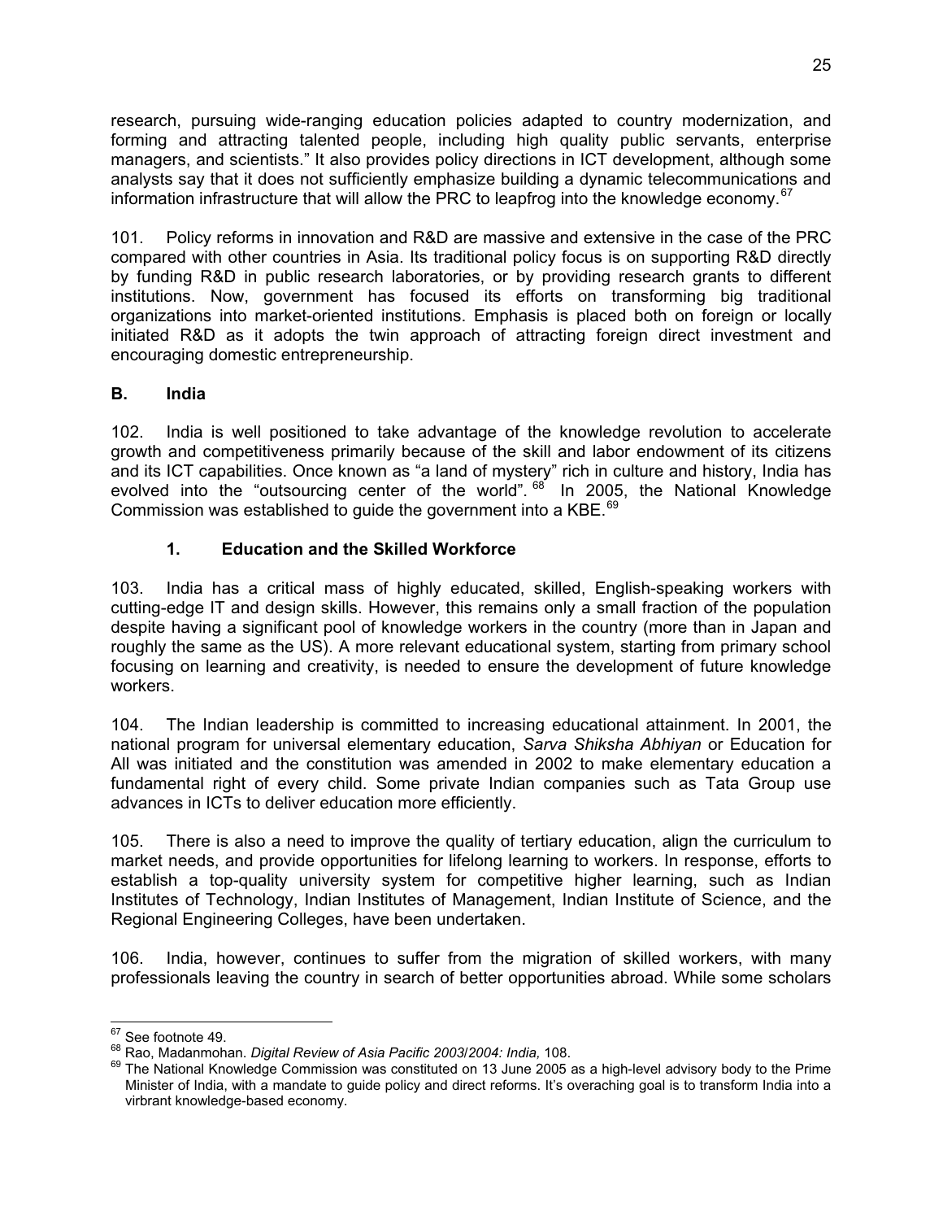research, pursuing wide-ranging education policies adapted to country modernization, and forming and attracting talented people, including high quality public servants, enterprise managers, and scientists." It also provides policy directions in ICT development, although some analysts say that it does not sufficiently emphasize building a dynamic telecommunications and information infrastructure that will allow the PRC to leapfrog into the knowledge economy.[67]

101. Policy reforms in innovation and R&D are massive and extensive in the case of the PRC compared with other countries in Asia. Its traditional policy focus is on supporting R&D directly by funding R&D in public research laboratories, or by providing research grants to different institutions. Now, government has focused its efforts on transforming big traditional organizations into market-oriented institutions. Emphasis is placed both on foreign or locally initiated R&D as it adopts the twin approach of attracting foreign direct investment and encouraging domestic entrepreneurship.

## B. India

102. India is well positioned to take advantage of the knowledge revolution to accelerate growth and competitiveness primarily because of the skill and labor endowment of its citizens and its ICT capabilities. Once known as "a land of mystery" rich in culture and history, India has evolved into the "outsourcing center of the world".[68] In 2005, the National Knowledge Commission was established to guide the government into a KBE.[69]

### 1. Education and the Skilled Workforce

103. India has a critical mass of highly educated, skilled, English-speaking workers with cutting-edge IT and design skills. However, this remains only a small fraction of the population despite having a significant pool of knowledge workers in the country (more than in Japan and roughly the same as the US). A more relevant educational system, starting from primary school focusing on learning and creativity, is needed to ensure the development of future knowledge workers.

104. The Indian leadership is committed to increasing educational attainment. In 2001, the national program for universal elementary education, *Sarva Shiksha Abhiyan* or Education for All was initiated and the constitution was amended in 2002 to make elementary education a fundamental right of every child. Some private Indian companies such as Tata Group use advances in ICTs to deliver education more efficiently.

105. There is also a need to improve the quality of tertiary education, align the curriculum to market needs, and provide opportunities for lifelong learning to workers. In response, efforts to establish a top-quality university system for competitive higher learning, such as Indian Institutes of Technology, Indian Institutes of Management, Indian Institute of Science, and the Regional Engineering Colleges, have been undertaken.

106. India, however, continues to suffer from the migration of skilled workers, with many professionals leaving the country in search of better opportunities abroad. While some scholars

---

[67] See footnote 49.

[68] Rao, Madanmohan. *Digital Review of Asia Pacific 2003/2004: India,* 108.

[69] The National Knowledge Commission was constituted on 13 June 2005 as a high-level advisory body to the Prime Minister of India, with a mandate to guide policy and direct reforms. It's overaching goal is to transform India into a virbrant knowledge-based economy.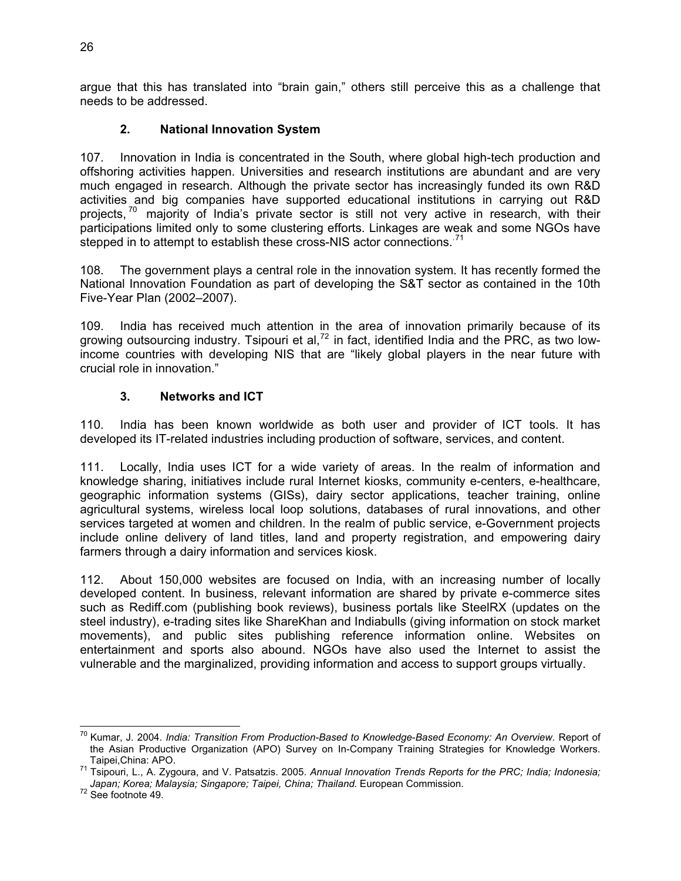argue that this has translated into "brain gain," others still perceive this as a challenge that needs to be addressed.

### 2. National Innovation System

107. Innovation in India is concentrated in the South, where global high-tech production and offshoring activities happen. Universities and research institutions are abundant and are very much engaged in research. Although the private sector has increasingly funded its own R&D activities and big companies have supported educational institutions in carrying out R&D projects,[70] majority of India's private sector is still not very active in research, with their participations limited only to some clustering efforts. Linkages are weak and some NGOs have stepped in to attempt to establish these cross-NIS actor connections.[71]

108. The government plays a central role in the innovation system. It has recently formed the National Innovation Foundation as part of developing the S&T sector as contained in the 10th Five-Year Plan (2002–2007).

109. India has received much attention in the area of innovation primarily because of its growing outsourcing industry. Tsipouri et al,[72] in fact, identified India and the PRC, as two low-income countries with developing NIS that are "likely global players in the near future with crucial role in innovation."

### 3. Networks and ICT

110. India has been known worldwide as both user and provider of ICT tools. It has developed its IT-related industries including production of software, services, and content.

111. Locally, India uses ICT for a wide variety of areas. In the realm of information and knowledge sharing, initiatives include rural Internet kiosks, community e-centers, e-healthcare, geographic information systems (GISs), dairy sector applications, teacher training, online agricultural systems, wireless local loop solutions, databases of rural innovations, and other services targeted at women and children. In the realm of public service, e-Government projects include online delivery of land titles, land and property registration, and empowering dairy farmers through a dairy information and services kiosk.

112. About 150,000 websites are focused on India, with an increasing number of locally developed content. In business, relevant information are shared by private e-commerce sites such as Rediff.com (publishing book reviews), business portals like SteelRX (updates on the steel industry), e-trading sites like ShareKhan and Indiabulls (giving information on stock market movements), and public sites publishing reference information online. Websites on entertainment and sports also abound. NGOs have also used the Internet to assist the vulnerable and the marginalized, providing information and access to support groups virtually.

---

[70] Kumar, J. 2004. *India: Transition From Production-Based to Knowledge-Based Economy: An Overview.* Report of the Asian Productive Organization (APO) Survey on In-Company Training Strategies for Knowledge Workers. Taipei,China: APO.

[71] Tsipouri, L., A. Zygoura, and V. Patsatzis. 2005. *Annual Innovation Trends Reports for the PRC; India; Indonesia; Japan; Korea; Malaysia; Singapore; Taipei, China; Thailand*. European Commission.

[72] See footnote 49.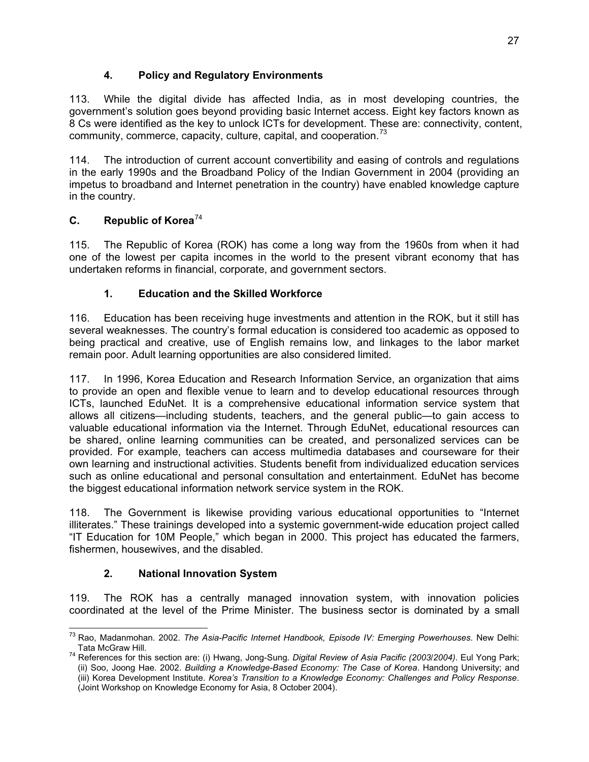### 4. Policy and Regulatory Environments

113. While the digital divide has affected India, as in most developing countries, the government's solution goes beyond providing basic Internet access. Eight key factors known as 8 Cs were identified as the key to unlock ICTs for development. These are: connectivity, content, community, commerce, capacity, culture, capital, and cooperation.[73]

114. The introduction of current account convertibility and easing of controls and regulations in the early 1990s and the Broadband Policy of the Indian Government in 2004 (providing an impetus to broadband and Internet penetration in the country) have enabled knowledge capture in the country.

## C. Republic of Korea[74]

115. The Republic of Korea (ROK) has come a long way from the 1960s from when it had one of the lowest per capita incomes in the world to the present vibrant economy that has undertaken reforms in financial, corporate, and government sectors.

### 1. Education and the Skilled Workforce

116. Education has been receiving huge investments and attention in the ROK, but it still has several weaknesses. The country's formal education is considered too academic as opposed to being practical and creative, use of English remains low, and linkages to the labor market remain poor. Adult learning opportunities are also considered limited.

117. In 1996, Korea Education and Research Information Service, an organization that aims to provide an open and flexible venue to learn and to develop educational resources through ICTs, launched EduNet. It is a comprehensive educational information service system that allows all citizens—including students, teachers, and the general public—to gain access to valuable educational information via the Internet. Through EduNet, educational resources can be shared, online learning communities can be created, and personalized services can be provided. For example, teachers can access multimedia databases and courseware for their own learning and instructional activities. Students benefit from individualized education services such as online educational and personal consultation and entertainment. EduNet has become the biggest educational information network service system in the ROK.

118. The Government is likewise providing various educational opportunities to "Internet illiterates." These trainings developed into a systemic government-wide education project called "IT Education for 10M People," which began in 2000. This project has educated the farmers, fishermen, housewives, and the disabled.

### 2. National Innovation System

119. The ROK has a centrally managed innovation system, with innovation policies coordinated at the level of the Prime Minister. The business sector is dominated by a small

---

[73] Rao, Madanmohan. 2002. *The Asia-Pacific Internet Handbook, Episode IV: Emerging Powerhouses*. New Delhi: Tata McGraw Hill.

[74] References for this section are: (i) Hwang, Jong-Sung. *Digital Review of Asia Pacific (2003/2004)*. Eul Yong Park; (ii) Soo, Joong Hae. 2002. *Building a Knowledge-Based Economy: The Case of Korea*. Handong University; and (iii) Korea Development Institute. *Korea's Transition to a Knowledge Economy: Challenges and Policy Response*. (Joint Workshop on Knowledge Economy for Asia, 8 October 2004).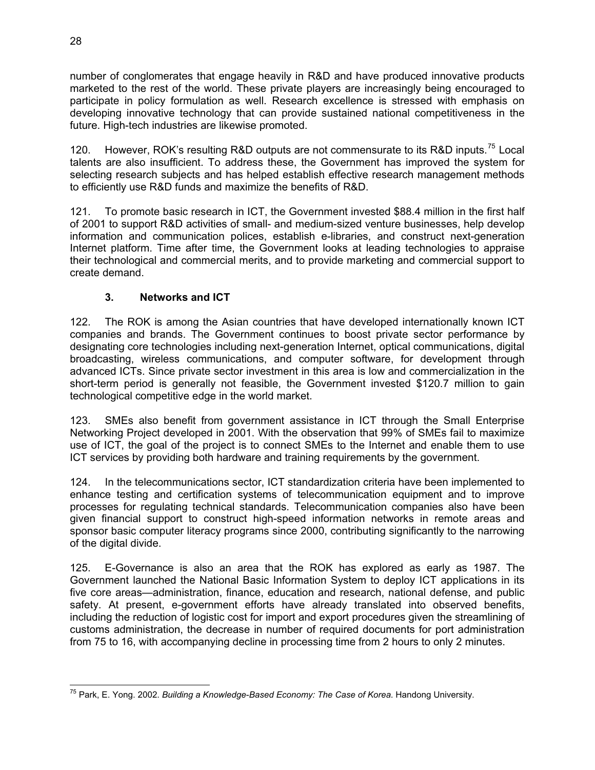number of conglomerates that engage heavily in R&D and have produced innovative products marketed to the rest of the world. These private players are increasingly being encouraged to participate in policy formulation as well. Research excellence is stressed with emphasis on developing innovative technology that can provide sustained national competitiveness in the future. High-tech industries are likewise promoted.

120. However, ROK's resulting R&D outputs are not commensurate to its R&D inputs.[75] Local talents are also insufficient. To address these, the Government has improved the system for selecting research subjects and has helped establish effective research management methods to efficiently use R&D funds and maximize the benefits of R&D.

121. To promote basic research in ICT, the Government invested $88.4 million in the first half of 2001 to support R&D activities of small- and medium-sized venture businesses, help develop information and communication polices, establish e-libraries, and construct next-generation Internet platform. Time after time, the Government looks at leading technologies to appraise their technological and commercial merits, and to provide marketing and commercial support to create demand.

### 3. Networks and ICT

122. The ROK is among the Asian countries that have developed internationally known ICT companies and brands. The Government continues to boost private sector performance by designating core technologies including next-generation Internet, optical communications, digital broadcasting, wireless communications, and computer software, for development through advanced ICTs. Since private sector investment in this area is low and commercialization in the short-term period is generally not feasible, the Government invested $120.7 million to gain technological competitive edge in the world market.

123. SMEs also benefit from government assistance in ICT through the Small Enterprise Networking Project developed in 2001. With the observation that 99% of SMEs fail to maximize use of ICT, the goal of the project is to connect SMEs to the Internet and enable them to use ICT services by providing both hardware and training requirements by the government.

124. In the telecommunications sector, ICT standardization criteria have been implemented to enhance testing and certification systems of telecommunication equipment and to improve processes for regulating technical standards. Telecommunication companies also have been given financial support to construct high-speed information networks in remote areas and sponsor basic computer literacy programs since 2000, contributing significantly to the narrowing of the digital divide.

125. E-Governance is also an area that the ROK has explored as early as 1987. The Government launched the National Basic Information System to deploy ICT applications in its five core areas—administration, finance, education and research, national defense, and public safety. At present, e-government efforts have already translated into observed benefits, including the reduction of logistic cost for import and export procedures given the streamlining of customs administration, the decrease in number of required documents for port administration from 75 to 16, with accompanying decline in processing time from 2 hours to only 2 minutes.

---

[75] Park, E. Yong. 2002. *Building a Knowledge-Based Economy: The Case of Korea*. Handong University.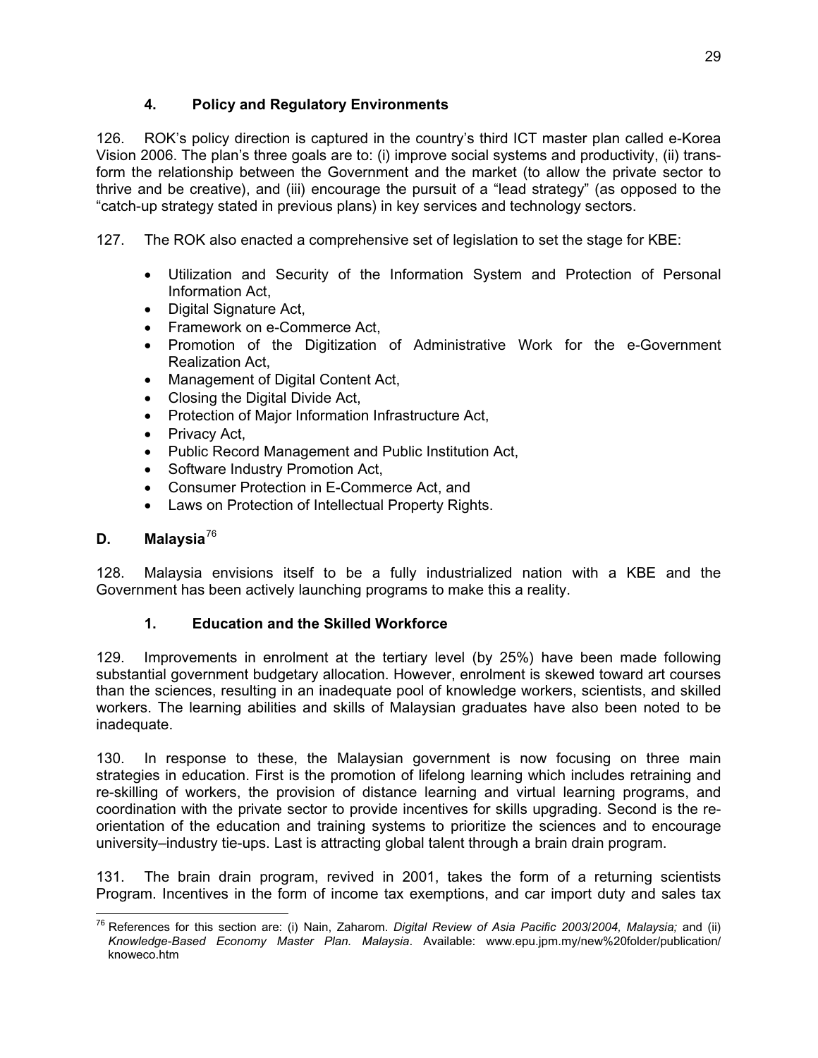### 4. Policy and Regulatory Environments

126. ROK's policy direction is captured in the country's third ICT master plan called e-Korea Vision 2006. The plan's three goals are to: (i) improve social systems and productivity, (ii) transform the relationship between the Government and the market (to allow the private sector to thrive and be creative), and (iii) encourage the pursuit of a "lead strategy" (as opposed to the "catch-up strategy stated in previous plans) in key services and technology sectors.

127. The ROK also enacted a comprehensive set of legislation to set the stage for KBE:

- Utilization and Security of the Information System and Protection of Personal Information Act,
- Digital Signature Act,
- Framework on e-Commerce Act,
- Promotion of the Digitization of Administrative Work for the e-Government Realization Act,
- Management of Digital Content Act,
- Closing the Digital Divide Act,
- Protection of Major Information Infrastructure Act,
- Privacy Act,
- Public Record Management and Public Institution Act,
- Software Industry Promotion Act,
- Consumer Protection in E-Commerce Act, and
- Laws on Protection of Intellectual Property Rights.

## D. Malaysia[76]

128. Malaysia envisions itself to be a fully industrialized nation with a KBE and the Government has been actively launching programs to make this a reality.

### 1. Education and the Skilled Workforce

129. Improvements in enrolment at the tertiary level (by 25%) have been made following substantial government budgetary allocation. However, enrolment is skewed toward art courses than the sciences, resulting in an inadequate pool of knowledge workers, scientists, and skilled workers. The learning abilities and skills of Malaysian graduates have also been noted to be inadequate.

130. In response to these, the Malaysian government is now focusing on three main strategies in education. First is the promotion of lifelong learning which includes retraining and re-skilling of workers, the provision of distance learning and virtual learning programs, and coordination with the private sector to provide incentives for skills upgrading. Second is the re-orientation of the education and training systems to prioritize the sciences and to encourage university–industry tie-ups. Last is attracting global talent through a brain drain program.

131. The brain drain program, revived in 2001, takes the form of a returning scientists Program. Incentives in the form of income tax exemptions, and car import duty and sales tax

---

[76] References for this section are: (i) Nain, Zaharom. *Digital Review of Asia Pacific 2003/2004, Malaysia;* and (ii) *Knowledge-Based Economy Master Plan. Malaysia*. Available: www.epu.jpm.my/new%20folder/publication/knoweco.htm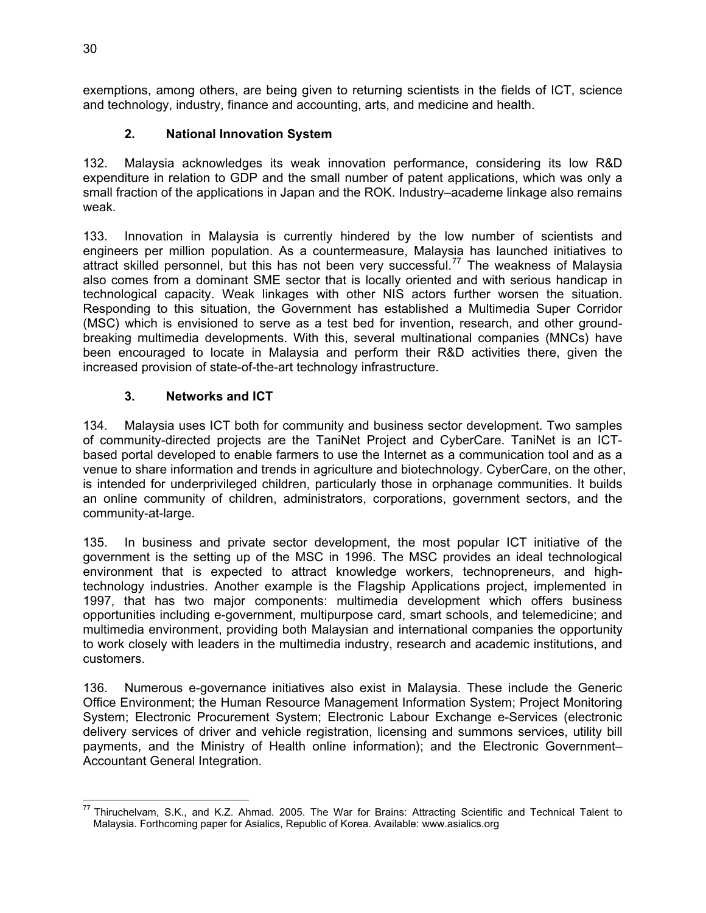exemptions, among others, are being given to returning scientists in the fields of ICT, science and technology, industry, finance and accounting, arts, and medicine and health.

### 2. National Innovation System

132. Malaysia acknowledges its weak innovation performance, considering its low R&D expenditure in relation to GDP and the small number of patent applications, which was only a small fraction of the applications in Japan and the ROK. Industry–academe linkage also remains weak.

133. Innovation in Malaysia is currently hindered by the low number of scientists and engineers per million population. As a countermeasure, Malaysia has launched initiatives to attract skilled personnel, but this has not been very successful.[77] The weakness of Malaysia also comes from a dominant SME sector that is locally oriented and with serious handicap in technological capacity. Weak linkages with other NIS actors further worsen the situation. Responding to this situation, the Government has established a Multimedia Super Corridor (MSC) which is envisioned to serve as a test bed for invention, research, and other ground-breaking multimedia developments. With this, several multinational companies (MNCs) have been encouraged to locate in Malaysia and perform their R&D activities there, given the increased provision of state-of-the-art technology infrastructure.

### 3. Networks and ICT

134. Malaysia uses ICT both for community and business sector development. Two samples of community-directed projects are the TaniNet Project and CyberCare. TaniNet is an ICT-based portal developed to enable farmers to use the Internet as a communication tool and as a venue to share information and trends in agriculture and biotechnology. CyberCare, on the other, is intended for underprivileged children, particularly those in orphanage communities. It builds an online community of children, administrators, corporations, government sectors, and the community-at-large.

135. In business and private sector development, the most popular ICT initiative of the government is the setting up of the MSC in 1996. The MSC provides an ideal technological environment that is expected to attract knowledge workers, technopreneurs, and high-technology industries. Another example is the Flagship Applications project, implemented in 1997, that has two major components: multimedia development which offers business opportunities including e-government, multipurpose card, smart schools, and telemedicine; and multimedia environment, providing both Malaysian and international companies the opportunity to work closely with leaders in the multimedia industry, research and academic institutions, and customers.

136. Numerous e-governance initiatives also exist in Malaysia. These include the Generic Office Environment; the Human Resource Management Information System; Project Monitoring System; Electronic Procurement System; Electronic Labour Exchange e-Services (electronic delivery services of driver and vehicle registration, licensing and summons services, utility bill payments, and the Ministry of Health online information); and the Electronic Government–Accountant General Integration.

---

[77] Thiruchelvam, S.K., and K.Z. Ahmad. 2005. The War for Brains: Attracting Scientific and Technical Talent to Malaysia. Forthcoming paper for Asialics, Republic of Korea. Available: www.asialics.org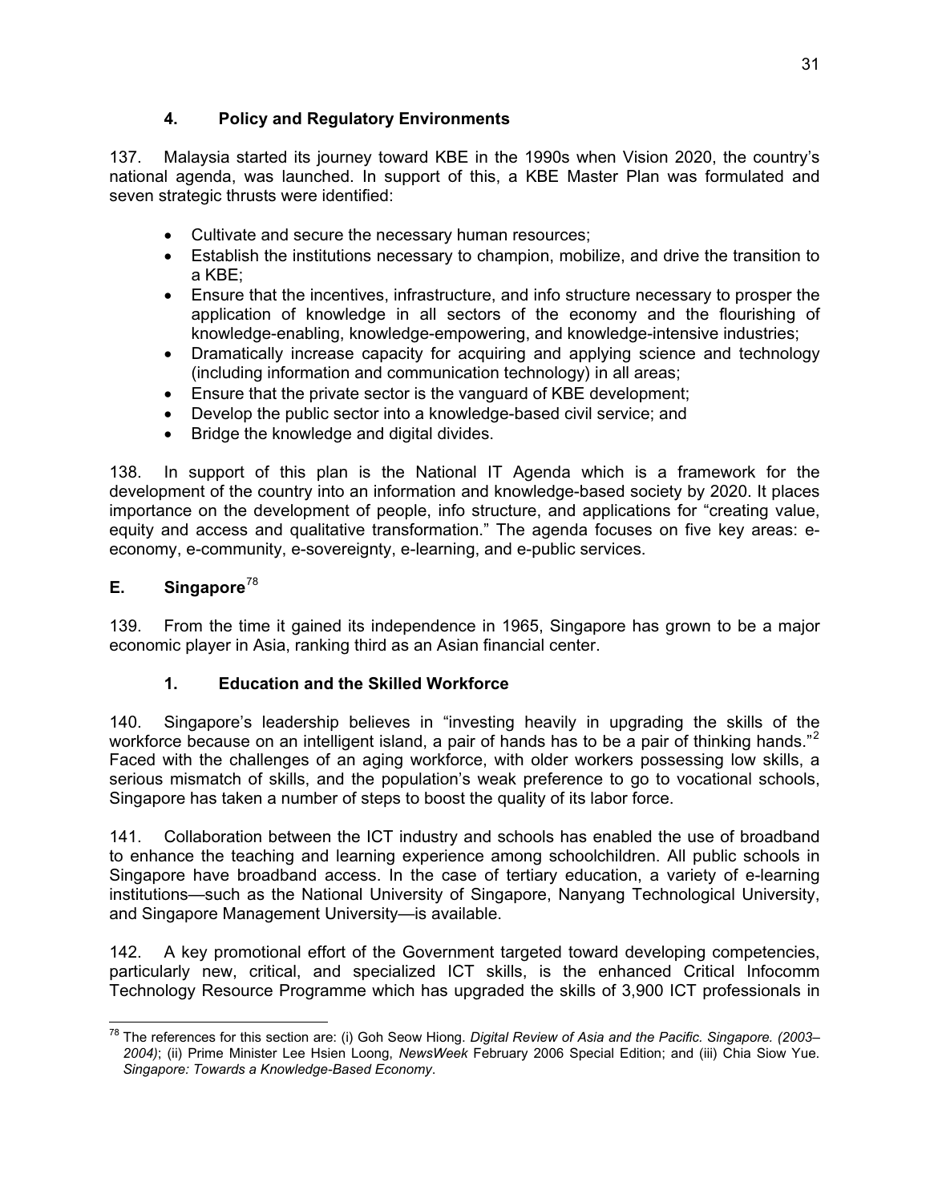### 4. Policy and Regulatory Environments

137. Malaysia started its journey toward KBE in the 1990s when Vision 2020, the country's national agenda, was launched. In support of this, a KBE Master Plan was formulated and seven strategic thrusts were identified:

- Cultivate and secure the necessary human resources;
- Establish the institutions necessary to champion, mobilize, and drive the transition to a KBE;
- Ensure that the incentives, infrastructure, and info structure necessary to prosper the application of knowledge in all sectors of the economy and the flourishing of knowledge-enabling, knowledge-empowering, and knowledge-intensive industries;
- Dramatically increase capacity for acquiring and applying science and technology (including information and communication technology) in all areas;
- Ensure that the private sector is the vanguard of KBE development;
- Develop the public sector into a knowledge-based civil service; and
- Bridge the knowledge and digital divides.

138. In support of this plan is the National IT Agenda which is a framework for the development of the country into an information and knowledge-based society by 2020. It places importance on the development of people, info structure, and applications for "creating value, equity and access and qualitative transformation." The agenda focuses on five key areas: e-economy, e-community, e-sovereignty, e-learning, and e-public services.

## E. Singapore[78]

139. From the time it gained its independence in 1965, Singapore has grown to be a major economic player in Asia, ranking third as an Asian financial center.

### 1. Education and the Skilled Workforce

140. Singapore's leadership believes in "investing heavily in upgrading the skills of the workforce because on an intelligent island, a pair of hands has to be a pair of thinking hands."[2] Faced with the challenges of an aging workforce, with older workers possessing low skills, a serious mismatch of skills, and the population's weak preference to go to vocational schools, Singapore has taken a number of steps to boost the quality of its labor force.

141. Collaboration between the ICT industry and schools has enabled the use of broadband to enhance the teaching and learning experience among schoolchildren. All public schools in Singapore have broadband access. In the case of tertiary education, a variety of e-learning institutions—such as the National University of Singapore, Nanyang Technological University, and Singapore Management University—is available.

142. A key promotional effort of the Government targeted toward developing competencies, particularly new, critical, and specialized ICT skills, is the enhanced Critical Infocomm Technology Resource Programme which has upgraded the skills of 3,900 ICT professionals in

---

[78] The references for this section are: (i) Goh Seow Hiong. *Digital Review of Asia and the Pacific. Singapore. (2003–2004)*; (ii) Prime Minister Lee Hsien Loong, *NewsWeek* February 2006 Special Edition; and (iii) Chia Siow Yue. *Singapore: Towards a Knowledge-Based Economy*.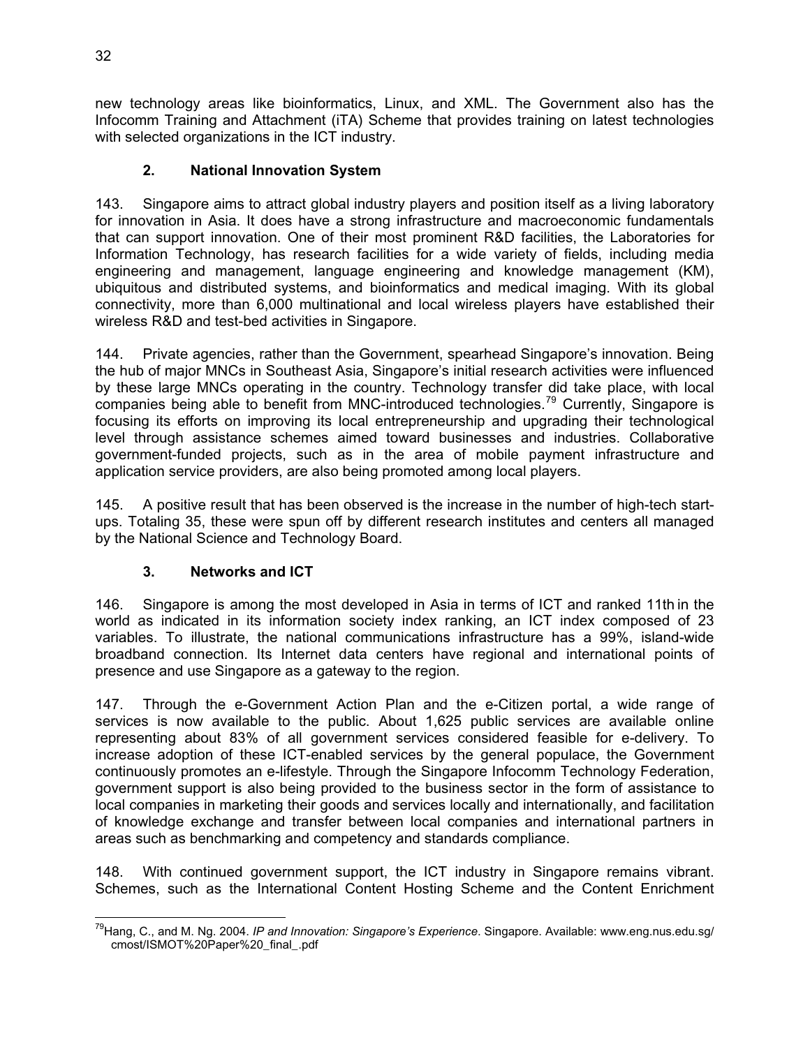new technology areas like bioinformatics, Linux, and XML. The Government also has the Infocomm Training and Attachment (iTA) Scheme that provides training on latest technologies with selected organizations in the ICT industry.

### 2. National Innovation System

143. Singapore aims to attract global industry players and position itself as a living laboratory for innovation in Asia. It does have a strong infrastructure and macroeconomic fundamentals that can support innovation. One of their most prominent R&D facilities, the Laboratories for Information Technology, has research facilities for a wide variety of fields, including media engineering and management, language engineering and knowledge management (KM), ubiquitous and distributed systems, and bioinformatics and medical imaging. With its global connectivity, more than 6,000 multinational and local wireless players have established their wireless R&D and test-bed activities in Singapore.

144. Private agencies, rather than the Government, spearhead Singapore's innovation. Being the hub of major MNCs in Southeast Asia, Singapore's initial research activities were influenced by these large MNCs operating in the country. Technology transfer did take place, with local companies being able to benefit from MNC-introduced technologies.[79] Currently, Singapore is focusing its efforts on improving its local entrepreneurship and upgrading their technological level through assistance schemes aimed toward businesses and industries. Collaborative government-funded projects, such as in the area of mobile payment infrastructure and application service providers, are also being promoted among local players.

145. A positive result that has been observed is the increase in the number of high-tech start-ups. Totaling 35, these were spun off by different research institutes and centers all managed by the National Science and Technology Board.

### 3. Networks and ICT

146. Singapore is among the most developed in Asia in terms of ICT and ranked 11th in the world as indicated in its information society index ranking, an ICT index composed of 23 variables. To illustrate, the national communications infrastructure has a 99%, island-wide broadband connection. Its Internet data centers have regional and international points of presence and use Singapore as a gateway to the region.

147. Through the e-Government Action Plan and the e-Citizen portal, a wide range of services is now available to the public. About 1,625 public services are available online representing about 83% of all government services considered feasible for e-delivery. To increase adoption of these ICT-enabled services by the general populace, the Government continuously promotes an e-lifestyle. Through the Singapore Infocomm Technology Federation, government support is also being provided to the business sector in the form of assistance to local companies in marketing their goods and services locally and internationally, and facilitation of knowledge exchange and transfer between local companies and international partners in areas such as benchmarking and competency and standards compliance.

148. With continued government support, the ICT industry in Singapore remains vibrant. Schemes, such as the International Content Hosting Scheme and the Content Enrichment

---

[79] Hang, C., and M. Ng. 2004. *IP and Innovation: Singapore's Experience*. Singapore. Available: www.eng.nus.edu.sg/cmost/ISMOT%20Paper%20_final_.pdf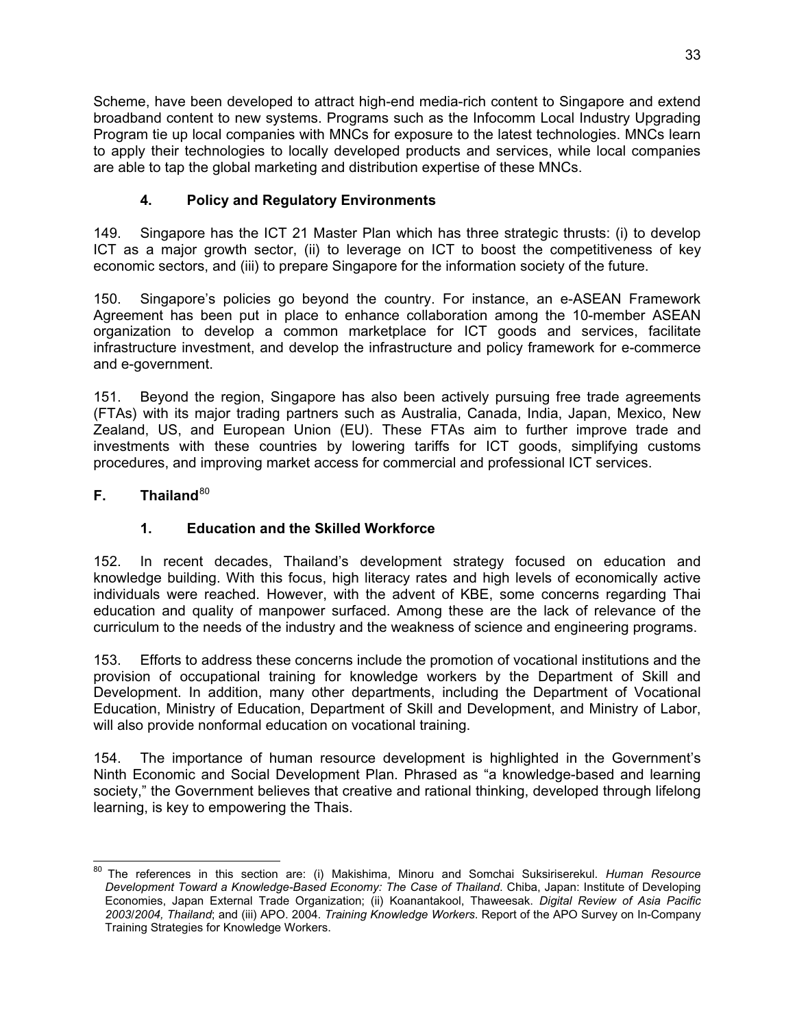Scheme, have been developed to attract high-end media-rich content to Singapore and extend broadband content to new systems. Programs such as the Infocomm Local Industry Upgrading Program tie up local companies with MNCs for exposure to the latest technologies. MNCs learn to apply their technologies to locally developed products and services, while local companies are able to tap the global marketing and distribution expertise of these MNCs.

### 4. Policy and Regulatory Environments

149. Singapore has the ICT 21 Master Plan which has three strategic thrusts: (i) to develop ICT as a major growth sector, (ii) to leverage on ICT to boost the competitiveness of key economic sectors, and (iii) to prepare Singapore for the information society of the future.

150. Singapore's policies go beyond the country. For instance, an e-ASEAN Framework Agreement has been put in place to enhance collaboration among the 10-member ASEAN organization to develop a common marketplace for ICT goods and services, facilitate infrastructure investment, and develop the infrastructure and policy framework for e-commerce and e-government.

151. Beyond the region, Singapore has also been actively pursuing free trade agreements (FTAs) with its major trading partners such as Australia, Canada, India, Japan, Mexico, New Zealand, US, and European Union (EU). These FTAs aim to further improve trade and investments with these countries by lowering tariffs for ICT goods, simplifying customs procedures, and improving market access for commercial and professional ICT services.

## F. Thailand[80]

### 1. Education and the Skilled Workforce

152. In recent decades, Thailand's development strategy focused on education and knowledge building. With this focus, high literacy rates and high levels of economically active individuals were reached. However, with the advent of KBE, some concerns regarding Thai education and quality of manpower surfaced. Among these are the lack of relevance of the curriculum to the needs of the industry and the weakness of science and engineering programs.

153. Efforts to address these concerns include the promotion of vocational institutions and the provision of occupational training for knowledge workers by the Department of Skill and Development. In addition, many other departments, including the Department of Vocational Education, Ministry of Education, Department of Skill and Development, and Ministry of Labor, will also provide nonformal education on vocational training.

154. The importance of human resource development is highlighted in the Government's Ninth Economic and Social Development Plan. Phrased as "a knowledge-based and learning society," the Government believes that creative and rational thinking, developed through lifelong learning, is key to empowering the Thais.

---

[80] The references in this section are: (i) Makishima, Minoru and Somchai Suksiriserekul. *Human Resource Development Toward a Knowledge-Based Economy: The Case of Thailand*. Chiba, Japan: Institute of Developing Economies, Japan External Trade Organization; (ii) Koanantakool, Thaweesak. *Digital Review of Asia Pacific 2003/2004, Thailand*; and (iii) APO. 2004. *Training Knowledge Workers*. Report of the APO Survey on In-Company Training Strategies for Knowledge Workers.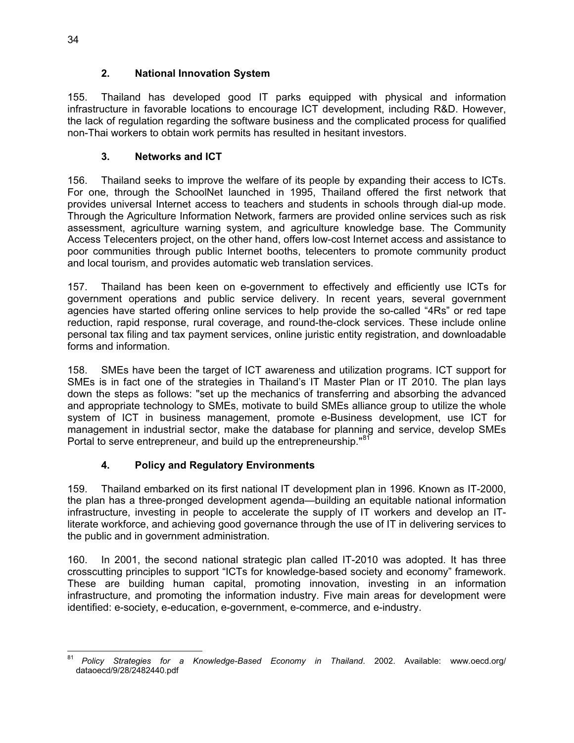### 2. National Innovation System

155. Thailand has developed good IT parks equipped with physical and information infrastructure in favorable locations to encourage ICT development, including R&D. However, the lack of regulation regarding the software business and the complicated process for qualified non-Thai workers to obtain work permits has resulted in hesitant investors.

### 3. Networks and ICT

156. Thailand seeks to improve the welfare of its people by expanding their access to ICTs. For one, through the SchoolNet launched in 1995, Thailand offered the first network that provides universal Internet access to teachers and students in schools through dial-up mode. Through the Agriculture Information Network, farmers are provided online services such as risk assessment, agriculture warning system, and agriculture knowledge base. The Community Access Telecenters project, on the other hand, offers low-cost Internet access and assistance to poor communities through public Internet booths, telecenters to promote community product and local tourism, and provides automatic web translation services.

157. Thailand has been keen on e-government to effectively and efficiently use ICTs for government operations and public service delivery. In recent years, several government agencies have started offering online services to help provide the so-called "4Rs" or red tape reduction, rapid response, rural coverage, and round-the-clock services. These include online personal tax filing and tax payment services, online juristic entity registration, and downloadable forms and information.

158. SMEs have been the target of ICT awareness and utilization programs. ICT support for SMEs is in fact one of the strategies in Thailand's IT Master Plan or IT 2010. The plan lays down the steps as follows: "set up the mechanics of transferring and absorbing the advanced and appropriate technology to SMEs, motivate to build SMEs alliance group to utilize the whole system of ICT in business management, promote e-Business development, use ICT for management in industrial sector, make the database for planning and service, develop SMEs Portal to serve entrepreneur, and build up the entrepreneurship."[81]

### 4. Policy and Regulatory Environments

159. Thailand embarked on its first national IT development plan in 1996. Known as IT-2000, the plan has a three-pronged development agenda—building an equitable national information infrastructure, investing in people to accelerate the supply of IT workers and develop an IT-literate workforce, and achieving good governance through the use of IT in delivering services to the public and in government administration.

160. In 2001, the second national strategic plan called IT-2010 was adopted. It has three crosscutting principles to support "ICTs for knowledge-based society and economy" framework. These are building human capital, promoting innovation, investing in an information infrastructure, and promoting the information industry. Five main areas for development were identified: e-society, e-education, e-government, e-commerce, and e-industry.

---

[81] *Policy Strategies for a Knowledge-Based Economy in Thailand*. 2002. Available: www.oecd.org/dataoecd/9/28/2482440.pdf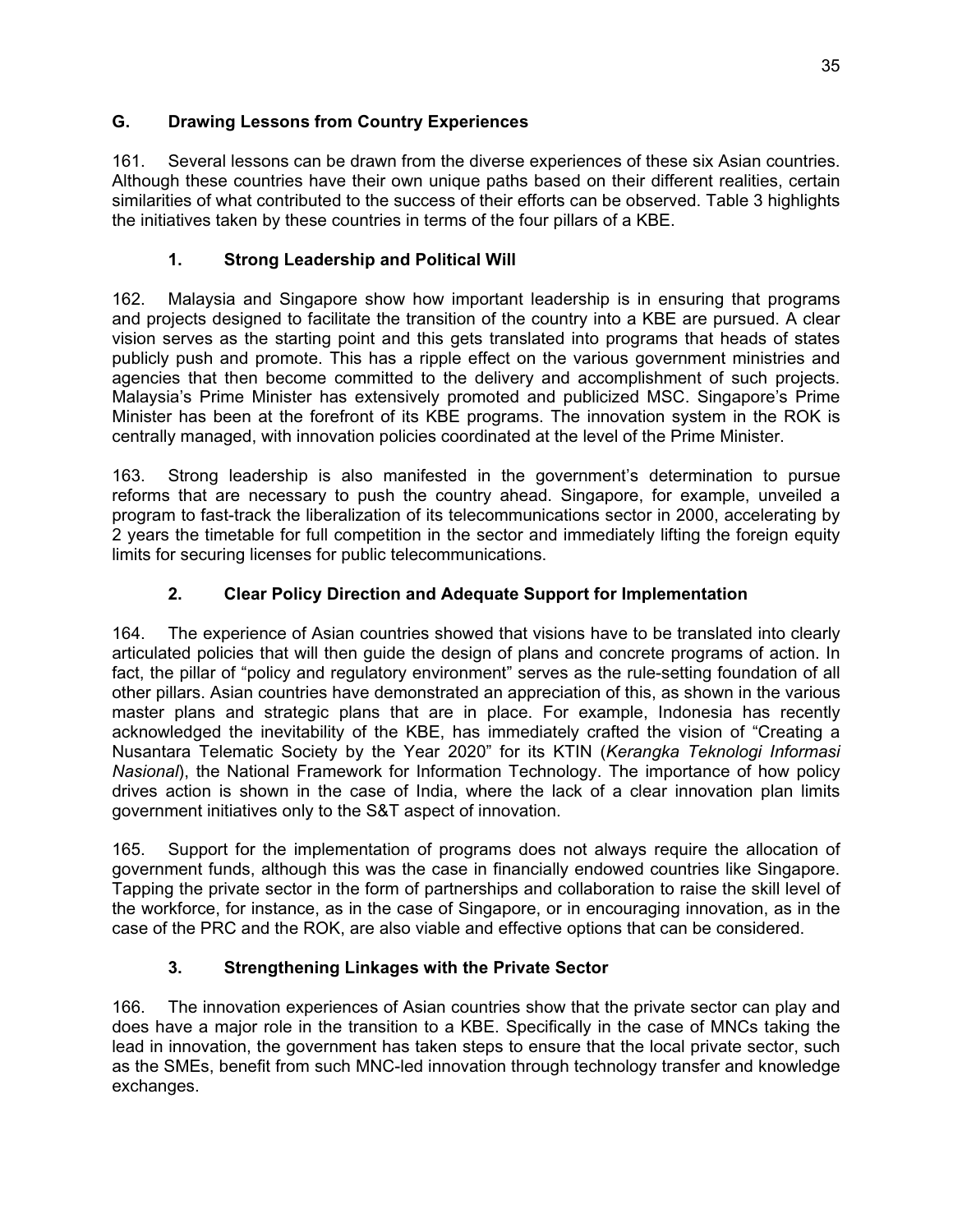## G. Drawing Lessons from Country Experiences

161. Several lessons can be drawn from the diverse experiences of these six Asian countries. Although these countries have their own unique paths based on their different realities, certain similarities of what contributed to the success of their efforts can be observed. Table 3 highlights the initiatives taken by these countries in terms of the four pillars of a KBE.

### 1. Strong Leadership and Political Will

162. Malaysia and Singapore show how important leadership is in ensuring that programs and projects designed to facilitate the transition of the country into a KBE are pursued. A clear vision serves as the starting point and this gets translated into programs that heads of states publicly push and promote. This has a ripple effect on the various government ministries and agencies that then become committed to the delivery and accomplishment of such projects. Malaysia's Prime Minister has extensively promoted and publicized MSC. Singapore's Prime Minister has been at the forefront of its KBE programs. The innovation system in the ROK is centrally managed, with innovation policies coordinated at the level of the Prime Minister.

163. Strong leadership is also manifested in the government's determination to pursue reforms that are necessary to push the country ahead. Singapore, for example, unveiled a program to fast-track the liberalization of its telecommunications sector in 2000, accelerating by 2 years the timetable for full competition in the sector and immediately lifting the foreign equity limits for securing licenses for public telecommunications.

### 2. Clear Policy Direction and Adequate Support for Implementation

164. The experience of Asian countries showed that visions have to be translated into clearly articulated policies that will then guide the design of plans and concrete programs of action. In fact, the pillar of "policy and regulatory environment" serves as the rule-setting foundation of all other pillars. Asian countries have demonstrated an appreciation of this, as shown in the various master plans and strategic plans that are in place. For example, Indonesia has recently acknowledged the inevitability of the KBE, has immediately crafted the vision of "Creating a Nusantara Telematic Society by the Year 2020" for its KTIN (*Kerangka Teknologi Informasi Nasional*), the National Framework for Information Technology. The importance of how policy drives action is shown in the case of India, where the lack of a clear innovation plan limits government initiatives only to the S&T aspect of innovation.

165. Support for the implementation of programs does not always require the allocation of government funds, although this was the case in financially endowed countries like Singapore. Tapping the private sector in the form of partnerships and collaboration to raise the skill level of the workforce, for instance, as in the case of Singapore, or in encouraging innovation, as in the case of the PRC and the ROK, are also viable and effective options that can be considered.

### 3. Strengthening Linkages with the Private Sector

166. The innovation experiences of Asian countries show that the private sector can play and does have a major role in the transition to a KBE. Specifically in the case of MNCs taking the lead in innovation, the government has taken steps to ensure that the local private sector, such as the SMEs, benefit from such MNC-led innovation through technology transfer and knowledge exchanges.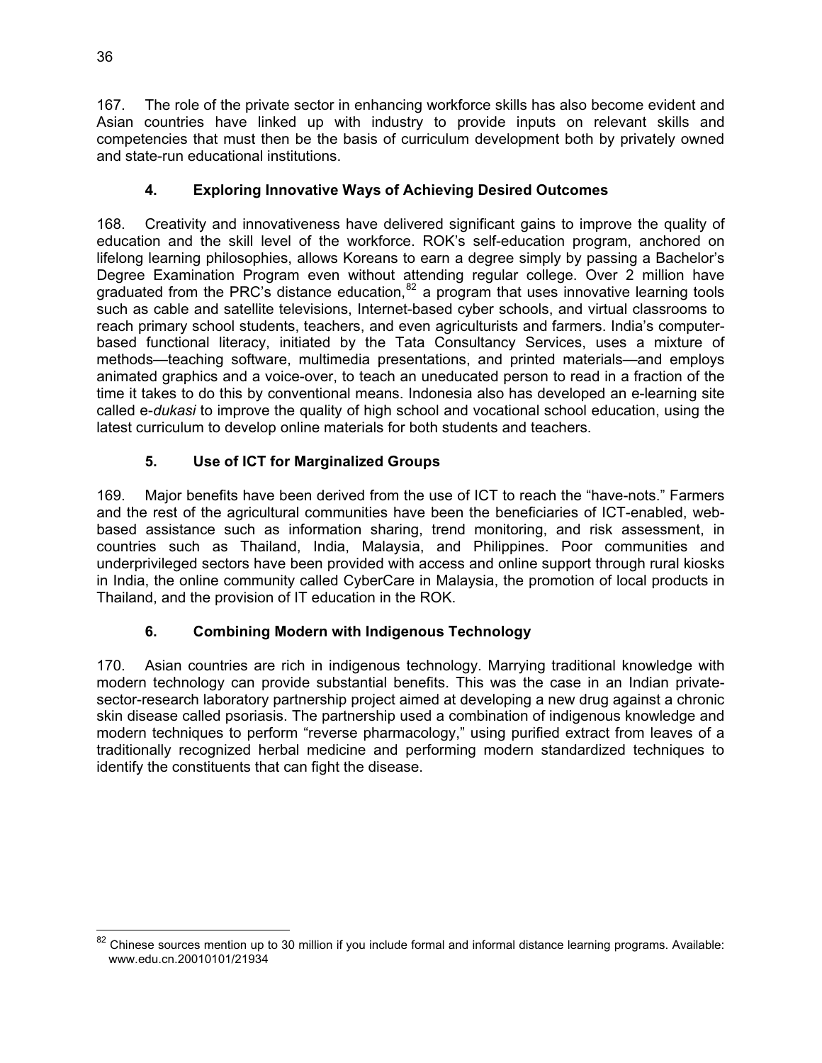167. The role of the private sector in enhancing workforce skills has also become evident and Asian countries have linked up with industry to provide inputs on relevant skills and competencies that must then be the basis of curriculum development both by privately owned and state-run educational institutions.

### 4. Exploring Innovative Ways of Achieving Desired Outcomes

168. Creativity and innovativeness have delivered significant gains to improve the quality of education and the skill level of the workforce. ROK's self-education program, anchored on lifelong learning philosophies, allows Koreans to earn a degree simply by passing a Bachelor's Degree Examination Program even without attending regular college. Over 2 million have graduated from the PRC's distance education,[82] a program that uses innovative learning tools such as cable and satellite televisions, Internet-based cyber schools, and virtual classrooms to reach primary school students, teachers, and even agriculturists and farmers. India's computer-based functional literacy, initiated by the Tata Consultancy Services, uses a mixture of methods—teaching software, multimedia presentations, and printed materials—and employs animated graphics and a voice-over, to teach an uneducated person to read in a fraction of the time it takes to do this by conventional means. Indonesia also has developed an e-learning site called e-*dukasi* to improve the quality of high school and vocational school education, using the latest curriculum to develop online materials for both students and teachers.

### 5. Use of ICT for Marginalized Groups

169. Major benefits have been derived from the use of ICT to reach the "have-nots." Farmers and the rest of the agricultural communities have been the beneficiaries of ICT-enabled, web-based assistance such as information sharing, trend monitoring, and risk assessment, in countries such as Thailand, India, Malaysia, and Philippines. Poor communities and underprivileged sectors have been provided with access and online support through rural kiosks in India, the online community called CyberCare in Malaysia, the promotion of local products in Thailand, and the provision of IT education in the ROK.

### 6. Combining Modern with Indigenous Technology

170. Asian countries are rich in indigenous technology. Marrying traditional knowledge with modern technology can provide substantial benefits. This was the case in an Indian private-sector-research laboratory partnership project aimed at developing a new drug against a chronic skin disease called psoriasis. The partnership used a combination of indigenous knowledge and modern techniques to perform "reverse pharmacology," using purified extract from leaves of a traditionally recognized herbal medicine and performing modern standardized techniques to identify the constituents that can fight the disease.

---

[82] Chinese sources mention up to 30 million if you include formal and informal distance learning programs. Available: www.edu.cn.20010101/21934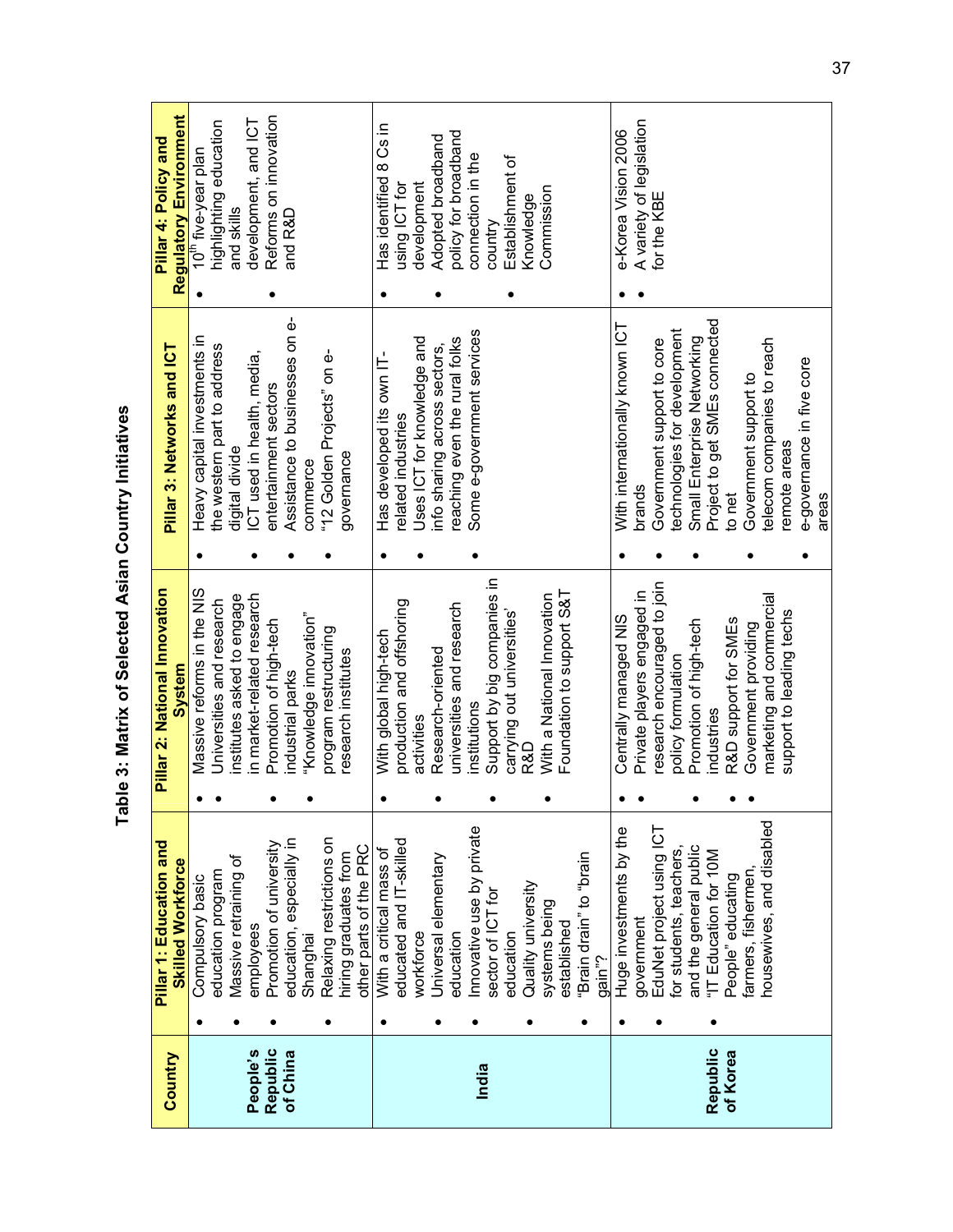**Table 3: Matrix of Selected Asian Country Initiatives**

| Country | Pillar 1: Education and Skilled Workforce | Pillar 2: National Innovation System | Pillar 3: Networks and ICT | Pillar 4: Policy and Regulatory Environment |
|---|---|---|---|---|
| People's Republic of China | • Compulsory basic education program<br>• Massive retraining of employees<br>• Promotion of university education, especially in Shanghai<br>• Relaxing restrictions on hiring graduates from other parts of the PRC | • Massive reforms in the NIS<br>• Universities and research institutes asked to engage in market-related research<br>• Promotion of high-tech industrial parks<br>• "Knowledge innovation" program restructuring research institutes | • Heavy capital investments in the western part to address digital divide<br>• ICT used in health, media, entertainment sectors<br>• Assistance to businesses on e-commerce<br>• "12 Golden Projects" on e-governance | • 10th five-year plan highlighting education and skills development, and ICT<br>• Reforms on innovation and R&D |
| India | • With a critical mass of educated and IT-skilled workforce<br>• Universal elementary education<br>• Innovative use by private sector of ICT for education<br>• Quality university systems being established<br>• "Brain drain" to "brain gain"? | • With global high-tech production and offshoring activities<br>• Research-oriented universities and research institutions<br>• Support by big companies in carrying out universities' R&D<br>• With a National Innovation Foundation to support S&T | • Has developed its own IT-related industries<br>• Uses ICT for knowledge and info sharing across sectors, reaching even the rural folks<br>• Some e-government services | • Has identified 8 Cs in using ICT for development<br>• Adopted broadband policy for broadband connection in the country<br>• Establishment of Knowledge Commission |
| Republic of Korea | • Huge investments by the government<br>• EduNet project using ICT for students, teachers, and the general public<br>• "IT Education for 10M People" educating farmers, fishermen, housewives, and disabled | • Centrally managed NIS<br>• Private players engaged in research encouraged to join policy formulation<br>• Promotion of high-tech industries<br>• R&D support for SMEs<br>• Government providing marketing and commercial support to leading techs | • With internationally known ICT brands<br>• Government support to core technologies for development<br>• Small Enterprise Networking Project to get SMEs connected to net<br>• Government support to telecom companies to reach remote areas<br>• e-governance in five core areas | • e-Korea Vision 2006<br>• A variety of legislation for the KBE |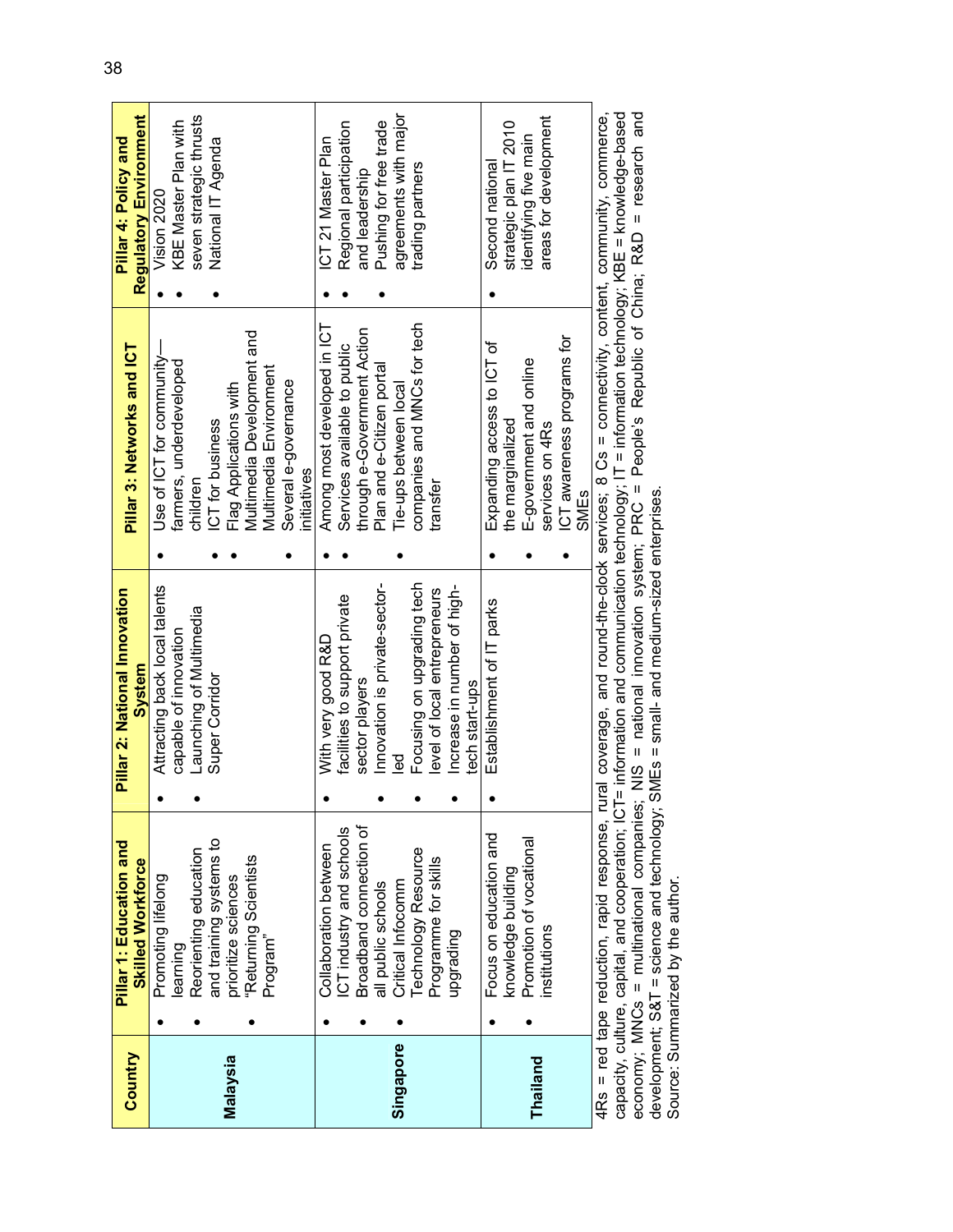| Country | Pillar 1: Education and Skilled Workforce | Pillar 2: National Innovation System | Pillar 3: Networks and ICT | Pillar 4: Policy and Regulatory Environment |
|---|---|---|---|---|
| Malaysia | • Promoting lifelong learning<br>• Reorienting education and training systems to prioritize sciences<br>• "Returning Scientists Program" | • Attracting back local talents capable of innovation<br>• Launching of Multimedia Super Corridor | • Use of ICT for community—farmers, underdeveloped children<br>• ICT for business<br>• Flag Applications with Multimedia Development and Multimedia Environment<br>• Several e-governance initiatives | • Vision 2020<br>• KBE Master Plan with seven strategic thrusts<br>• National IT Agenda |
| Singapore | • Collaboration between ICT industry and schools<br>• Broadband connection of all public schools<br>• Critical Infocomm Technology Resource Programme for skills upgrading | • With very good R&D facilities to support private sector players<br>• Innovation is private-sector-led<br>• Focusing on upgrading tech level of local entrepreneurs<br>• Increase in number of high-tech start-ups | • Among most developed in ICT<br>• Services available to public through e-Government Action Plan and e-Citizen portal<br>• Tie-ups between local companies and MNCs for tech transfer | • ICT 21 Master Plan<br>• Regional participation and leadership<br>• Pushing for free trade agreements with major trading partners |
| Thailand | • Focus on education and knowledge building<br>• Promotion of vocational institutions | • Establishment of IT parks | • Expanding access to ICT of the marginalized<br>• E-government and online services on 4Rs<br>• ICT awareness programs for SMEs | • Second national strategic plan IT 2010 identifying five main areas for development |

4Rs = red tape reduction, rapid response, rural coverage, and round-the-clock services; 8 Cs = connectivity, content, community, commerce, capacity, culture, capital, and cooperation; ICT= information and communication technology; IT = information technology; KBE = knowledge-based economy; MNCs = multinational companies; NIS = national innovation system; PRC = People's Republic of China; R&D = research and development; S&T = science and technology; SMEs = small- and medium-sized enterprises.

Source: Summarized by the author.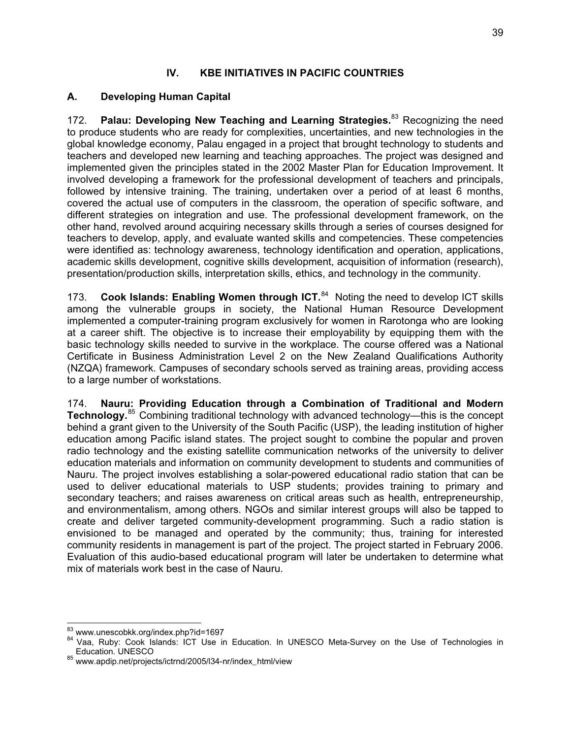## IV. KBE INITIATIVES IN PACIFIC COUNTRIES

### A. Developing Human Capital

172. **Palau: Developing New Teaching and Learning Strategies.**[83] Recognizing the need to produce students who are ready for complexities, uncertainties, and new technologies in the global knowledge economy, Palau engaged in a project that brought technology to students and teachers and developed new learning and teaching approaches. The project was designed and implemented given the principles stated in the 2002 Master Plan for Education Improvement. It involved developing a framework for the professional development of teachers and principals, followed by intensive training. The training, undertaken over a period of at least 6 months, covered the actual use of computers in the classroom, the operation of specific software, and different strategies on integration and use. The professional development framework, on the other hand, revolved around acquiring necessary skills through a series of courses designed for teachers to develop, apply, and evaluate wanted skills and competencies. These competencies were identified as: technology awareness, technology identification and operation, applications, academic skills development, cognitive skills development, acquisition of information (research), presentation/production skills, interpretation skills, ethics, and technology in the community.

173. **Cook Islands: Enabling Women through ICT.**[84] Noting the need to develop ICT skills among the vulnerable groups in society, the National Human Resource Development implemented a computer-training program exclusively for women in Rarotonga who are looking at a career shift. The objective is to increase their employability by equipping them with the basic technology skills needed to survive in the workplace. The course offered was a National Certificate in Business Administration Level 2 on the New Zealand Qualifications Authority (NZQA) framework. Campuses of secondary schools served as training areas, providing access to a large number of workstations.

174. **Nauru: Providing Education through a Combination of Traditional and Modern Technology.**[85] Combining traditional technology with advanced technology—this is the concept behind a grant given to the University of the South Pacific (USP), the leading institution of higher education among Pacific island states. The project sought to combine the popular and proven radio technology and the existing satellite communication networks of the university to deliver education materials and information on community development to students and communities of Nauru. The project involves establishing a solar-powered educational radio station that can be used to deliver educational materials to USP students; provides training to primary and secondary teachers; and raises awareness on critical areas such as health, entrepreneurship, and environmentalism, among others. NGOs and similar interest groups will also be tapped to create and deliver targeted community-development programming. Such a radio station is envisioned to be managed and operated by the community; thus, training for interested community residents in management is part of the project. The project started in February 2006. Evaluation of this audio-based educational program will later be undertaken to determine what mix of materials work best in the case of Nauru.

---

[83] www.unescobkk.org/index.php?id=1697

[84] Vaa, Ruby: Cook Islands: ICT Use in Education. In UNESCO Meta-Survey on the Use of Technologies in Education. UNESCO

[85] www.apdip.net/projects/ictrnd/2005/l34-nr/index_html/view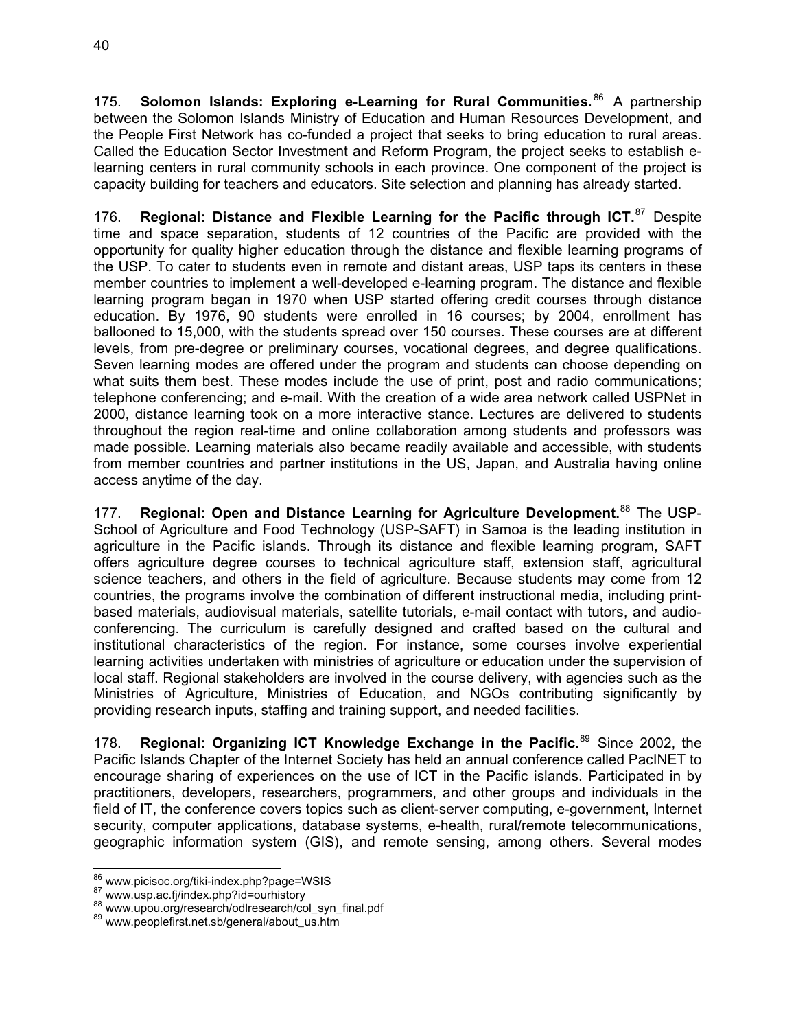175. **Solomon Islands: Exploring e-Learning for Rural Communities.**[86] A partnership between the Solomon Islands Ministry of Education and Human Resources Development, and the People First Network has co-funded a project that seeks to bring education to rural areas. Called the Education Sector Investment and Reform Program, the project seeks to establish e-learning centers in rural community schools in each province. One component of the project is capacity building for teachers and educators. Site selection and planning has already started.

176. **Regional: Distance and Flexible Learning for the Pacific through ICT.**[87] Despite time and space separation, students of 12 countries of the Pacific are provided with the opportunity for quality higher education through the distance and flexible learning programs of the USP. To cater to students even in remote and distant areas, USP taps its centers in these member countries to implement a well-developed e-learning program. The distance and flexible learning program began in 1970 when USP started offering credit courses through distance education. By 1976, 90 students were enrolled in 16 courses; by 2004, enrollment has ballooned to 15,000, with the students spread over 150 courses. These courses are at different levels, from pre-degree or preliminary courses, vocational degrees, and degree qualifications. Seven learning modes are offered under the program and students can choose depending on what suits them best. These modes include the use of print, post and radio communications; telephone conferencing; and e-mail. With the creation of a wide area network called USPNet in 2000, distance learning took on a more interactive stance. Lectures are delivered to students throughout the region real-time and online collaboration among students and professors was made possible. Learning materials also became readily available and accessible, with students from member countries and partner institutions in the US, Japan, and Australia having online access anytime of the day.

177. **Regional: Open and Distance Learning for Agriculture Development.**[88] The USP-School of Agriculture and Food Technology (USP-SAFT) in Samoa is the leading institution in agriculture in the Pacific islands. Through its distance and flexible learning program, SAFT offers agriculture degree courses to technical agriculture staff, extension staff, agricultural science teachers, and others in the field of agriculture. Because students may come from 12 countries, the programs involve the combination of different instructional media, including print-based materials, audiovisual materials, satellite tutorials, e-mail contact with tutors, and audio-conferencing. The curriculum is carefully designed and crafted based on the cultural and institutional characteristics of the region. For instance, some courses involve experiential learning activities undertaken with ministries of agriculture or education under the supervision of local staff. Regional stakeholders are involved in the course delivery, with agencies such as the Ministries of Agriculture, Ministries of Education, and NGOs contributing significantly by providing research inputs, staffing and training support, and needed facilities.

178. **Regional: Organizing ICT Knowledge Exchange in the Pacific.**[89] Since 2002, the Pacific Islands Chapter of the Internet Society has held an annual conference called PacINET to encourage sharing of experiences on the use of ICT in the Pacific islands. Participated in by practitioners, developers, researchers, programmers, and other groups and individuals in the field of IT, the conference covers topics such as client-server computing, e-government, Internet security, computer applications, database systems, e-health, rural/remote telecommunications, geographic information system (GIS), and remote sensing, among others. Several modes

---

[86] www.picisoc.org/tiki-index.php?page=WSIS
[87] www.usp.ac.fj/index.php?id=ourhistory
[88] www.upou.org/research/odlresearch/col_syn_final.pdf
[89] www.peoplefirst.net.sb/general/about_us.htm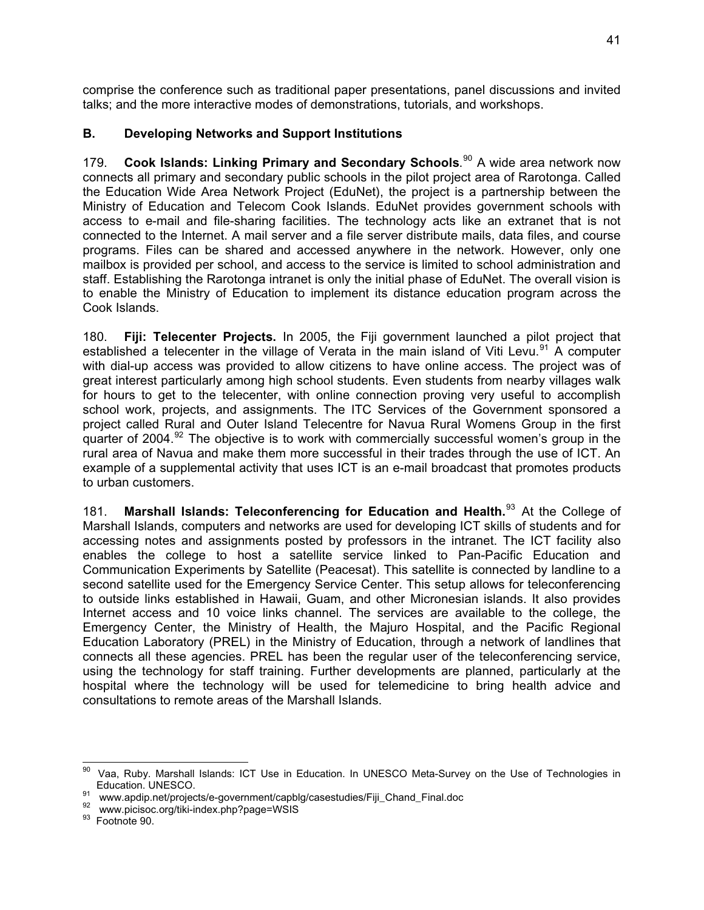comprise the conference such as traditional paper presentations, panel discussions and invited talks; and the more interactive modes of demonstrations, tutorials, and workshops.

## B. Developing Networks and Support Institutions

179. **Cook Islands: Linking Primary and Secondary Schools**.[90] A wide area network now connects all primary and secondary public schools in the pilot project area of Rarotonga. Called the Education Wide Area Network Project (EduNet), the project is a partnership between the Ministry of Education and Telecom Cook Islands. EduNet provides government schools with access to e-mail and file-sharing facilities. The technology acts like an extranet that is not connected to the Internet. A mail server and a file server distribute mails, data files, and course programs. Files can be shared and accessed anywhere in the network. However, only one mailbox is provided per school, and access to the service is limited to school administration and staff. Establishing the Rarotonga intranet is only the initial phase of EduNet. The overall vision is to enable the Ministry of Education to implement its distance education program across the Cook Islands.

180. **Fiji: Telecenter Projects.** In 2005, the Fiji government launched a pilot project that established a telecenter in the village of Verata in the main island of Viti Levu.[91] A computer with dial-up access was provided to allow citizens to have online access. The project was of great interest particularly among high school students. Even students from nearby villages walk for hours to get to the telecenter, with online connection proving very useful to accomplish school work, projects, and assignments. The ITC Services of the Government sponsored a project called Rural and Outer Island Telecentre for Navua Rural Womens Group in the first quarter of 2004.[92] The objective is to work with commercially successful women's group in the rural area of Navua and make them more successful in their trades through the use of ICT. An example of a supplemental activity that uses ICT is an e-mail broadcast that promotes products to urban customers.

181. **Marshall Islands: Teleconferencing for Education and Health.**[93] At the College of Marshall Islands, computers and networks are used for developing ICT skills of students and for accessing notes and assignments posted by professors in the intranet. The ICT facility also enables the college to host a satellite service linked to Pan-Pacific Education and Communication Experiments by Satellite (Peacesat). This satellite is connected by landline to a second satellite used for the Emergency Service Center. This setup allows for teleconferencing to outside links established in Hawaii, Guam, and other Micronesian islands. It also provides Internet access and 10 voice links channel. The services are available to the college, the Emergency Center, the Ministry of Health, the Majuro Hospital, and the Pacific Regional Education Laboratory (PREL) in the Ministry of Education, through a network of landlines that connects all these agencies. PREL has been the regular user of the teleconferencing service, using the technology for staff training. Further developments are planned, particularly at the hospital where the technology will be used for telemedicine to bring health advice and consultations to remote areas of the Marshall Islands.

---

[90] Vaa, Ruby. Marshall Islands: ICT Use in Education. In UNESCO Meta-Survey on the Use of Technologies in Education. UNESCO.

[91] www.apdip.net/projects/e-government/capblg/casestudies/Fiji_Chand_Final.doc

[92] www.picisoc.org/tiki-index.php?page=WSIS

[93] Footnote 90.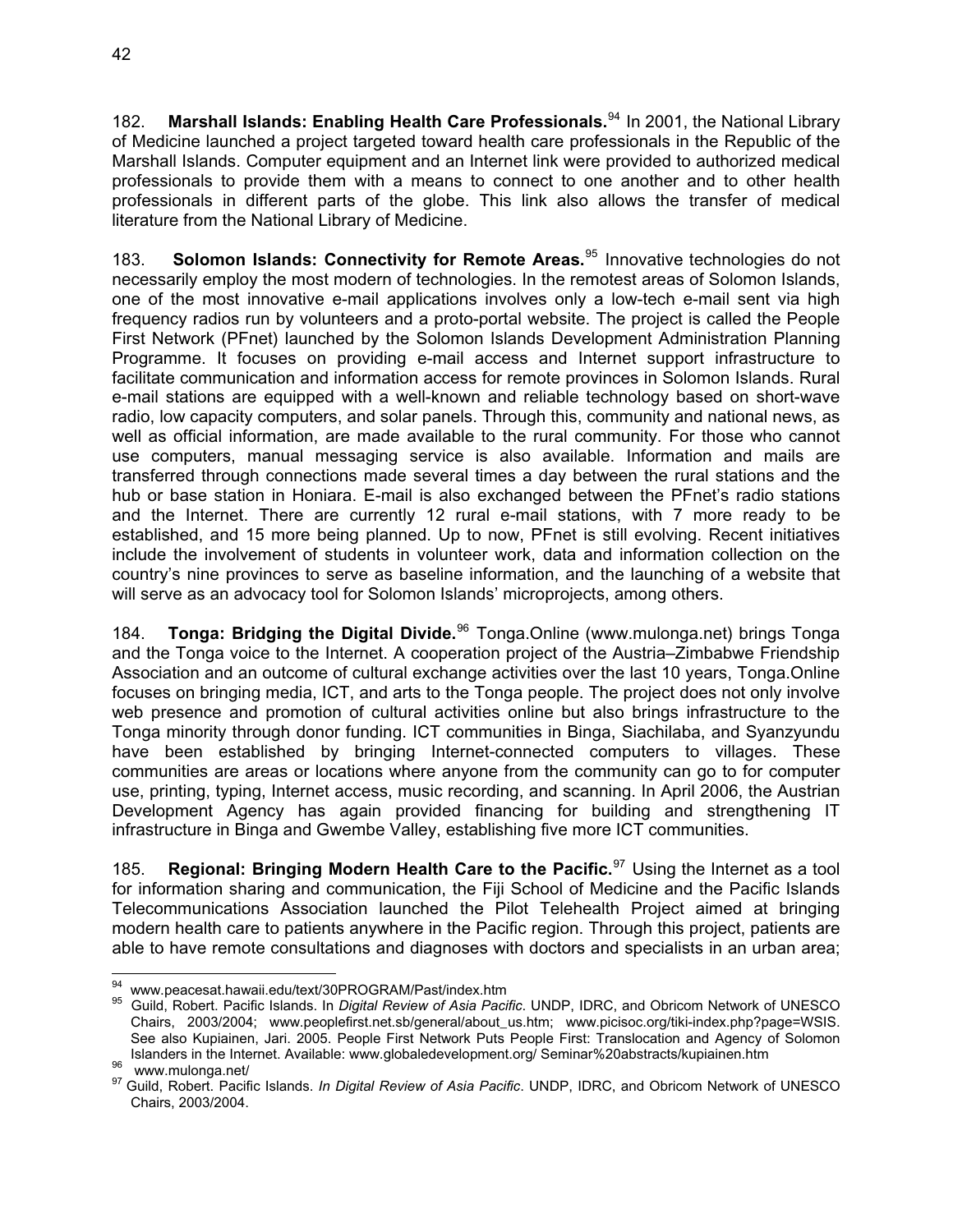182. **Marshall Islands: Enabling Health Care Professionals.**[94] In 2001, the National Library of Medicine launched a project targeted toward health care professionals in the Republic of the Marshall Islands. Computer equipment and an Internet link were provided to authorized medical professionals to provide them with a means to connect to one another and to other health professionals in different parts of the globe. This link also allows the transfer of medical literature from the National Library of Medicine.

183. **Solomon Islands: Connectivity for Remote Areas.**[95] Innovative technologies do not necessarily employ the most modern of technologies. In the remotest areas of Solomon Islands, one of the most innovative e-mail applications involves only a low-tech e-mail sent via high frequency radios run by volunteers and a proto-portal website. The project is called the People First Network (PFnet) launched by the Solomon Islands Development Administration Planning Programme. It focuses on providing e-mail access and Internet support infrastructure to facilitate communication and information access for remote provinces in Solomon Islands. Rural e-mail stations are equipped with a well-known and reliable technology based on short-wave radio, low capacity computers, and solar panels. Through this, community and national news, as well as official information, are made available to the rural community. For those who cannot use computers, manual messaging service is also available. Information and mails are transferred through connections made several times a day between the rural stations and the hub or base station in Honiara. E-mail is also exchanged between the PFnet's radio stations and the Internet. There are currently 12 rural e-mail stations, with 7 more ready to be established, and 15 more being planned. Up to now, PFnet is still evolving. Recent initiatives include the involvement of students in volunteer work, data and information collection on the country's nine provinces to serve as baseline information, and the launching of a website that will serve as an advocacy tool for Solomon Islands' microprojects, among others.

184. **Tonga: Bridging the Digital Divide.**[96] Tonga.Online (www.mulonga.net) brings Tonga and the Tonga voice to the Internet. A cooperation project of the Austria–Zimbabwe Friendship Association and an outcome of cultural exchange activities over the last 10 years, Tonga.Online focuses on bringing media, ICT, and arts to the Tonga people. The project does not only involve web presence and promotion of cultural activities online but also brings infrastructure to the Tonga minority through donor funding. ICT communities in Binga, Siachilaba, and Syanzyundu have been established by bringing Internet-connected computers to villages. These communities are areas or locations where anyone from the community can go to for computer use, printing, typing, Internet access, music recording, and scanning. In April 2006, the Austrian Development Agency has again provided financing for building and strengthening IT infrastructure in Binga and Gwembe Valley, establishing five more ICT communities.

185. **Regional: Bringing Modern Health Care to the Pacific.**[97] Using the Internet as a tool for information sharing and communication, the Fiji School of Medicine and the Pacific Islands Telecommunications Association launched the Pilot Telehealth Project aimed at bringing modern health care to patients anywhere in the Pacific region. Through this project, patients are able to have remote consultations and diagnoses with doctors and specialists in an urban area;

---

[94] www.peacesat.hawaii.edu/text/30PROGRAM/Past/index.htm

[95] Guild, Robert. Pacific Islands. In *Digital Review of Asia Pacific*. UNDP, IDRC, and Obricom Network of UNESCO Chairs, 2003/2004; www.peoplefirst.net.sb/general/about_us.htm; www.picisoc.org/tiki-index.php?page=WSIS. See also Kupiainen, Jari. 2005. People First Network Puts People First: Translocation and Agency of Solomon Islanders in the Internet. Available: www.globaledevelopment.org/ Seminar%20abstracts/kupiainen.htm

[96] www.mulonga.net/

[97] Guild, Robert. Pacific Islands. *In Digital Review of Asia Pacific*. UNDP, IDRC, and Obricom Network of UNESCO Chairs, 2003/2004.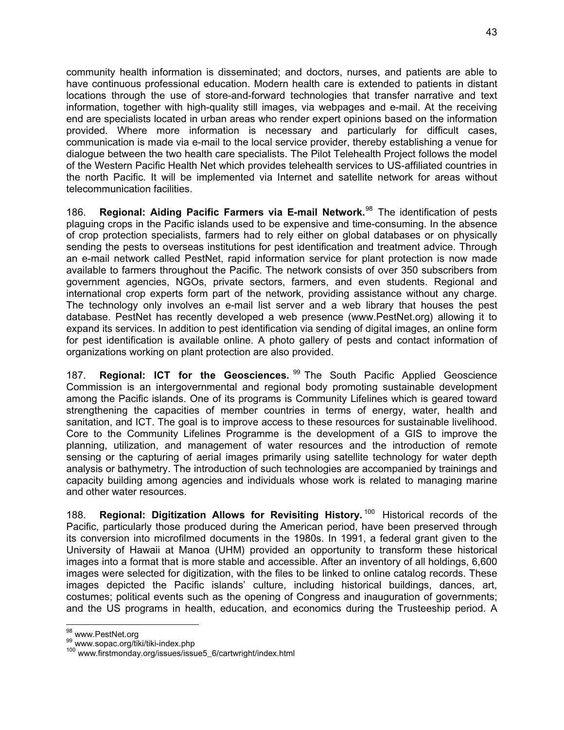community health information is disseminated; and doctors, nurses, and patients are able to have continuous professional education. Modern health care is extended to patients in distant locations through the use of store-and-forward technologies that transfer narrative and text information, together with high-quality still images, via webpages and e-mail. At the receiving end are specialists located in urban areas who render expert opinions based on the information provided. Where more information is necessary and particularly for difficult cases, communication is made via e-mail to the local service provider, thereby establishing a venue for dialogue between the two health care specialists. The Pilot Telehealth Project follows the model of the Western Pacific Health Net which provides telehealth services to US-affiliated countries in the north Pacific. It will be implemented via Internet and satellite network for areas without telecommunication facilities.

186. **Regional: Aiding Pacific Farmers via E-mail Network.**[98] The identification of pests plaguing crops in the Pacific islands used to be expensive and time-consuming. In the absence of crop protection specialists, farmers had to rely either on global databases or on physically sending the pests to overseas institutions for pest identification and treatment advice. Through an e-mail network called PestNet, rapid information service for plant protection is now made available to farmers throughout the Pacific. The network consists of over 350 subscribers from government agencies, NGOs, private sectors, farmers, and even students. Regional and international crop experts form part of the network, providing assistance without any charge. The technology only involves an e-mail list server and a web library that houses the pest database. PestNet has recently developed a web presence (www.PestNet.org) allowing it to expand its services. In addition to pest identification via sending of digital images, an online form for pest identification is available online. A photo gallery of pests and contact information of organizations working on plant protection are also provided.

187. **Regional: ICT for the Geosciences.**[99] The South Pacific Applied Geoscience Commission is an intergovernmental and regional body promoting sustainable development among the Pacific islands. One of its programs is Community Lifelines which is geared toward strengthening the capacities of member countries in terms of energy, water, health and sanitation, and ICT. The goal is to improve access to these resources for sustainable livelihood. Core to the Community Lifelines Programme is the development of a GIS to improve the planning, utilization, and management of water resources and the introduction of remote sensing or the capturing of aerial images primarily using satellite technology for water depth analysis or bathymetry. The introduction of such technologies are accompanied by trainings and capacity building among agencies and individuals whose work is related to managing marine and other water resources.

188. **Regional: Digitization Allows for Revisiting History.**[100] Historical records of the Pacific, particularly those produced during the American period, have been preserved through its conversion into microfilmed documents in the 1980s. In 1991, a federal grant given to the University of Hawaii at Manoa (UHM) provided an opportunity to transform these historical images into a format that is more stable and accessible. After an inventory of all holdings, 6,600 images were selected for digitization, with the files to be linked to online catalog records. These images depicted the Pacific islands' culture, including historical buildings, dances, art, costumes; political events such as the opening of Congress and inauguration of governments; and the US programs in health, education, and economics during the Trusteeship period. A

[98] www.PestNet.org
[99] www.sopac.org/tiki/tiki-index.php
[100] www.firstmonday.org/issues/issue5_6/cartwright/index.html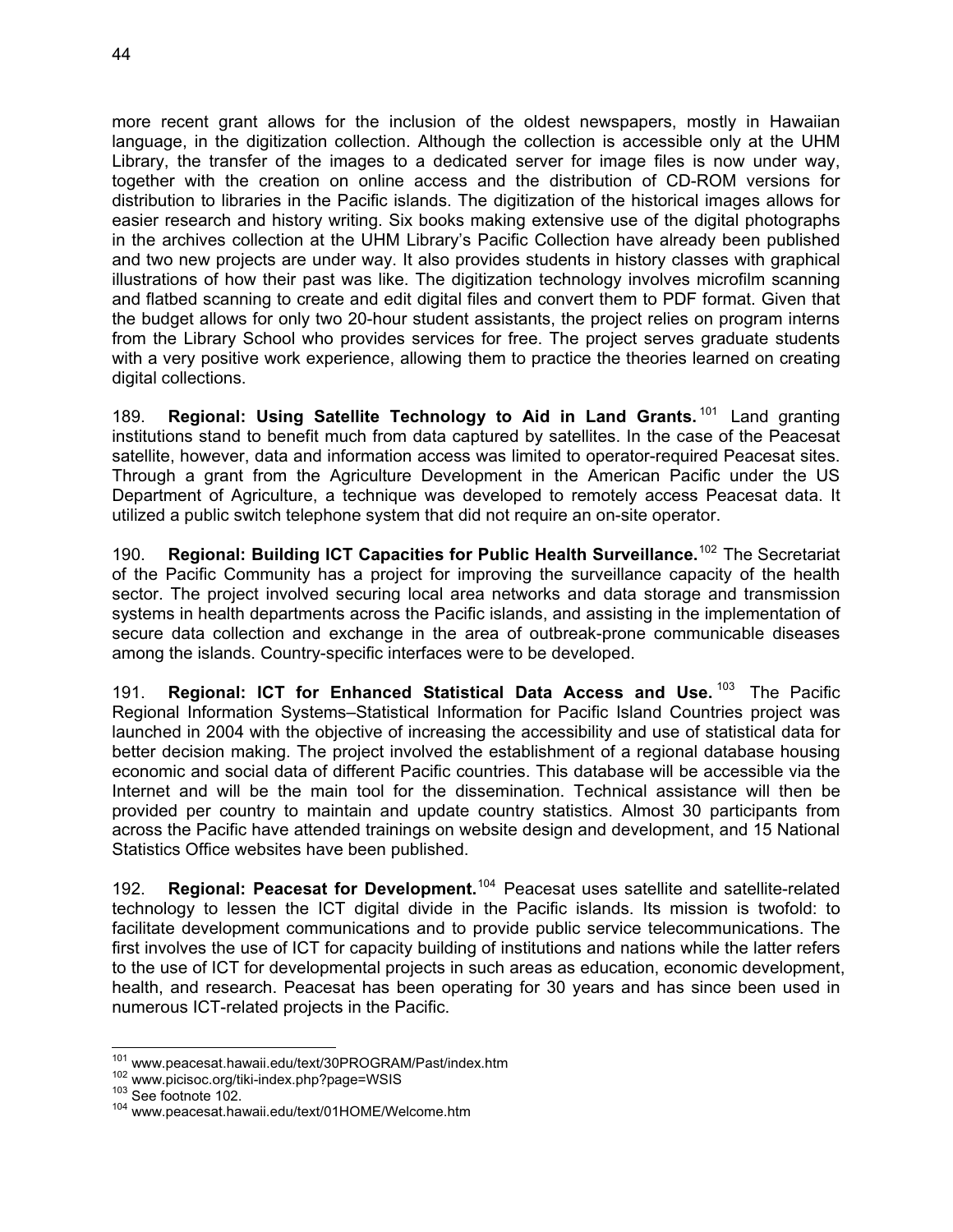more recent grant allows for the inclusion of the oldest newspapers, mostly in Hawaiian language, in the digitization collection. Although the collection is accessible only at the UHM Library, the transfer of the images to a dedicated server for image files is now under way, together with the creation on online access and the distribution of CD-ROM versions for distribution to libraries in the Pacific islands. The digitization of the historical images allows for easier research and history writing. Six books making extensive use of the digital photographs in the archives collection at the UHM Library's Pacific Collection have already been published and two new projects are under way. It also provides students in history classes with graphical illustrations of how their past was like. The digitization technology involves microfilm scanning and flatbed scanning to create and edit digital files and convert them to PDF format. Given that the budget allows for only two 20-hour student assistants, the project relies on program interns from the Library School who provides services for free. The project serves graduate students with a very positive work experience, allowing them to practice the theories learned on creating digital collections.

189. **Regional: Using Satellite Technology to Aid in Land Grants.**[101] Land granting institutions stand to benefit much from data captured by satellites. In the case of the Peacesat satellite, however, data and information access was limited to operator-required Peacesat sites. Through a grant from the Agriculture Development in the American Pacific under the US Department of Agriculture, a technique was developed to remotely access Peacesat data. It utilized a public switch telephone system that did not require an on-site operator.

190. **Regional: Building ICT Capacities for Public Health Surveillance.**[102] The Secretariat of the Pacific Community has a project for improving the surveillance capacity of the health sector. The project involved securing local area networks and data storage and transmission systems in health departments across the Pacific islands, and assisting in the implementation of secure data collection and exchange in the area of outbreak-prone communicable diseases among the islands. Country-specific interfaces were to be developed.

191. **Regional: ICT for Enhanced Statistical Data Access and Use.**[103] The Pacific Regional Information Systems–Statistical Information for Pacific Island Countries project was launched in 2004 with the objective of increasing the accessibility and use of statistical data for better decision making. The project involved the establishment of a regional database housing economic and social data of different Pacific countries. This database will be accessible via the Internet and will be the main tool for the dissemination. Technical assistance will then be provided per country to maintain and update country statistics. Almost 30 participants from across the Pacific have attended trainings on website design and development, and 15 National Statistics Office websites have been published.

192. **Regional: Peacesat for Development.**[104] Peacesat uses satellite and satellite-related technology to lessen the ICT digital divide in the Pacific islands. Its mission is twofold: to facilitate development communications and to provide public service telecommunications. The first involves the use of ICT for capacity building of institutions and nations while the latter refers to the use of ICT for developmental projects in such areas as education, economic development, health, and research. Peacesat has been operating for 30 years and has since been used in numerous ICT-related projects in the Pacific.

---

[101] www.peacesat.hawaii.edu/text/30PROGRAM/Past/index.htm
[102] www.picisoc.org/tiki-index.php?page=WSIS
[103] See footnote 102.
[104] www.peacesat.hawaii.edu/text/01HOME/Welcome.htm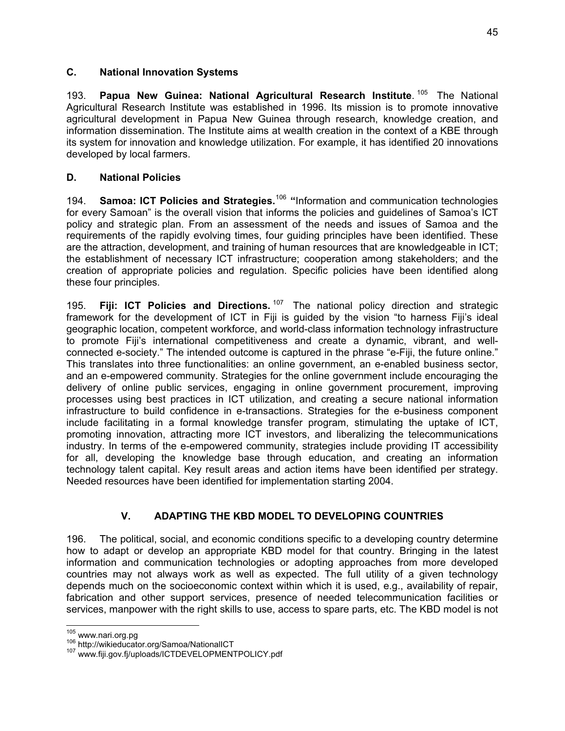### C. National Innovation Systems

193. **Papua New Guinea: National Agricultural Research Institute**.[105] The National Agricultural Research Institute was established in 1996. Its mission is to promote innovative agricultural development in Papua New Guinea through research, knowledge creation, and information dissemination. The Institute aims at wealth creation in the context of a KBE through its system for innovation and knowledge utilization. For example, it has identified 20 innovations developed by local farmers.

### D. National Policies

194. **Samoa: ICT Policies and Strategies.**[106] **"**Information and communication technologies for every Samoan" is the overall vision that informs the policies and guidelines of Samoa's ICT policy and strategic plan. From an assessment of the needs and issues of Samoa and the requirements of the rapidly evolving times, four guiding principles have been identified. These are the attraction, development, and training of human resources that are knowledgeable in ICT; the establishment of necessary ICT infrastructure; cooperation among stakeholders; and the creation of appropriate policies and regulation. Specific policies have been identified along these four principles.

195. **Fiji: ICT Policies and Directions.**[107] The national policy direction and strategic framework for the development of ICT in Fiji is guided by the vision "to harness Fiji's ideal geographic location, competent workforce, and world-class information technology infrastructure to promote Fiji's international competitiveness and create a dynamic, vibrant, and well-connected e-society." The intended outcome is captured in the phrase "e-Fiji, the future online." This translates into three functionalities: an online government, an e-enabled business sector, and an e-empowered community. Strategies for the online government include encouraging the delivery of online public services, engaging in online government procurement, improving processes using best practices in ICT utilization, and creating a secure national information infrastructure to build confidence in e-transactions. Strategies for the e-business component include facilitating in a formal knowledge transfer program, stimulating the uptake of ICT, promoting innovation, attracting more ICT investors, and liberalizing the telecommunications industry. In terms of the e-empowered community, strategies include providing IT accessibility for all, developing the knowledge base through education, and creating an information technology talent capital. Key result areas and action items have been identified per strategy. Needed resources have been identified for implementation starting 2004.

## V. ADAPTING THE KBD MODEL TO DEVELOPING COUNTRIES

196. The political, social, and economic conditions specific to a developing country determine how to adapt or develop an appropriate KBD model for that country. Bringing in the latest information and communication technologies or adopting approaches from more developed countries may not always work as well as expected. The full utility of a given technology depends much on the socioeconomic context within which it is used, e.g., availability of repair, fabrication and other support services, presence of needed telecommunication facilities or services, manpower with the right skills to use, access to spare parts, etc. The KBD model is not

---

[105] www.nari.org.pg

[106] http://wikieducator.org/Samoa/NationalICT

[107] www.fiji.gov.fj/uploads/ICTDEVELOPMENTPOLICY.pdf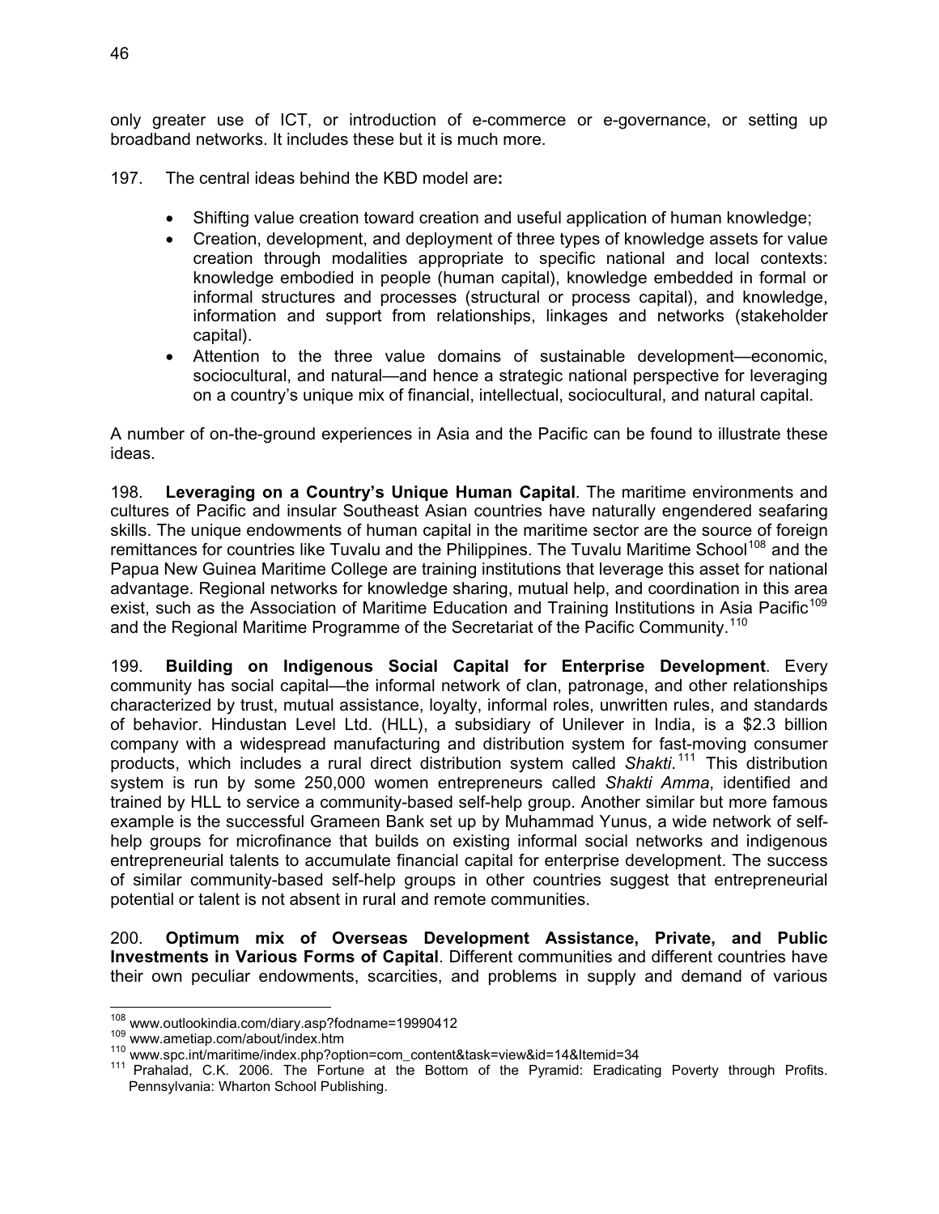only greater use of ICT, or introduction of e-commerce or e-governance, or setting up broadband networks. It includes these but it is much more.

197. The central ideas behind the KBD model are**:**

- Shifting value creation toward creation and useful application of human knowledge;
- Creation, development, and deployment of three types of knowledge assets for value creation through modalities appropriate to specific national and local contexts: knowledge embodied in people (human capital), knowledge embedded in formal or informal structures and processes (structural or process capital), and knowledge, information and support from relationships, linkages and networks (stakeholder capital).
- Attention to the three value domains of sustainable development—economic, sociocultural, and natural—and hence a strategic national perspective for leveraging on a country's unique mix of financial, intellectual, sociocultural, and natural capital.

A number of on-the-ground experiences in Asia and the Pacific can be found to illustrate these ideas.

198. **Leveraging on a Country's Unique Human Capital**. The maritime environments and cultures of Pacific and insular Southeast Asian countries have naturally engendered seafaring skills. The unique endowments of human capital in the maritime sector are the source of foreign remittances for countries like Tuvalu and the Philippines. The Tuvalu Maritime School[108] and the Papua New Guinea Maritime College are training institutions that leverage this asset for national advantage. Regional networks for knowledge sharing, mutual help, and coordination in this area exist, such as the Association of Maritime Education and Training Institutions in Asia Pacific[109] and the Regional Maritime Programme of the Secretariat of the Pacific Community.[110]

199. **Building on Indigenous Social Capital for Enterprise Development**. Every community has social capital—the informal network of clan, patronage, and other relationships characterized by trust, mutual assistance, loyalty, informal roles, unwritten rules, and standards of behavior. Hindustan Level Ltd. (HLL), a subsidiary of Unilever in India, is a $2.3 billion company with a widespread manufacturing and distribution system for fast-moving consumer products, which includes a rural direct distribution system called *Shakti*.[111] This distribution system is run by some 250,000 women entrepreneurs called *Shakti Amma*, identified and trained by HLL to service a community-based self-help group. Another similar but more famous example is the successful Grameen Bank set up by Muhammad Yunus, a wide network of self-help groups for microfinance that builds on existing informal social networks and indigenous entrepreneurial talents to accumulate financial capital for enterprise development. The success of similar community-based self-help groups in other countries suggest that entrepreneurial potential or talent is not absent in rural and remote communities.

200. **Optimum mix of Overseas Development Assistance, Private, and Public Investments in Various Forms of Capital**. Different communities and different countries have their own peculiar endowments, scarcities, and problems in supply and demand of various

---

[108] www.outlookindia.com/diary.asp?fodname=19990412
[109] www.ametiap.com/about/index.htm
[110] www.spc.int/maritime/index.php?option=com_content&task=view&id=14&Itemid=34
[111] Prahalad, C.K. 2006. The Fortune at the Bottom of the Pyramid: Eradicating Poverty through Profits. Pennsylvania: Wharton School Publishing.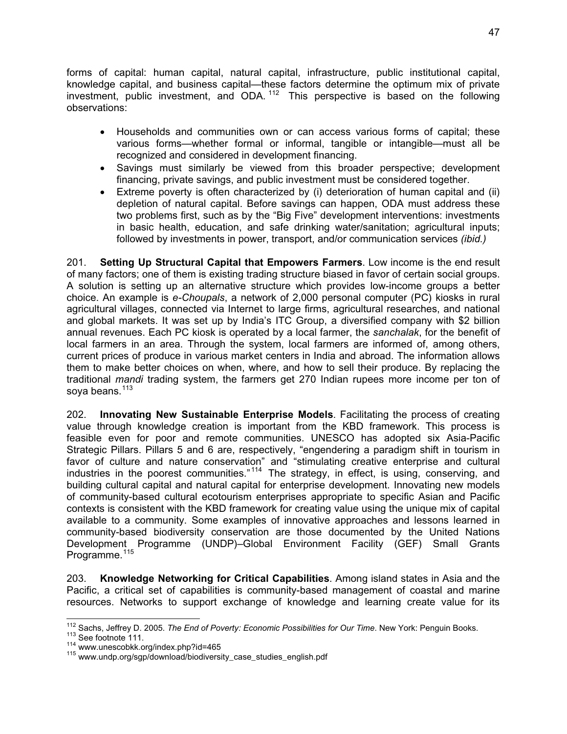forms of capital: human capital, natural capital, infrastructure, public institutional capital, knowledge capital, and business capital—these factors determine the optimum mix of private investment, public investment, and ODA.[112] This perspective is based on the following observations:

- Households and communities own or can access various forms of capital; these various forms—whether formal or informal, tangible or intangible—must all be recognized and considered in development financing.
- Savings must similarly be viewed from this broader perspective; development financing, private savings, and public investment must be considered together.
- Extreme poverty is often characterized by (i) deterioration of human capital and (ii) depletion of natural capital. Before savings can happen, ODA must address these two problems first, such as by the "Big Five" development interventions: investments in basic health, education, and safe drinking water/sanitation; agricultural inputs; followed by investments in power, transport, and/or communication services *(ibid.)*

201. **Setting Up Structural Capital that Empowers Farmers**. Low income is the end result of many factors; one of them is existing trading structure biased in favor of certain social groups. A solution is setting up an alternative structure which provides low-income groups a better choice. An example is *e-Choupals*, a network of 2,000 personal computer (PC) kiosks in rural agricultural villages, connected via Internet to large firms, agricultural researches, and national and global markets. It was set up by India's ITC Group, a diversified company with $2 billion annual revenues. Each PC kiosk is operated by a local farmer, the *sanchalak*, for the benefit of local farmers in an area. Through the system, local farmers are informed of, among others, current prices of produce in various market centers in India and abroad. The information allows them to make better choices on when, where, and how to sell their produce. By replacing the traditional *mandi* trading system, the farmers get 270 Indian rupees more income per ton of soya beans.[113]

202. **Innovating New Sustainable Enterprise Models**. Facilitating the process of creating value through knowledge creation is important from the KBD framework. This process is feasible even for poor and remote communities. UNESCO has adopted six Asia-Pacific Strategic Pillars. Pillars 5 and 6 are, respectively, "engendering a paradigm shift in tourism in favor of culture and nature conservation" and "stimulating creative enterprise and cultural industries in the poorest communities."[114] The strategy, in effect, is using, conserving, and building cultural capital and natural capital for enterprise development. Innovating new models of community-based cultural ecotourism enterprises appropriate to specific Asian and Pacific contexts is consistent with the KBD framework for creating value using the unique mix of capital available to a community. Some examples of innovative approaches and lessons learned in community-based biodiversity conservation are those documented by the United Nations Development Programme (UNDP)–Global Environment Facility (GEF) Small Grants Programme.[115]

203. **Knowledge Networking for Critical Capabilities**. Among island states in Asia and the Pacific, a critical set of capabilities is community-based management of coastal and marine resources. Networks to support exchange of knowledge and learning create value for its

---

[112] Sachs, Jeffrey D. 2005. *The End of Poverty: Economic Possibilities for Our Time*. New York: Penguin Books.

[113] See footnote 111.

[114] www.unescobkk.org/index.php?id=465

[115] www.undp.org/sgp/download/biodiversity_case_studies_english.pdf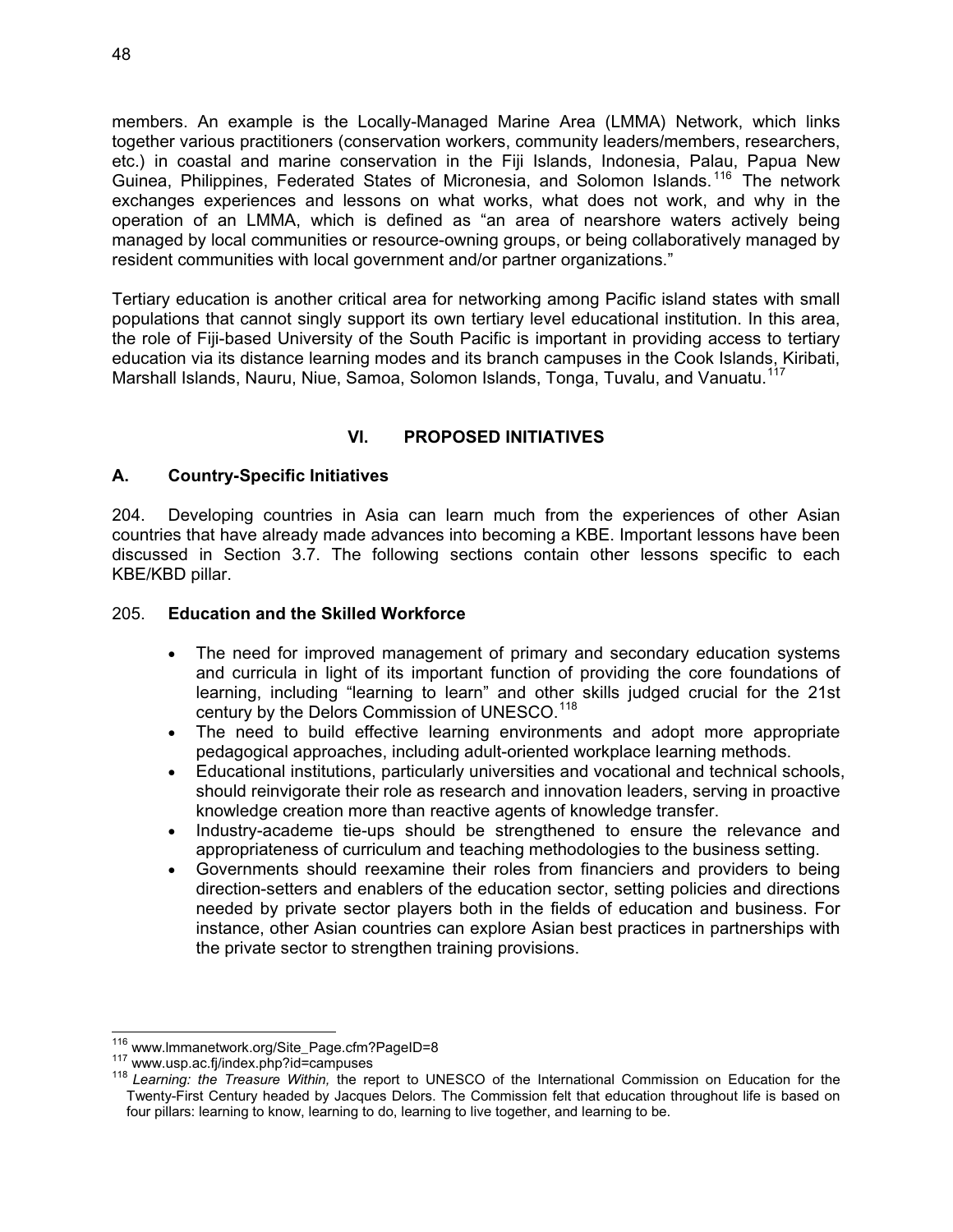members. An example is the Locally-Managed Marine Area (LMMA) Network, which links together various practitioners (conservation workers, community leaders/members, researchers, etc.) in coastal and marine conservation in the Fiji Islands, Indonesia, Palau, Papua New Guinea, Philippines, Federated States of Micronesia, and Solomon Islands.[116] The network exchanges experiences and lessons on what works, what does not work, and why in the operation of an LMMA, which is defined as "an area of nearshore waters actively being managed by local communities or resource-owning groups, or being collaboratively managed by resident communities with local government and/or partner organizations."

Tertiary education is another critical area for networking among Pacific island states with small populations that cannot singly support its own tertiary level educational institution. In this area, the role of Fiji-based University of the South Pacific is important in providing access to tertiary education via its distance learning modes and its branch campuses in the Cook Islands, Kiribati, Marshall Islands, Nauru, Niue, Samoa, Solomon Islands, Tonga, Tuvalu, and Vanuatu.[117]

## VI. PROPOSED INITIATIVES

### A. Country-Specific Initiatives

204. Developing countries in Asia can learn much from the experiences of other Asian countries that have already made advances into becoming a KBE. Important lessons have been discussed in Section 3.7. The following sections contain other lessons specific to each KBE/KBD pillar.

205. **Education and the Skilled Workforce**

- The need for improved management of primary and secondary education systems and curricula in light of its important function of providing the core foundations of learning, including "learning to learn" and other skills judged crucial for the 21st century by the Delors Commission of UNESCO.[118]
- The need to build effective learning environments and adopt more appropriate pedagogical approaches, including adult-oriented workplace learning methods.
- Educational institutions, particularly universities and vocational and technical schools, should reinvigorate their role as research and innovation leaders, serving in proactive knowledge creation more than reactive agents of knowledge transfer.
- Industry-academe tie-ups should be strengthened to ensure the relevance and appropriateness of curriculum and teaching methodologies to the business setting.
- Governments should reexamine their roles from financiers and providers to being direction-setters and enablers of the education sector, setting policies and directions needed by private sector players both in the fields of education and business. For instance, other Asian countries can explore Asian best practices in partnerships with the private sector to strengthen training provisions.

---

[116] www.lmmanetwork.org/Site_Page.cfm?PageID=8

[117] www.usp.ac.fj/index.php?id=campuses

[118] *Learning: the Treasure Within,* the report to UNESCO of the International Commission on Education for the Twenty-First Century headed by Jacques Delors. The Commission felt that education throughout life is based on four pillars: learning to know, learning to do, learning to live together, and learning to be.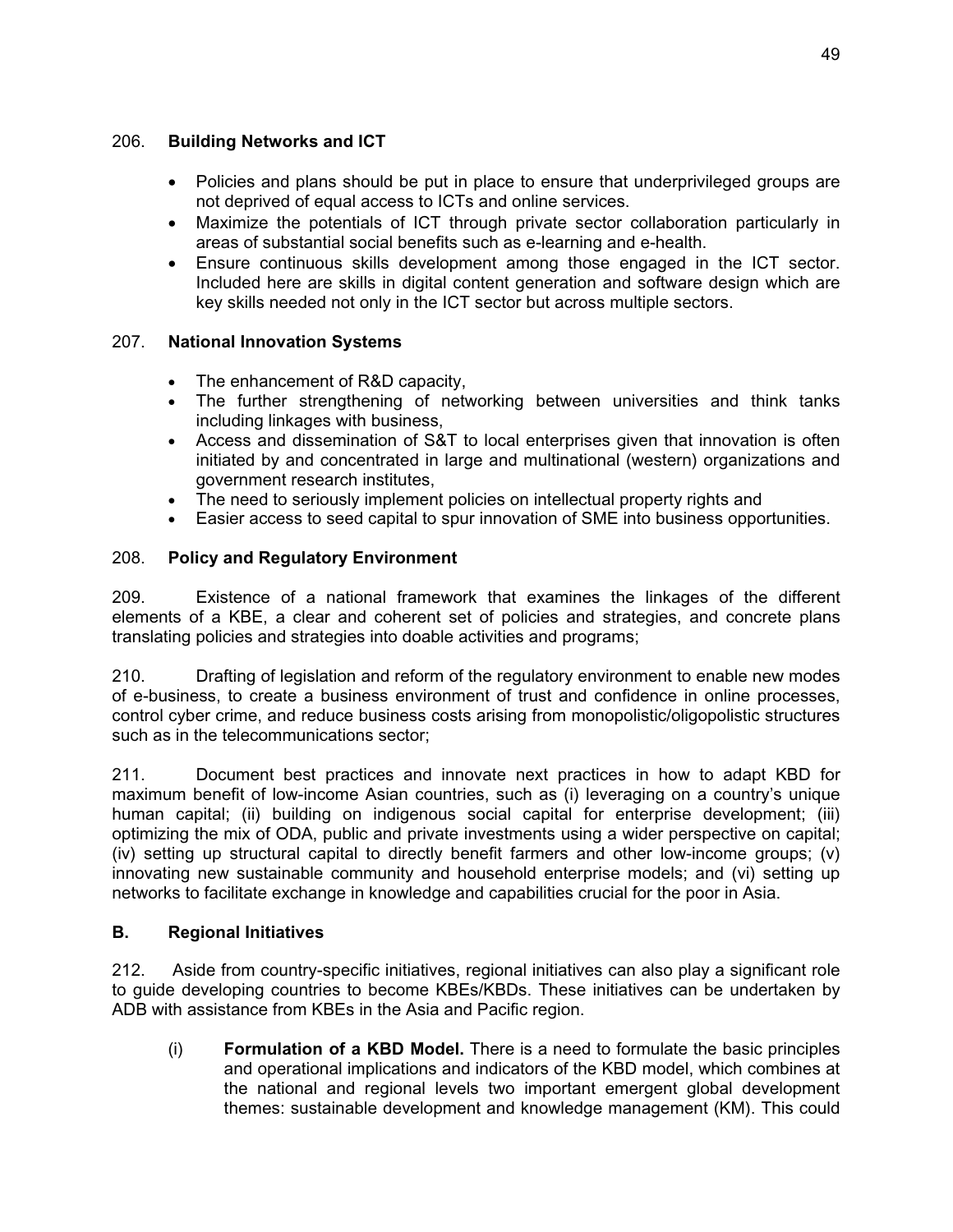206. **Building Networks and ICT**

- Policies and plans should be put in place to ensure that underprivileged groups are not deprived of equal access to ICTs and online services.
- Maximize the potentials of ICT through private sector collaboration particularly in areas of substantial social benefits such as e-learning and e-health.
- Ensure continuous skills development among those engaged in the ICT sector. Included here are skills in digital content generation and software design which are key skills needed not only in the ICT sector but across multiple sectors.

207. **National Innovation Systems**

- The enhancement of R&D capacity,
- The further strengthening of networking between universities and think tanks including linkages with business,
- Access and dissemination of S&T to local enterprises given that innovation is often initiated by and concentrated in large and multinational (western) organizations and government research institutes,
- The need to seriously implement policies on intellectual property rights and
- Easier access to seed capital to spur innovation of SME into business opportunities.

208. **Policy and Regulatory Environment**

209. Existence of a national framework that examines the linkages of the different elements of a KBE, a clear and coherent set of policies and strategies, and concrete plans translating policies and strategies into doable activities and programs;

210. Drafting of legislation and reform of the regulatory environment to enable new modes of e-business, to create a business environment of trust and confidence in online processes, control cyber crime, and reduce business costs arising from monopolistic/oligopolistic structures such as in the telecommunications sector;

211. Document best practices and innovate next practices in how to adapt KBD for maximum benefit of low-income Asian countries, such as (i) leveraging on a country's unique human capital; (ii) building on indigenous social capital for enterprise development; (iii) optimizing the mix of ODA, public and private investments using a wider perspective on capital; (iv) setting up structural capital to directly benefit farmers and other low-income groups; (v) innovating new sustainable community and household enterprise models; and (vi) setting up networks to facilitate exchange in knowledge and capabilities crucial for the poor in Asia.

## B. Regional Initiatives

212. Aside from country-specific initiatives, regional initiatives can also play a significant role to guide developing countries to become KBEs/KBDs. These initiatives can be undertaken by ADB with assistance from KBEs in the Asia and Pacific region.

(i) **Formulation of a KBD Model.** There is a need to formulate the basic principles and operational implications and indicators of the KBD model, which combines at the national and regional levels two important emergent global development themes: sustainable development and knowledge management (KM). This could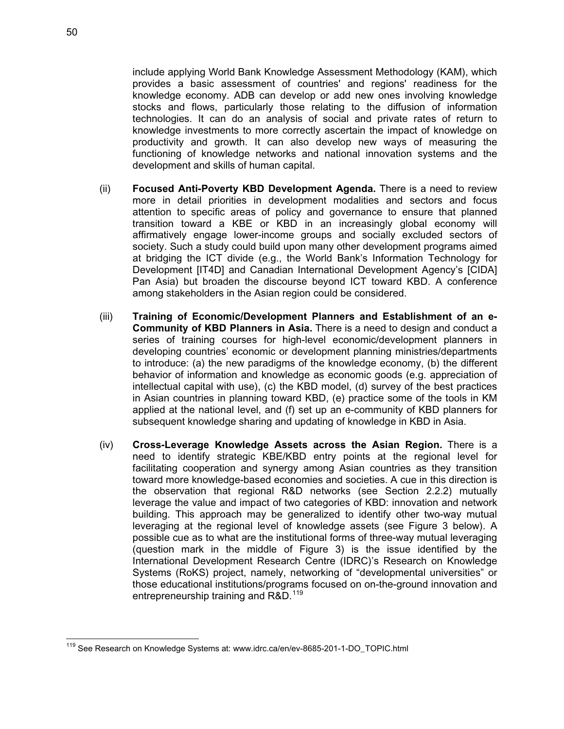include applying World Bank Knowledge Assessment Methodology (KAM), which provides a basic assessment of countries' and regions' readiness for the knowledge economy. ADB can develop or add new ones involving knowledge stocks and flows, particularly those relating to the diffusion of information technologies. It can do an analysis of social and private rates of return to knowledge investments to more correctly ascertain the impact of knowledge on productivity and growth. It can also develop new ways of measuring the functioning of knowledge networks and national innovation systems and the development and skills of human capital.

(ii) **Focused Anti-Poverty KBD Development Agenda.** There is a need to review more in detail priorities in development modalities and sectors and focus attention to specific areas of policy and governance to ensure that planned transition toward a KBE or KBD in an increasingly global economy will affirmatively engage lower-income groups and socially excluded sectors of society. Such a study could build upon many other development programs aimed at bridging the ICT divide (e.g., the World Bank's Information Technology for Development [IT4D] and Canadian International Development Agency's [CIDA] Pan Asia) but broaden the discourse beyond ICT toward KBD. A conference among stakeholders in the Asian region could be considered.

(iii) **Training of Economic/Development Planners and Establishment of an e-Community of KBD Planners in Asia.** There is a need to design and conduct a series of training courses for high-level economic/development planners in developing countries' economic or development planning ministries/departments to introduce: (a) the new paradigms of the knowledge economy, (b) the different behavior of information and knowledge as economic goods (e.g. appreciation of intellectual capital with use), (c) the KBD model, (d) survey of the best practices in Asian countries in planning toward KBD, (e) practice some of the tools in KM applied at the national level, and (f) set up an e-community of KBD planners for subsequent knowledge sharing and updating of knowledge in KBD in Asia.

(iv) **Cross-Leverage Knowledge Assets across the Asian Region.** There is a need to identify strategic KBE/KBD entry points at the regional level for facilitating cooperation and synergy among Asian countries as they transition toward more knowledge-based economies and societies. A cue in this direction is the observation that regional R&D networks (see Section 2.2.2) mutually leverage the value and impact of two categories of KBD: innovation and network building. This approach may be generalized to identify other two-way mutual leveraging at the regional level of knowledge assets (see Figure 3 below). A possible cue as to what are the institutional forms of three-way mutual leveraging (question mark in the middle of Figure 3) is the issue identified by the International Development Research Centre (IDRC)'s Research on Knowledge Systems (RoKS) project, namely, networking of "developmental universities" or those educational institutions/programs focused on on-the-ground innovation and entrepreneurship training and R&D.[119]

[119] See Research on Knowledge Systems at: www.idrc.ca/en/ev-8685-201-1-DO_TOPIC.html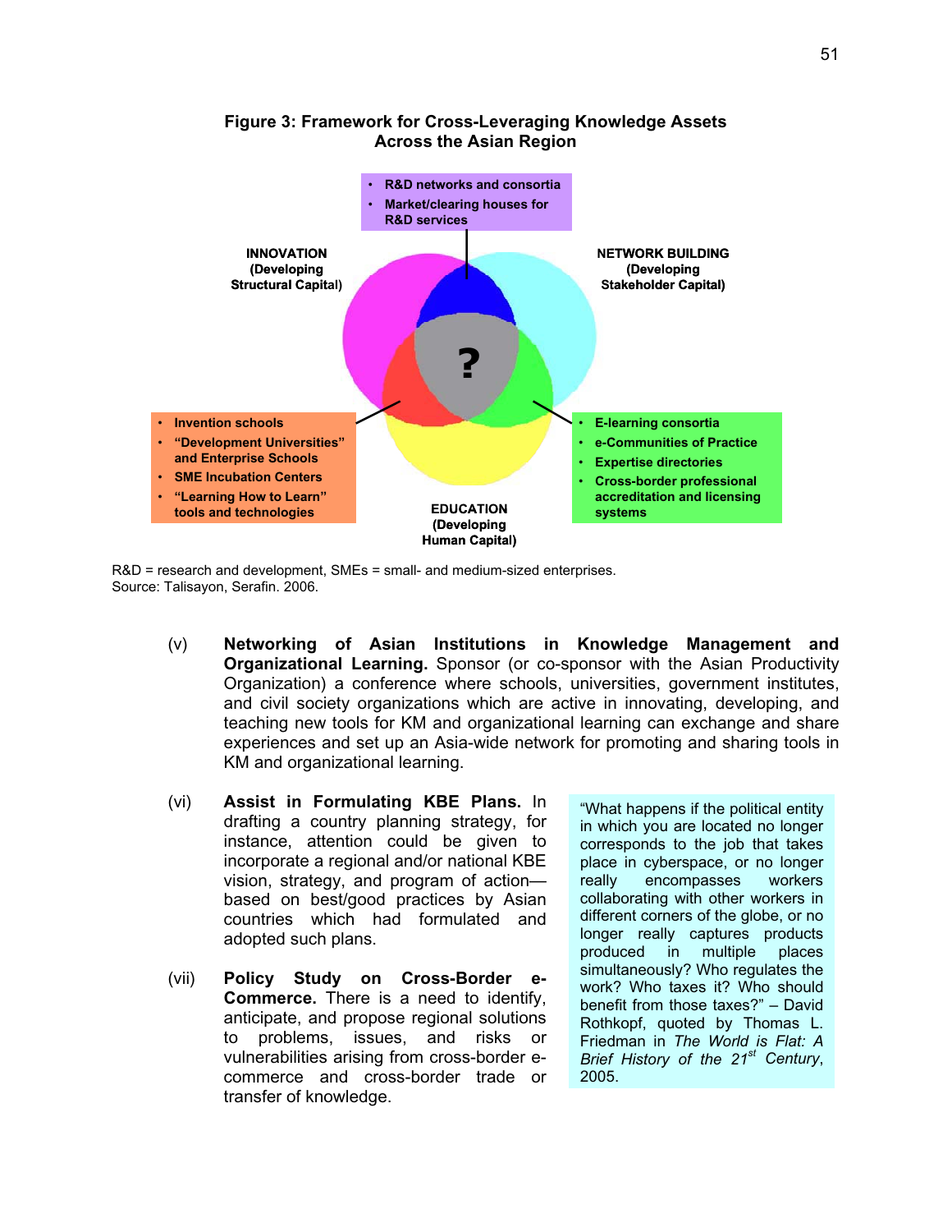**Figure 3: Framework for Cross-Leveraging Knowledge Assets Across the Asian Region**

- R&D networks and consortia
- Market/clearing houses for R&D services

**INNOVATION (Developing Structural Capital)**

**NETWORK BUILDING (Developing Stakeholder Capital)**

?

- Invention schools
- "Development Universities" and Enterprise Schools
- SME Incubation Centers
- "Learning How to Learn" tools and technologies

- E-learning consortia
- e-Communities of Practice
- Expertise directories
- Cross-border professional accreditation and licensing systems

**EDUCATION (Developing Human Capital)**

R&D = research and development, SMEs = small- and medium-sized enterprises.
Source: Talisayon, Serafin. 2006.

(v) **Networking of Asian Institutions in Knowledge Management and Organizational Learning.** Sponsor (or co-sponsor with the Asian Productivity Organization) a conference where schools, universities, government institutes, and civil society organizations which are active in innovating, developing, and teaching new tools for KM and organizational learning can exchange and share experiences and set up an Asia-wide network for promoting and sharing tools in KM and organizational learning.

(vi) **Assist in Formulating KBE Plans.** In drafting a country planning strategy, for instance, attention could be given to incorporate a regional and/or national KBE vision, strategy, and program of action—based on best/good practices by Asian countries which had formulated and adopted such plans.

(vii) **Policy Study on Cross-Border e-Commerce.** There is a need to identify, anticipate, and propose regional solutions to problems, issues, and risks or vulnerabilities arising from cross-border e-commerce and cross-border trade or transfer of knowledge.

"What happens if the political entity in which you are located no longer corresponds to the job that takes place in cyberspace, or no longer really encompasses workers collaborating with other workers in different corners of the globe, or no longer really captures products produced in multiple places simultaneously? Who regulates the work? Who taxes it? Who should benefit from those taxes?" – David Rothkopf, quoted by Thomas L. Friedman in *The World is Flat: A Brief History of the 21st Century*, 2005.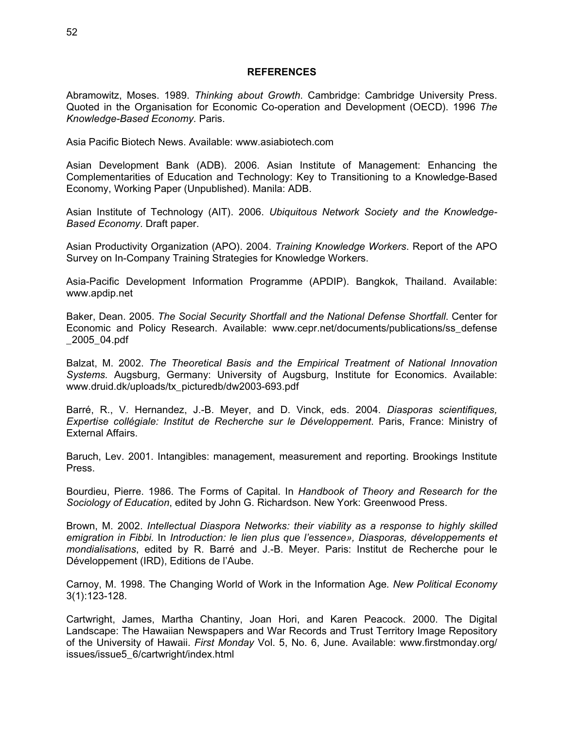## REFERENCES

Abramowitz, Moses. 1989. *Thinking about Growth*. Cambridge: Cambridge University Press. Quoted in the Organisation for Economic Co-operation and Development (OECD). 1996 *The Knowledge-Based Economy.* Paris.

Asia Pacific Biotech News. Available: www.asiabiotech.com

Asian Development Bank (ADB). 2006. Asian Institute of Management: Enhancing the Complementarities of Education and Technology: Key to Transitioning to a Knowledge-Based Economy, Working Paper (Unpublished). Manila: ADB.

Asian Institute of Technology (AIT). 2006. *Ubiquitous Network Society and the Knowledge-Based Economy*. Draft paper.

Asian Productivity Organization (APO). 2004. *Training Knowledge Workers*. Report of the APO Survey on In-Company Training Strategies for Knowledge Workers.

Asia-Pacific Development Information Programme (APDIP). Bangkok, Thailand. Available: www.apdip.net

Baker, Dean. 2005. *The Social Security Shortfall and the National Defense Shortfall*. Center for Economic and Policy Research. Available: www.cepr.net/documents/publications/ss_defense_2005_04.pdf

Balzat, M. 2002. *The Theoretical Basis and the Empirical Treatment of National Innovation Systems.* Augsburg, Germany: University of Augsburg, Institute for Economics. Available: www.druid.dk/uploads/tx_picturedb/dw2003-693.pdf

Barré, R., V. Hernandez, J.-B. Meyer, and D. Vinck, eds. 2004. *Diasporas scientifiques, Expertise collégiale: Institut de Recherche sur le Développement*. Paris, France: Ministry of External Affairs.

Baruch, Lev. 2001. Intangibles: management, measurement and reporting. Brookings Institute Press.

Bourdieu, Pierre. 1986. The Forms of Capital. In *Handbook of Theory and Research for the Sociology of Education*, edited by John G. Richardson. New York: Greenwood Press.

Brown, M. 2002. *Intellectual Diaspora Networks: their viability as a response to highly skilled emigration in Fibbi.* In *Introduction: le lien plus que l'essence», Diasporas, développements et mondialisations*, edited by R. Barré and J.-B. Meyer. Paris: Institut de Recherche pour le Développement (IRD), Editions de l'Aube.

Carnoy, M. 1998. The Changing World of Work in the Information Age*. New Political Economy* 3(1):123-128.

Cartwright, James, Martha Chantiny, Joan Hori, and Karen Peacock. 2000. The Digital Landscape: The Hawaiian Newspapers and War Records and Trust Territory Image Repository of the University of Hawaii. *First Monday* Vol. 5, No. 6, June. Available: www.firstmonday.org/issues/issue5_6/cartwright/index.html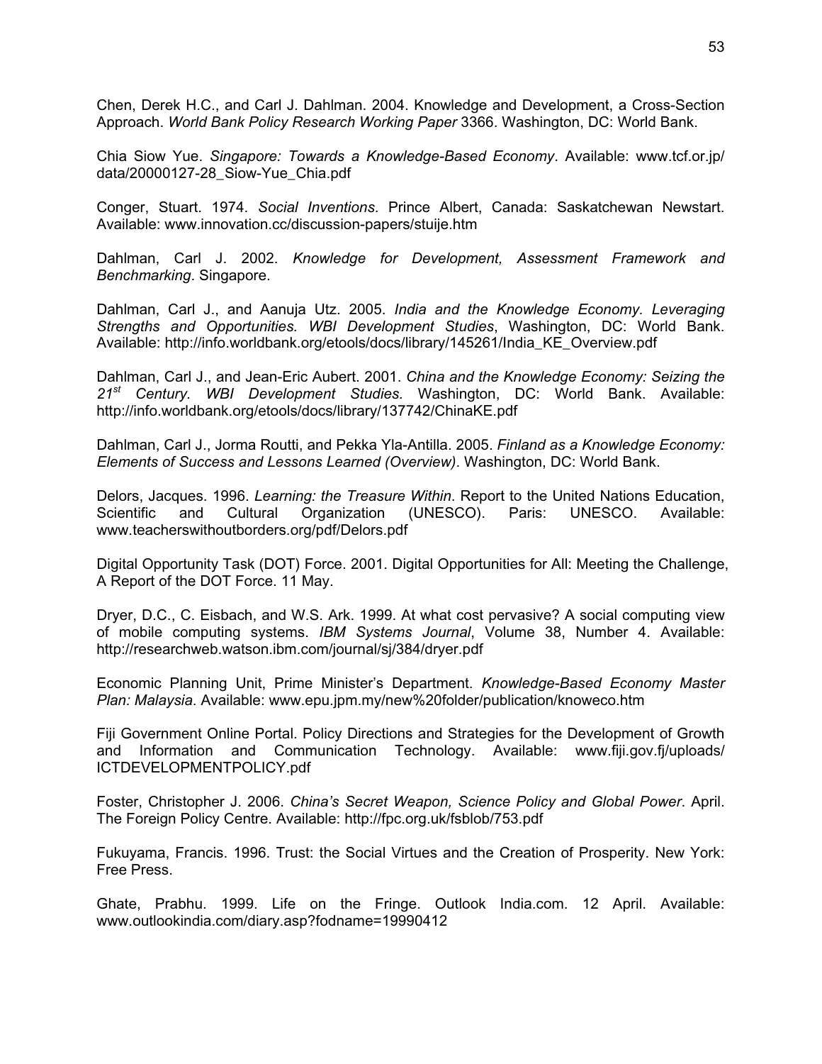Chen, Derek H.C., and Carl J. Dahlman. 2004. Knowledge and Development, a Cross-Section Approach. *World Bank Policy Research Working Paper* 3366. Washington, DC: World Bank.

Chia Siow Yue. *Singapore: Towards a Knowledge-Based Economy*. Available: www.tcf.or.jp/data/20000127-28_Siow-Yue_Chia.pdf

Conger, Stuart. 1974. *Social Inventions*. Prince Albert, Canada: Saskatchewan Newstart. Available: www.innovation.cc/discussion-papers/stuije.htm

Dahlman, Carl J. 2002. *Knowledge for Development, Assessment Framework and Benchmarking*. Singapore.

Dahlman, Carl J., and Aanuja Utz. 2005. *India and the Knowledge Economy. Leveraging Strengths and Opportunities. WBI Development Studies*, Washington, DC: World Bank. Available: http://info.worldbank.org/etools/docs/library/145261/India_KE_Overview.pdf

Dahlman, Carl J., and Jean-Eric Aubert. 2001. *China and the Knowledge Economy: Seizing the 21st Century. WBI Development Studies.* Washington, DC: World Bank. Available: http://info.worldbank.org/etools/docs/library/137742/ChinaKE.pdf

Dahlman, Carl J., Jorma Routti, and Pekka Yla-Antilla. 2005. *Finland as a Knowledge Economy: Elements of Success and Lessons Learned (Overview)*. Washington, DC: World Bank.

Delors, Jacques. 1996. *Learning: the Treasure Within*. Report to the United Nations Education, Scientific and Cultural Organization (UNESCO). Paris: UNESCO. Available: www.teacherswithoutborders.org/pdf/Delors.pdf

Digital Opportunity Task (DOT) Force. 2001. Digital Opportunities for All: Meeting the Challenge, A Report of the DOT Force. 11 May.

Dryer, D.C., C. Eisbach, and W.S. Ark. 1999. At what cost pervasive? A social computing view of mobile computing systems. *IBM Systems Journal*, Volume 38, Number 4. Available: http://researchweb.watson.ibm.com/journal/sj/384/dryer.pdf

Economic Planning Unit, Prime Minister's Department. *Knowledge-Based Economy Master Plan: Malaysia*. Available: www.epu.jpm.my/new%20folder/publication/knoweco.htm

Fiji Government Online Portal. Policy Directions and Strategies for the Development of Growth and Information and Communication Technology. Available: www.fiji.gov.fj/uploads/ICTDEVELOPMENTPOLICY.pdf

Foster, Christopher J. 2006. *China's Secret Weapon, Science Policy and Global Power*. April. The Foreign Policy Centre. Available: http://fpc.org.uk/fsblob/753.pdf

Fukuyama, Francis. 1996. Trust: the Social Virtues and the Creation of Prosperity. New York: Free Press.

Ghate, Prabhu. 1999. Life on the Fringe. Outlook India.com. 12 April. Available: www.outlookindia.com/diary.asp?fodname=19990412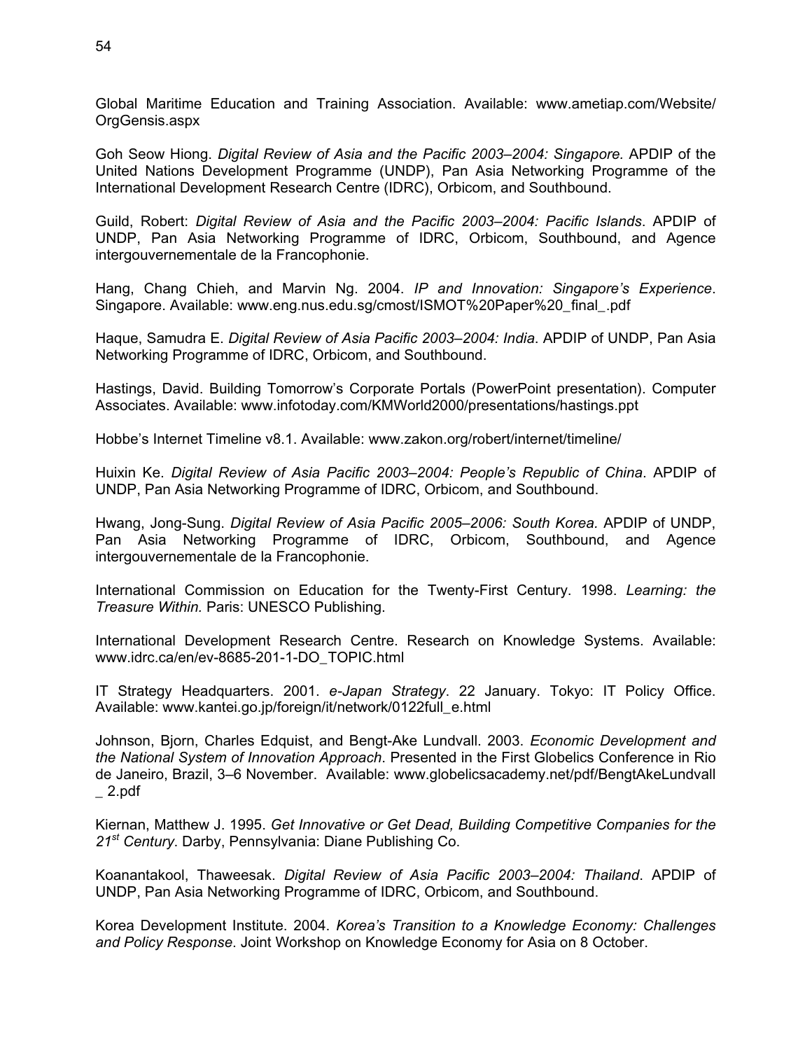Global Maritime Education and Training Association. Available: www.ametiap.com/Website/OrgGensis.aspx

Goh Seow Hiong. *Digital Review of Asia and the Pacific 2003–2004: Singapore.* APDIP of the United Nations Development Programme (UNDP), Pan Asia Networking Programme of the International Development Research Centre (IDRC), Orbicom, and Southbound.

Guild, Robert: *Digital Review of Asia and the Pacific 2003–2004: Pacific Islands*. APDIP of UNDP, Pan Asia Networking Programme of IDRC, Orbicom, Southbound, and Agence intergouvernementale de la Francophonie.

Hang, Chang Chieh, and Marvin Ng. 2004. *IP and Innovation: Singapore's Experience*. Singapore. Available: www.eng.nus.edu.sg/cmost/ISMOT%20Paper%20_final_.pdf

Haque, Samudra E. *Digital Review of Asia Pacific 2003–2004: India*. APDIP of UNDP, Pan Asia Networking Programme of IDRC, Orbicom, and Southbound.

Hastings, David. Building Tomorrow's Corporate Portals (PowerPoint presentation). Computer Associates. Available: www.infotoday.com/KMWorld2000/presentations/hastings.ppt

Hobbe's Internet Timeline v8.1. Available: www.zakon.org/robert/internet/timeline/

Huixin Ke. *Digital Review of Asia Pacific 2003–2004: People's Republic of China*. APDIP of UNDP, Pan Asia Networking Programme of IDRC, Orbicom, and Southbound.

Hwang, Jong-Sung. *Digital Review of Asia Pacific 2005–2006: South Korea*. APDIP of UNDP, Pan Asia Networking Programme of IDRC, Orbicom, Southbound, and Agence intergouvernementale de la Francophonie.

International Commission on Education for the Twenty-First Century. 1998. *Learning: the Treasure Within.* Paris: UNESCO Publishing.

International Development Research Centre. Research on Knowledge Systems. Available: www.idrc.ca/en/ev-8685-201-1-DO_TOPIC.html

IT Strategy Headquarters. 2001. *e-Japan Strategy*. 22 January. Tokyo: IT Policy Office. Available: www.kantei.go.jp/foreign/it/network/0122full_e.html

Johnson, Bjorn, Charles Edquist, and Bengt-Ake Lundvall. 2003. *Economic Development and the National System of Innovation Approach*. Presented in the First Globelics Conference in Rio de Janeiro, Brazil, 3–6 November. Available: www.globelicsacademy.net/pdf/BengtAkeLundvall_2.pdf

Kiernan, Matthew J. 1995. *Get Innovative or Get Dead, Building Competitive Companies for the 21st Century*. Darby, Pennsylvania: Diane Publishing Co.

Koanantakool, Thaweesak. *Digital Review of Asia Pacific 2003–2004: Thailand*. APDIP of UNDP, Pan Asia Networking Programme of IDRC, Orbicom, and Southbound.

Korea Development Institute. 2004. *Korea's Transition to a Knowledge Economy: Challenges and Policy Response*. Joint Workshop on Knowledge Economy for Asia on 8 October.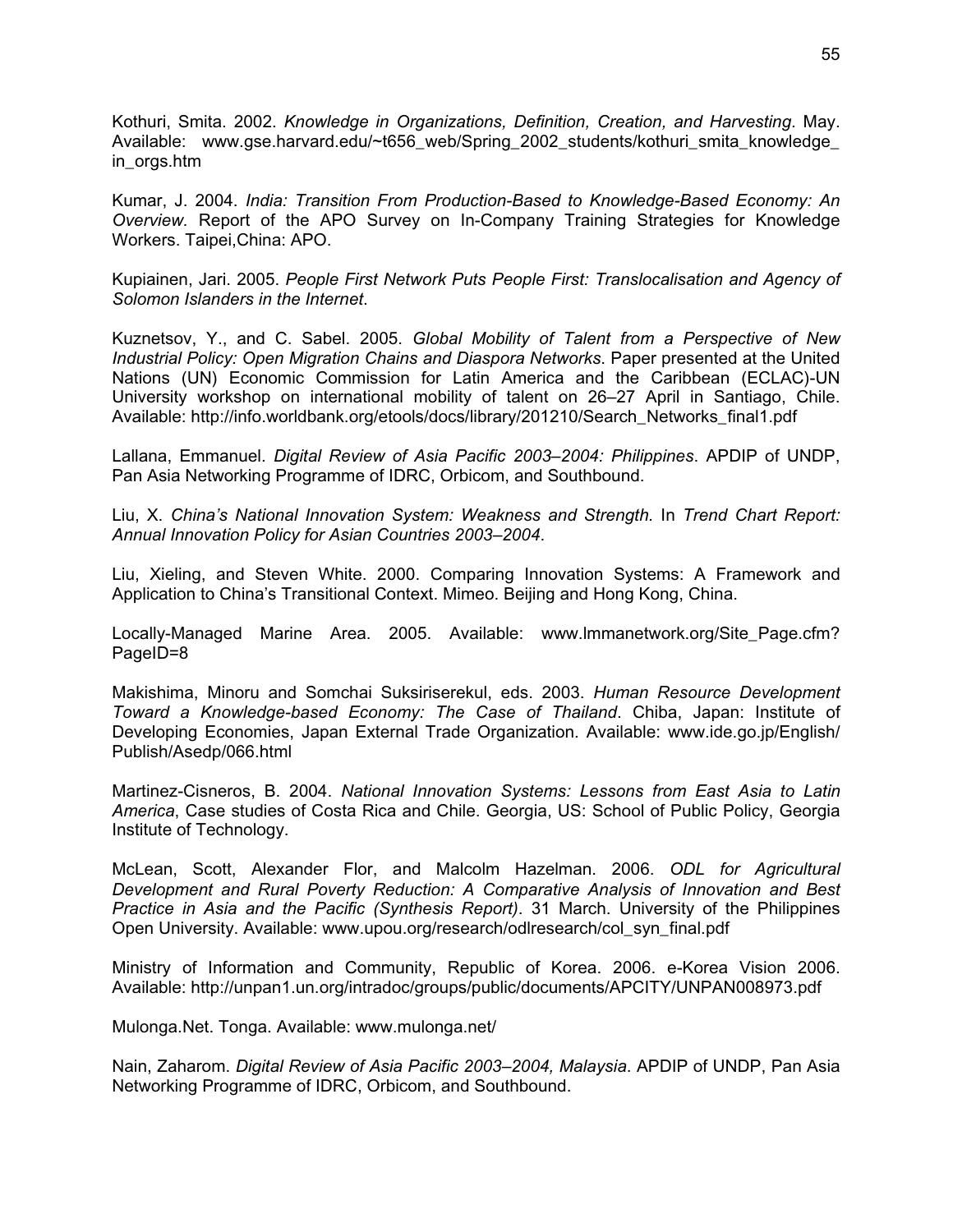Kothuri, Smita. 2002. *Knowledge in Organizations, Definition, Creation, and Harvesting*. May. Available: www.gse.harvard.edu/~t656_web/Spring_2002_students/kothuri_smita_knowledge_in_orgs.htm

Kumar, J. 2004. *India: Transition From Production-Based to Knowledge-Based Economy: An Overview.* Report of the APO Survey on In-Company Training Strategies for Knowledge Workers. Taipei,China: APO.

Kupiainen, Jari. 2005. *People First Network Puts People First: Translocalisation and Agency of Solomon Islanders in the Internet*.

Kuznetsov, Y., and C. Sabel. 2005. *Global Mobility of Talent from a Perspective of New Industrial Policy: Open Migration Chains and Diaspora Networks*. Paper presented at the United Nations (UN) Economic Commission for Latin America and the Caribbean (ECLAC)-UN University workshop on international mobility of talent on 26–27 April in Santiago, Chile. Available: http://info.worldbank.org/etools/docs/library/201210/Search_Networks_final1.pdf

Lallana, Emmanuel. *Digital Review of Asia Pacific 2003–2004: Philippines*. APDIP of UNDP, Pan Asia Networking Programme of IDRC, Orbicom, and Southbound.

Liu, X. *China's National Innovation System: Weakness and Strength.* In *Trend Chart Report: Annual Innovation Policy for Asian Countries 2003–2004*.

Liu, Xieling, and Steven White. 2000. Comparing Innovation Systems: A Framework and Application to China's Transitional Context. Mimeo. Beijing and Hong Kong, China.

Locally-Managed Marine Area. 2005. Available: www.lmmanetwork.org/Site_Page.cfm?PageID=8

Makishima, Minoru and Somchai Suksiriserekul, eds. 2003. *Human Resource Development Toward a Knowledge-based Economy: The Case of Thailand*. Chiba, Japan: Institute of Developing Economies, Japan External Trade Organization. Available: www.ide.go.jp/English/Publish/Asedp/066.html

Martinez-Cisneros, B. 2004. *National Innovation Systems: Lessons from East Asia to Latin America*, Case studies of Costa Rica and Chile. Georgia, US: School of Public Policy, Georgia Institute of Technology.

McLean, Scott, Alexander Flor, and Malcolm Hazelman. 2006. *ODL for Agricultural Development and Rural Poverty Reduction: A Comparative Analysis of Innovation and Best Practice in Asia and the Pacific (Synthesis Report)*. 31 March. University of the Philippines Open University. Available: www.upou.org/research/odlresearch/col_syn_final.pdf

Ministry of Information and Community, Republic of Korea. 2006. e-Korea Vision 2006. Available: http://unpan1.un.org/intradoc/groups/public/documents/APCITY/UNPAN008973.pdf

Mulonga.Net. Tonga. Available: www.mulonga.net/

Nain, Zaharom. *Digital Review of Asia Pacific 2003–2004, Malaysia*. APDIP of UNDP, Pan Asia Networking Programme of IDRC, Orbicom, and Southbound.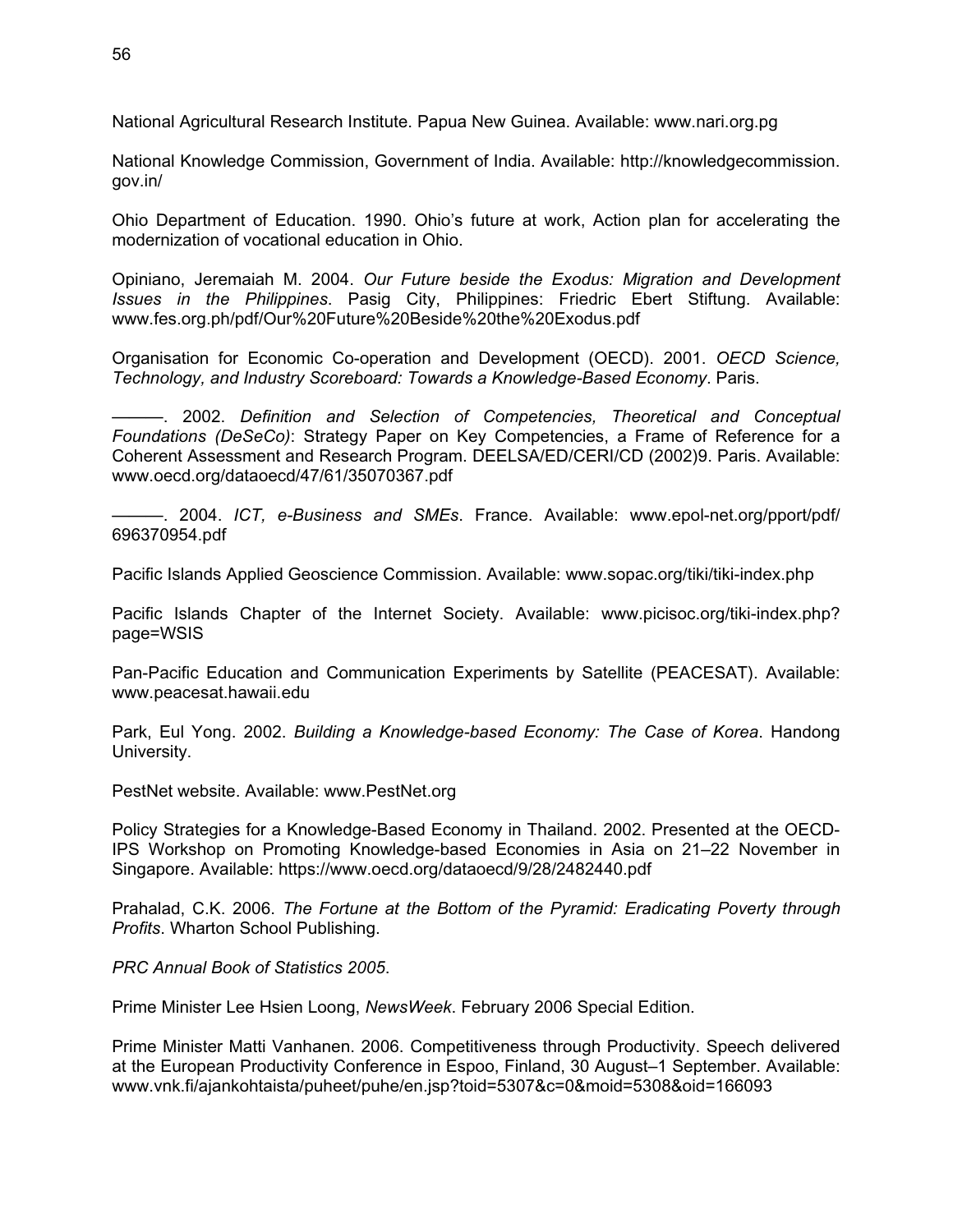National Agricultural Research Institute. Papua New Guinea. Available: www.nari.org.pg

National Knowledge Commission, Government of India. Available: http://knowledgecommission.gov.in/

Ohio Department of Education. 1990. Ohio's future at work, Action plan for accelerating the modernization of vocational education in Ohio.

Opiniano, Jeremaiah M. 2004. *Our Future beside the Exodus: Migration and Development Issues in the Philippines*. Pasig City, Philippines: Friedric Ebert Stiftung. Available: www.fes.org.ph/pdf/Our%20Future%20Beside%20the%20Exodus.pdf

Organisation for Economic Co-operation and Development (OECD). 2001. *OECD Science, Technology, and Industry Scoreboard: Towards a Knowledge-Based Economy*. Paris.

———. 2002. *Definition and Selection of Competencies, Theoretical and Conceptual Foundations (DeSeCo)*: Strategy Paper on Key Competencies, a Frame of Reference for a Coherent Assessment and Research Program. DEELSA/ED/CERI/CD (2002)9. Paris. Available: www.oecd.org/dataoecd/47/61/35070367.pdf

———. 2004. *ICT, e-Business and SMEs*. France. Available: www.epol-net.org/pport/pdf/696370954.pdf

Pacific Islands Applied Geoscience Commission. Available: www.sopac.org/tiki/tiki-index.php

Pacific Islands Chapter of the Internet Society. Available: www.picisoc.org/tiki-index.php?page=WSIS

Pan-Pacific Education and Communication Experiments by Satellite (PEACESAT). Available: www.peacesat.hawaii.edu

Park, Eul Yong. 2002. *Building a Knowledge-based Economy: The Case of Korea*. Handong University.

PestNet website. Available: www.PestNet.org

Policy Strategies for a Knowledge-Based Economy in Thailand. 2002. Presented at the OECD-IPS Workshop on Promoting Knowledge-based Economies in Asia on 21–22 November in Singapore. Available: https://www.oecd.org/dataoecd/9/28/2482440.pdf

Prahalad, C.K. 2006. *The Fortune at the Bottom of the Pyramid: Eradicating Poverty through Profits*. Wharton School Publishing.

*PRC Annual Book of Statistics 2005*.

Prime Minister Lee Hsien Loong, *NewsWeek*. February 2006 Special Edition.

Prime Minister Matti Vanhanen. 2006. Competitiveness through Productivity. Speech delivered at the European Productivity Conference in Espoo, Finland, 30 August–1 September. Available: www.vnk.fi/ajankohtaista/puheet/puhe/en.jsp?toid=5307&c=0&moid=5308&oid=166093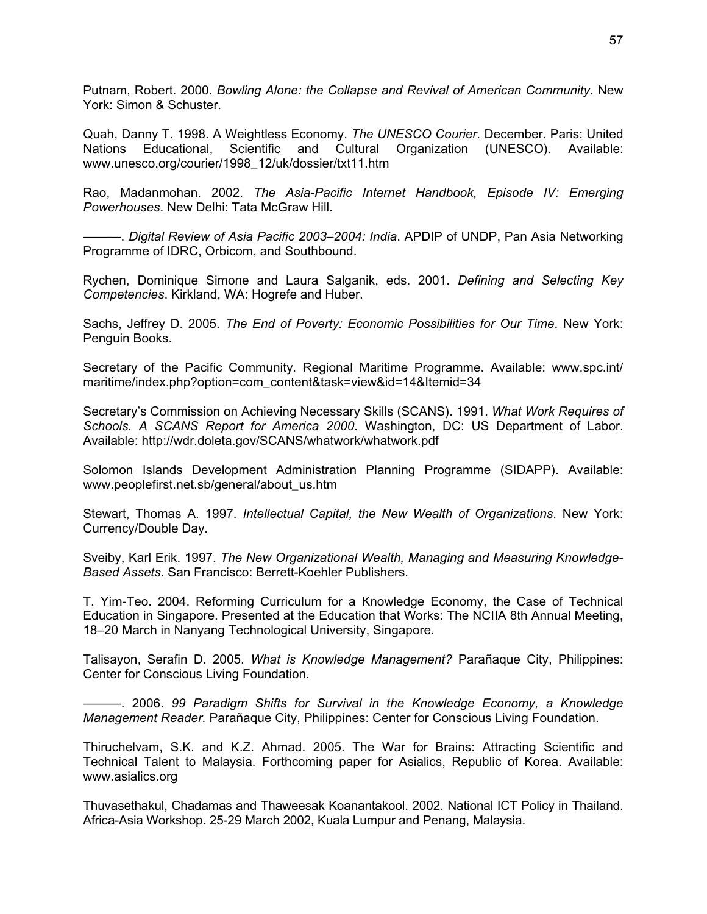Putnam, Robert. 2000. *Bowling Alone: the Collapse and Revival of American Community*. New York: Simon & Schuster.

Quah, Danny T. 1998. A Weightless Economy. *The UNESCO Courier*. December. Paris: United Nations Educational, Scientific and Cultural Organization (UNESCO). Available: www.unesco.org/courier/1998_12/uk/dossier/txt11.htm

Rao, Madanmohan. 2002. *The Asia-Pacific Internet Handbook, Episode IV: Emerging Powerhouses*. New Delhi: Tata McGraw Hill.

———. *Digital Review of Asia Pacific 2003–2004: India*. APDIP of UNDP, Pan Asia Networking Programme of IDRC, Orbicom, and Southbound.

Rychen, Dominique Simone and Laura Salganik, eds. 2001. *Defining and Selecting Key Competencies*. Kirkland, WA: Hogrefe and Huber.

Sachs, Jeffrey D. 2005. *The End of Poverty: Economic Possibilities for Our Time*. New York: Penguin Books.

Secretary of the Pacific Community. Regional Maritime Programme. Available: www.spc.int/maritime/index.php?option=com_content&task=view&id=14&Itemid=34

Secretary's Commission on Achieving Necessary Skills (SCANS). 1991. *What Work Requires of Schools. A SCANS Report for America 2000*. Washington, DC: US Department of Labor. Available: http://wdr.doleta.gov/SCANS/whatwork/whatwork.pdf

Solomon Islands Development Administration Planning Programme (SIDAPP). Available: www.peoplefirst.net.sb/general/about_us.htm

Stewart, Thomas A. 1997. *Intellectual Capital, the New Wealth of Organizations*. New York: Currency/Double Day.

Sveiby, Karl Erik. 1997. *The New Organizational Wealth, Managing and Measuring Knowledge-Based Assets*. San Francisco: Berrett-Koehler Publishers.

T. Yim-Teo. 2004. Reforming Curriculum for a Knowledge Economy, the Case of Technical Education in Singapore. Presented at the Education that Works: The NCIIA 8th Annual Meeting, 18–20 March in Nanyang Technological University, Singapore.

Talisayon, Serafin D. 2005. *What is Knowledge Management?* Parañaque City, Philippines: Center for Conscious Living Foundation.

———. 2006. *99 Paradigm Shifts for Survival in the Knowledge Economy, a Knowledge Management Reader.* Parañaque City, Philippines: Center for Conscious Living Foundation.

Thiruchelvam, S.K. and K.Z. Ahmad. 2005. The War for Brains: Attracting Scientific and Technical Talent to Malaysia. Forthcoming paper for Asialics, Republic of Korea. Available: www.asialics.org

Thuvasethakul, Chadamas and Thaweesak Koanantakool. 2002. National ICT Policy in Thailand. Africa-Asia Workshop. 25-29 March 2002, Kuala Lumpur and Penang, Malaysia.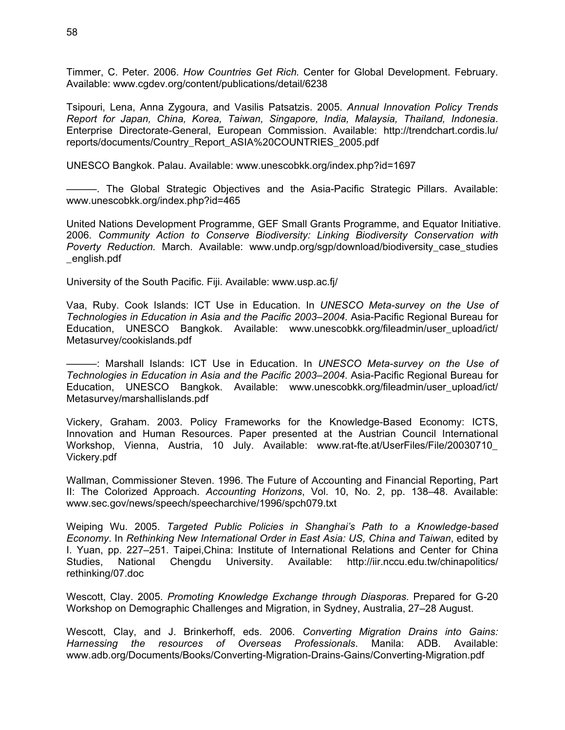Timmer, C. Peter. 2006. *How Countries Get Rich.* Center for Global Development. February. Available: www.cgdev.org/content/publications/detail/6238

Tsipouri, Lena, Anna Zygoura, and Vasilis Patsatzis. 2005. *Annual Innovation Policy Trends Report for Japan, China, Korea, Taiwan, Singapore, India, Malaysia, Thailand, Indonesia*. Enterprise Directorate-General, European Commission. Available: http://trendchart.cordis.lu/reports/documents/Country_Report_ASIA%20COUNTRIES_2005.pdf

UNESCO Bangkok. Palau. Available: www.unescobkk.org/index.php?id=1697

———. The Global Strategic Objectives and the Asia-Pacific Strategic Pillars. Available: www.unescobkk.org/index.php?id=465

United Nations Development Programme, GEF Small Grants Programme, and Equator Initiative. 2006. *Community Action to Conserve Biodiversity: Linking Biodiversity Conservation with Poverty Reduction.* March. Available: www.undp.org/sgp/download/biodiversity_case_studies_english.pdf

University of the South Pacific. Fiji. Available: www.usp.ac.fj/

Vaa, Ruby. Cook Islands: ICT Use in Education. In *UNESCO Meta-survey on the Use of Technologies in Education in Asia and the Pacific 2003–2004*. Asia-Pacific Regional Bureau for Education, UNESCO Bangkok. Available: www.unescobkk.org/fileadmin/user_upload/ict/Metasurvey/cookislands.pdf

———: Marshall Islands: ICT Use in Education. In *UNESCO Meta-survey on the Use of Technologies in Education in Asia and the Pacific 2003–2004*. Asia-Pacific Regional Bureau for Education, UNESCO Bangkok. Available: www.unescobkk.org/fileadmin/user_upload/ict/Metasurvey/marshallislands.pdf

Vickery, Graham. 2003. Policy Frameworks for the Knowledge-Based Economy: ICTS, Innovation and Human Resources. Paper presented at the Austrian Council International Workshop, Vienna, Austria, 10 July. Available: www.rat-fte.at/UserFiles/File/20030710_Vickery.pdf

Wallman, Commissioner Steven. 1996. The Future of Accounting and Financial Reporting, Part II: The Colorized Approach. *Accounting Horizons*, Vol. 10, No. 2, pp. 138–48. Available: www.sec.gov/news/speech/speecharchive/1996/spch079.txt

Weiping Wu. 2005. *Targeted Public Policies in Shanghai's Path to a Knowledge-based Economy*. In *Rethinking New International Order in East Asia: US, China and Taiwan*, edited by I. Yuan, pp. 227–251. Taipei,China: Institute of International Relations and Center for China Studies, National Chengdu University. Available: http://iir.nccu.edu.tw/chinapolitics/rethinking/07.doc

Wescott, Clay. 2005. *Promoting Knowledge Exchange through Diasporas*. Prepared for G-20 Workshop on Demographic Challenges and Migration, in Sydney, Australia, 27–28 August.

Wescott, Clay, and J. Brinkerhoff, eds. 2006. *Converting Migration Drains into Gains: Harnessing the resources of Overseas Professionals*. Manila: ADB. Available: www.adb.org/Documents/Books/Converting-Migration-Drains-Gains/Converting-Migration.pdf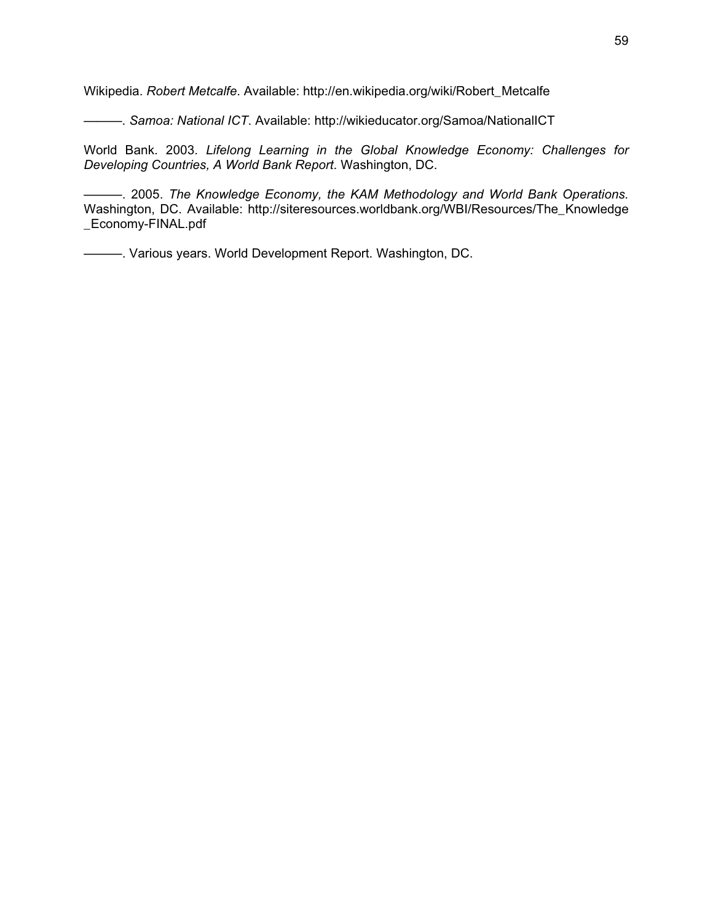Wikipedia. *Robert Metcalfe*. Available: http://en.wikipedia.org/wiki/Robert_Metcalfe

———. *Samoa: National ICT*. Available: http://wikieducator.org/Samoa/NationalICT

World Bank. 2003. *Lifelong Learning in the Global Knowledge Economy: Challenges for Developing Countries, A World Bank Report*. Washington, DC.

———. 2005. *The Knowledge Economy, the KAM Methodology and World Bank Operations.* Washington, DC. Available: http://siteresources.worldbank.org/WBI/Resources/The_Knowledge_Economy-FINAL.pdf

———. Various years. World Development Report. Washington, DC.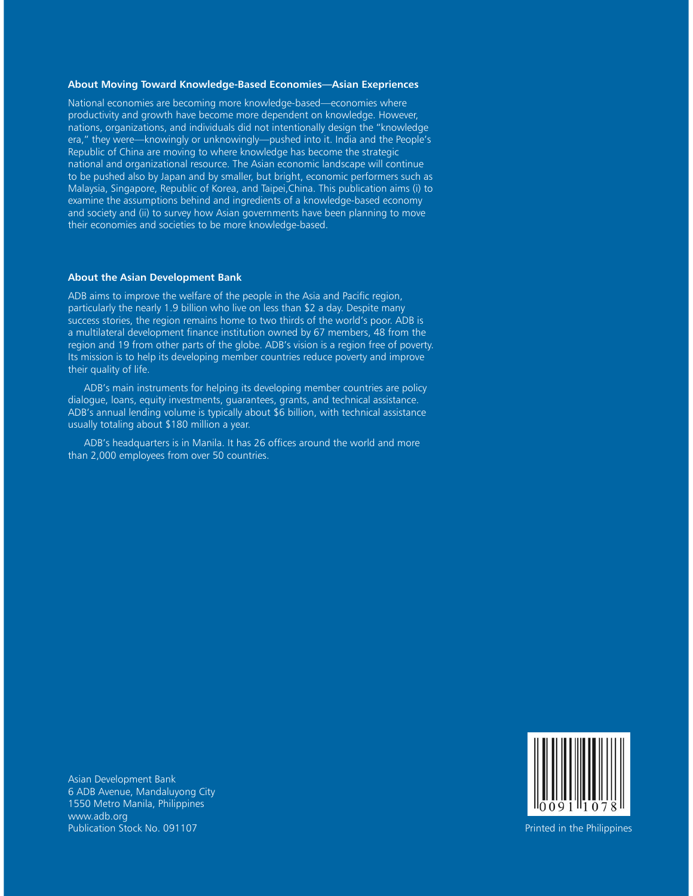**About Moving Toward Knowledge-Based Economies—Asian Exepriences**

National economies are becoming more knowledge-based—economies where productivity and growth have become more dependent on knowledge. However, nations, organizations, and individuals did not intentionally design the "knowledge era," they were—knowingly or unknowingly—pushed into it. India and the People's Republic of China are moving to where knowledge has become the strategic national and organizational resource. The Asian economic landscape will continue to be pushed also by Japan and by smaller, but bright, economic performers such as Malaysia, Singapore, Republic of Korea, and Taipei,China. This publication aims (i) to examine the assumptions behind and ingredients of a knowledge-based economy and society and (ii) to survey how Asian governments have been planning to move their economies and societies to be more knowledge-based.

**About the Asian Development Bank**

ADB aims to improve the welfare of the people in the Asia and Pacific region, particularly the nearly 1.9 billion who live on less than $2 a day. Despite many success stories, the region remains home to two thirds of the world's poor. ADB is a multilateral development finance institution owned by 67 members, 48 from the region and 19 from other parts of the globe. ADB's vision is a region free of poverty. Its mission is to help its developing member countries reduce poverty and improve their quality of life.

ADB's main instruments for helping its developing member countries are policy dialogue, loans, equity investments, guarantees, grants, and technical assistance. ADB's annual lending volume is typically about $6 billion, with technical assistance usually totaling about $180 million a year.

ADB's headquarters is in Manila. It has 26 offices around the world and more than 2,000 employees from over 50 countries.

Asian Development Bank
6 ADB Avenue, Mandaluyong City
1550 Metro Manila, Philippines
www.adb.org
Publication Stock No. 091107

0091 1078

Printed in the Philippines